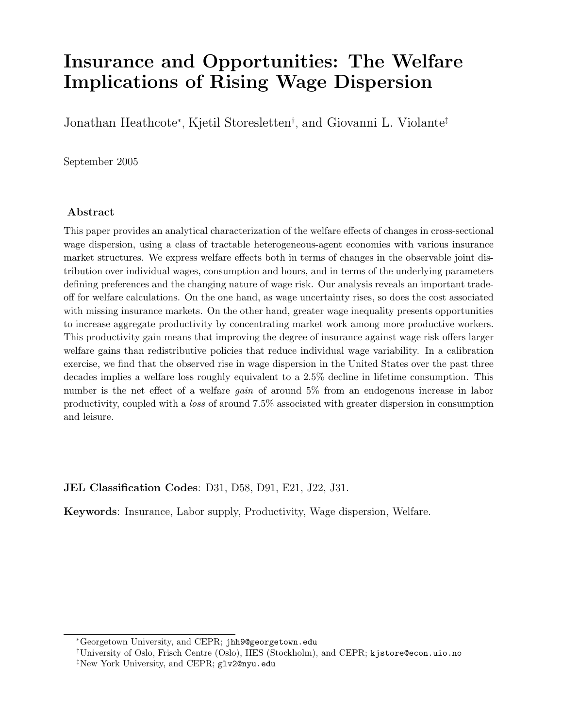# Insurance and Opportunities: The Welfare Implications of Rising Wage Dispersion

Jonathan Heathcote[*], Kjetil Storesletten[†], and Giovanni L. Violante[‡]

September 2005

## Abstract

This paper provides an analytical characterization of the welfare effects of changes in cross-sectional wage dispersion, using a class of tractable heterogeneous-agent economies with various insurance market structures. We express welfare effects both in terms of changes in the observable joint distribution over individual wages, consumption and hours, and in terms of the underlying parameters defining preferences and the changing nature of wage risk. Our analysis reveals an important trade-off for welfare calculations. On the one hand, as wage uncertainty rises, so does the cost associated with missing insurance markets. On the other hand, greater wage inequality presents opportunities to increase aggregate productivity by concentrating market work among more productive workers. This productivity gain means that improving the degree of insurance against wage risk offers larger welfare gains than redistributive policies that reduce individual wage variability. In a calibration exercise, we find that the observed rise in wage dispersion in the United States over the past three decades implies a welfare loss roughly equivalent to a 2.5% decline in lifetime consumption. This number is the net effect of a welfare *gain* of around 5% from an endogenous increase in labor productivity, coupled with a *loss* of around 7.5% associated with greater dispersion in consumption and leisure.

**JEL Classification Codes**: D31, D58, D91, E21, J22, J31.

**Keywords**: Insurance, Labor supply, Productivity, Wage dispersion, Welfare.

---

[*] Georgetown University, and CEPR; jhh9@georgetown.edu

[†] University of Oslo, Frisch Centre (Oslo), IIES (Stockholm), and CEPR; kjstore@econ.uio.no

[‡] New York University, and CEPR; glv2@nyu.edu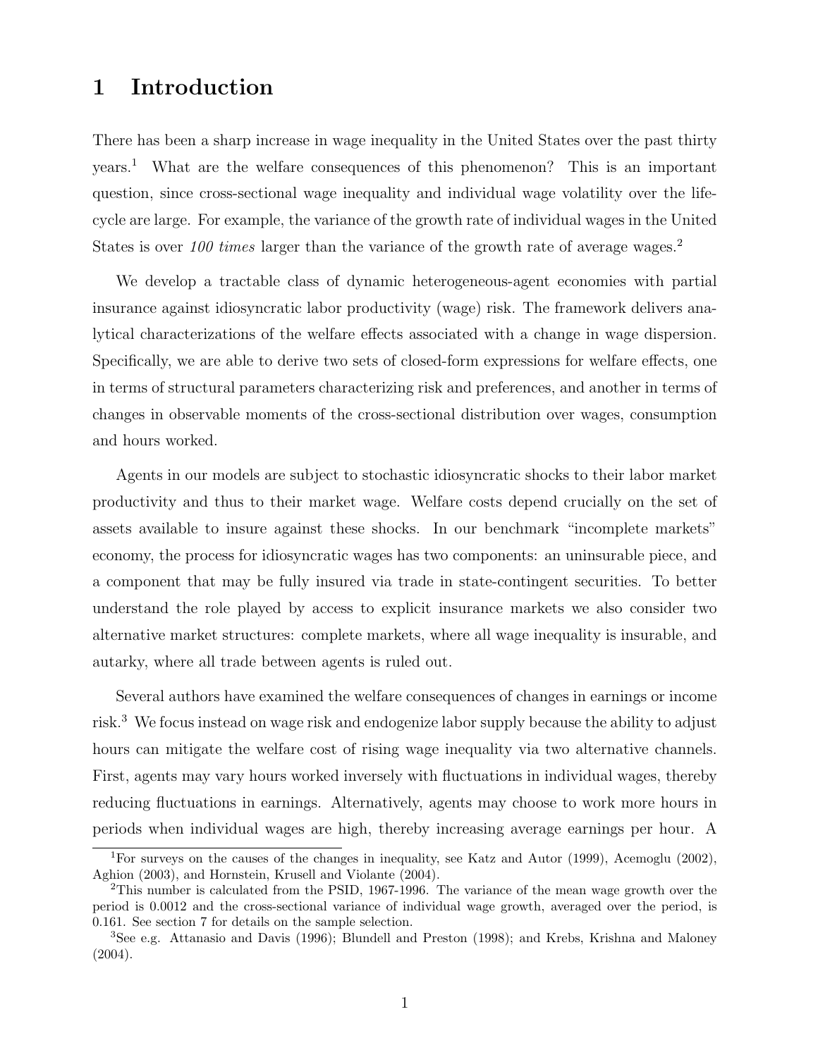# 1 Introduction

There has been a sharp increase in wage inequality in the United States over the past thirty years.[1] What are the welfare consequences of this phenomenon? This is an important question, since cross-sectional wage inequality and individual wage volatility over the life-cycle are large. For example, the variance of the growth rate of individual wages in the United States is over *100 times* larger than the variance of the growth rate of average wages.[2]

We develop a tractable class of dynamic heterogeneous-agent economies with partial insurance against idiosyncratic labor productivity (wage) risk. The framework delivers analytical characterizations of the welfare effects associated with a change in wage dispersion. Specifically, we are able to derive two sets of closed-form expressions for welfare effects, one in terms of structural parameters characterizing risk and preferences, and another in terms of changes in observable moments of the cross-sectional distribution over wages, consumption and hours worked.

Agents in our models are subject to stochastic idiosyncratic shocks to their labor market productivity and thus to their market wage. Welfare costs depend crucially on the set of assets available to insure against these shocks. In our benchmark "incomplete markets" economy, the process for idiosyncratic wages has two components: an uninsurable piece, and a component that may be fully insured via trade in state-contingent securities. To better understand the role played by access to explicit insurance markets we also consider two alternative market structures: complete markets, where all wage inequality is insurable, and autarky, where all trade between agents is ruled out.

Several authors have examined the welfare consequences of changes in earnings or income risk.[3] We focus instead on wage risk and endogenize labor supply because the ability to adjust hours can mitigate the welfare cost of rising wage inequality via two alternative channels. First, agents may vary hours worked inversely with fluctuations in individual wages, thereby reducing fluctuations in earnings. Alternatively, agents may choose to work more hours in periods when individual wages are high, thereby increasing average earnings per hour. A

[1] For surveys on the causes of the changes in inequality, see Katz and Autor (1999), Acemoglu (2002), Aghion (2003), and Hornstein, Krusell and Violante (2004).

[2] This number is calculated from the PSID, 1967-1996. The variance of the mean wage growth over the period is 0.0012 and the cross-sectional variance of individual wage growth, averaged over the period, is 0.161. See section 7 for details on the sample selection.

[3] See e.g. Attanasio and Davis (1996); Blundell and Preston (1998); and Krebs, Krishna and Maloney (2004).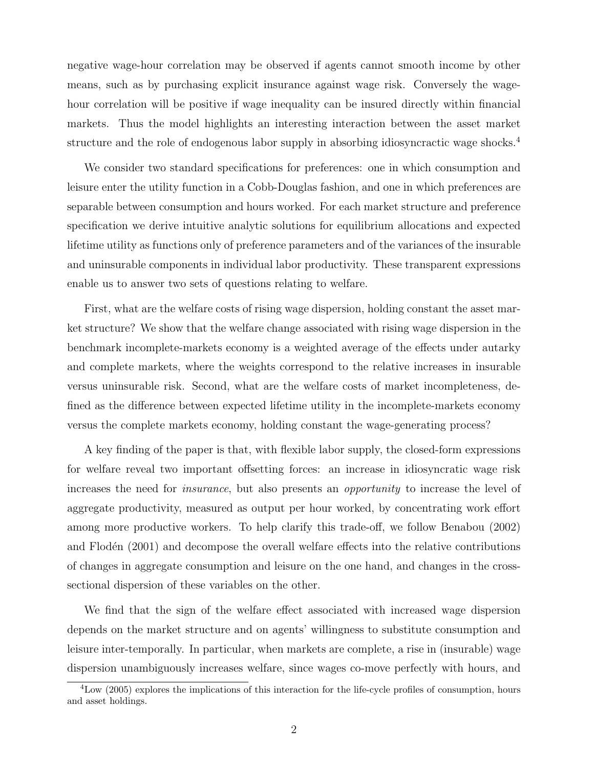negative wage-hour correlation may be observed if agents cannot smooth income by other means, such as by purchasing explicit insurance against wage risk. Conversely the wage-hour correlation will be positive if wage inequality can be insured directly within financial markets. Thus the model highlights an interesting interaction between the asset market structure and the role of endogenous labor supply in absorbing idiosyncractic wage shocks.[4]

We consider two standard specifications for preferences: one in which consumption and leisure enter the utility function in a Cobb-Douglas fashion, and one in which preferences are separable between consumption and hours worked. For each market structure and preference specification we derive intuitive analytic solutions for equilibrium allocations and expected lifetime utility as functions only of preference parameters and of the variances of the insurable and uninsurable components in individual labor productivity. These transparent expressions enable us to answer two sets of questions relating to welfare.

First, what are the welfare costs of rising wage dispersion, holding constant the asset market structure? We show that the welfare change associated with rising wage dispersion in the benchmark incomplete-markets economy is a weighted average of the effects under autarky and complete markets, where the weights correspond to the relative increases in insurable versus uninsurable risk. Second, what are the welfare costs of market incompleteness, defined as the difference between expected lifetime utility in the incomplete-markets economy versus the complete markets economy, holding constant the wage-generating process?

A key finding of the paper is that, with flexible labor supply, the closed-form expressions for welfare reveal two important offsetting forces: an increase in idiosyncratic wage risk increases the need for *insurance*, but also presents an *opportunity* to increase the level of aggregate productivity, measured as output per hour worked, by concentrating work effort among more productive workers. To help clarify this trade-off, we follow Benabou (2002) and Flodén (2001) and decompose the overall welfare effects into the relative contributions of changes in aggregate consumption and leisure on the one hand, and changes in the cross-sectional dispersion of these variables on the other.

We find that the sign of the welfare effect associated with increased wage dispersion depends on the market structure and on agents' willingness to substitute consumption and leisure inter-temporally. In particular, when markets are complete, a rise in (insurable) wage dispersion unambiguously increases welfare, since wages co-move perfectly with hours, and

[4] Low (2005) explores the implications of this interaction for the life-cycle profiles of consumption, hours and asset holdings.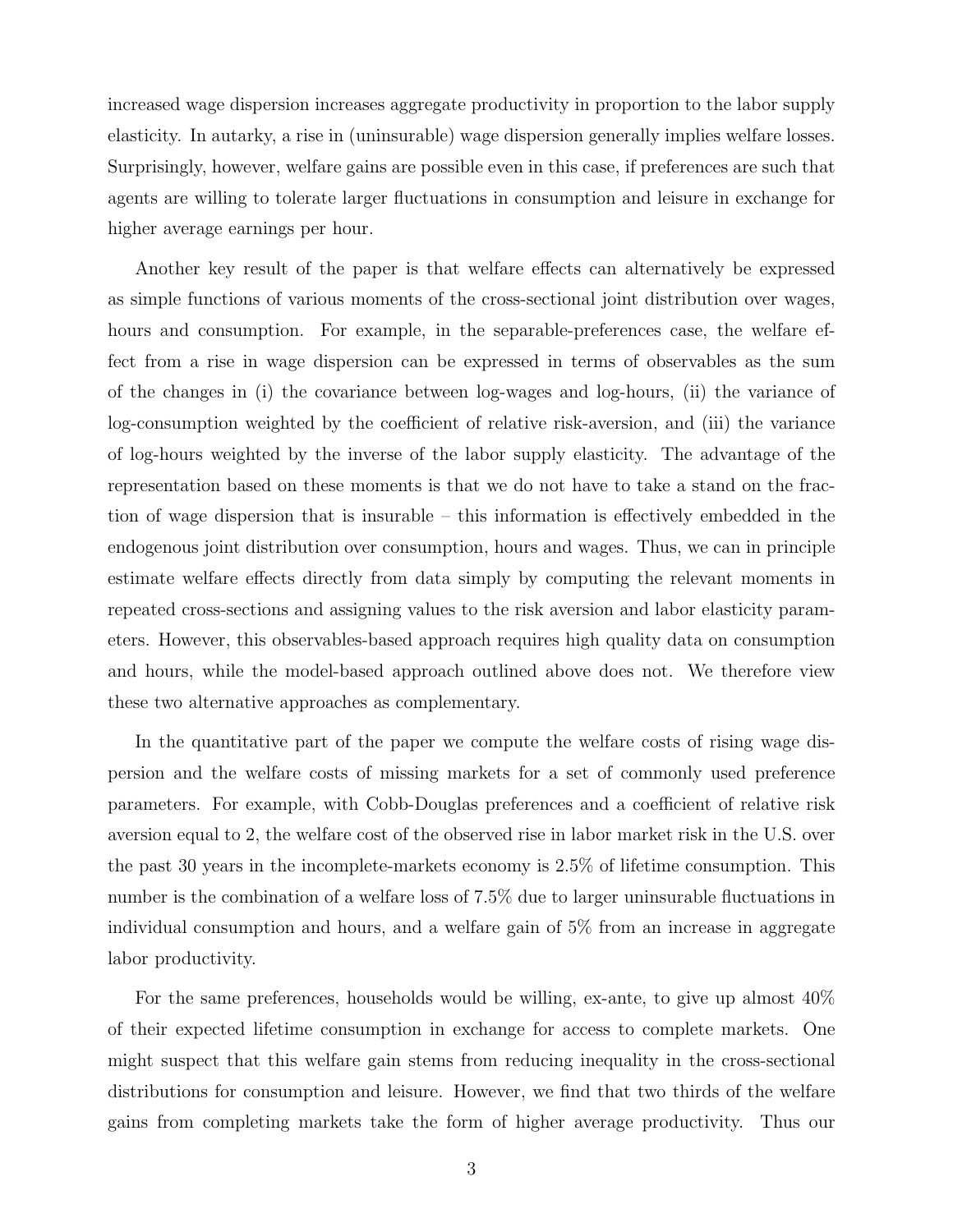increased wage dispersion increases aggregate productivity in proportion to the labor supply elasticity. In autarky, a rise in (uninsurable) wage dispersion generally implies welfare losses. Surprisingly, however, welfare gains are possible even in this case, if preferences are such that agents are willing to tolerate larger fluctuations in consumption and leisure in exchange for higher average earnings per hour.

Another key result of the paper is that welfare effects can alternatively be expressed as simple functions of various moments of the cross-sectional joint distribution over wages, hours and consumption. For example, in the separable-preferences case, the welfare effect from a rise in wage dispersion can be expressed in terms of observables as the sum of the changes in (i) the covariance between log-wages and log-hours, (ii) the variance of log-consumption weighted by the coefficient of relative risk-aversion, and (iii) the variance of log-hours weighted by the inverse of the labor supply elasticity. The advantage of the representation based on these moments is that we do not have to take a stand on the fraction of wage dispersion that is insurable – this information is effectively embedded in the endogenous joint distribution over consumption, hours and wages. Thus, we can in principle estimate welfare effects directly from data simply by computing the relevant moments in repeated cross-sections and assigning values to the risk aversion and labor elasticity parameters. However, this observables-based approach requires high quality data on consumption and hours, while the model-based approach outlined above does not. We therefore view these two alternative approaches as complementary.

In the quantitative part of the paper we compute the welfare costs of rising wage dispersion and the welfare costs of missing markets for a set of commonly used preference parameters. For example, with Cobb-Douglas preferences and a coefficient of relative risk aversion equal to 2, the welfare cost of the observed rise in labor market risk in the U.S. over the past 30 years in the incomplete-markets economy is 2.5% of lifetime consumption. This number is the combination of a welfare loss of 7.5% due to larger uninsurable fluctuations in individual consumption and hours, and a welfare gain of 5% from an increase in aggregate labor productivity.

For the same preferences, households would be willing, ex-ante, to give up almost 40% of their expected lifetime consumption in exchange for access to complete markets. One might suspect that this welfare gain stems from reducing inequality in the cross-sectional distributions for consumption and leisure. However, we find that two thirds of the welfare gains from completing markets take the form of higher average productivity. Thus our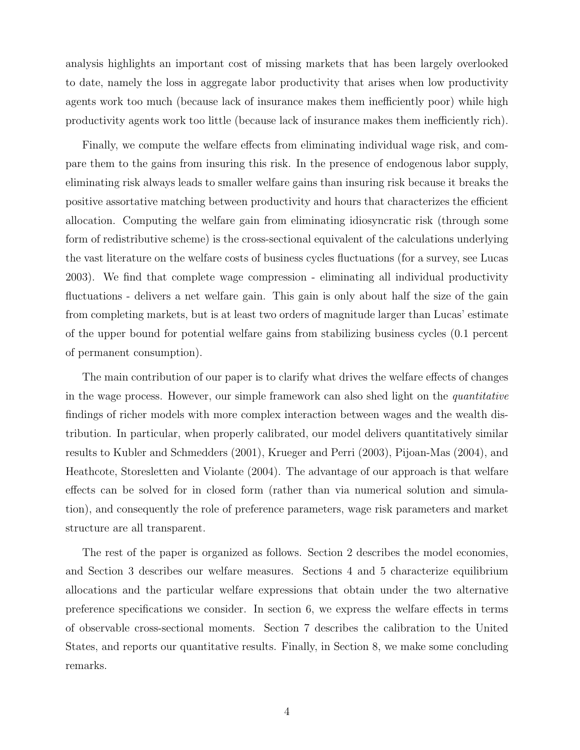analysis highlights an important cost of missing markets that has been largely overlooked to date, namely the loss in aggregate labor productivity that arises when low productivity agents work too much (because lack of insurance makes them inefficiently poor) while high productivity agents work too little (because lack of insurance makes them inefficiently rich).

Finally, we compute the welfare effects from eliminating individual wage risk, and compare them to the gains from insuring this risk. In the presence of endogenous labor supply, eliminating risk always leads to smaller welfare gains than insuring risk because it breaks the positive assortative matching between productivity and hours that characterizes the efficient allocation. Computing the welfare gain from eliminating idiosyncratic risk (through some form of redistributive scheme) is the cross-sectional equivalent of the calculations underlying the vast literature on the welfare costs of business cycles fluctuations (for a survey, see Lucas 2003). We find that complete wage compression - eliminating all individual productivity fluctuations - delivers a net welfare gain. This gain is only about half the size of the gain from completing markets, but is at least two orders of magnitude larger than Lucas' estimate of the upper bound for potential welfare gains from stabilizing business cycles (0.1 percent of permanent consumption).

The main contribution of our paper is to clarify what drives the welfare effects of changes in the wage process. However, our simple framework can also shed light on the *quantitative* findings of richer models with more complex interaction between wages and the wealth distribution. In particular, when properly calibrated, our model delivers quantitatively similar results to Kubler and Schmedders (2001), Krueger and Perri (2003), Pijoan-Mas (2004), and Heathcote, Storesletten and Violante (2004). The advantage of our approach is that welfare effects can be solved for in closed form (rather than via numerical solution and simulation), and consequently the role of preference parameters, wage risk parameters and market structure are all transparent.

The rest of the paper is organized as follows. Section 2 describes the model economies, and Section 3 describes our welfare measures. Sections 4 and 5 characterize equilibrium allocations and the particular welfare expressions that obtain under the two alternative preference specifications we consider. In section 6, we express the welfare effects in terms of observable cross-sectional moments. Section 7 describes the calibration to the United States, and reports our quantitative results. Finally, in Section 8, we make some concluding remarks.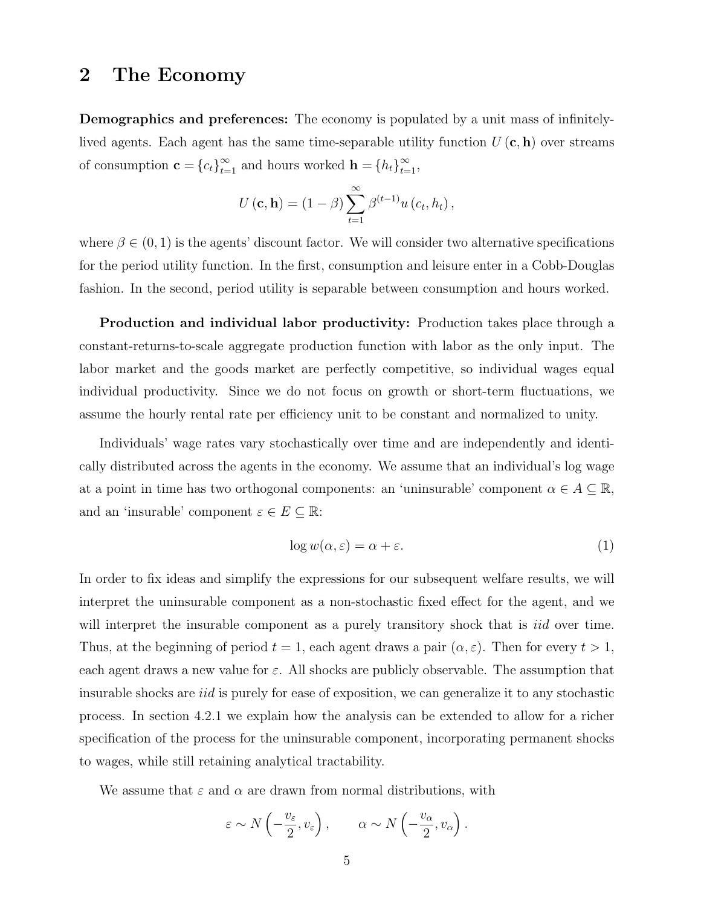## 2 The Economy

**Demographics and preferences:** The economy is populated by a unit mass of infinitely-lived agents. Each agent has the same time-separable utility function $U(\mathbf{c}, \mathbf{h})$ over streams of consumption $\mathbf{c} = \{c_t\}_{t=1}^{\infty}$ and hours worked $\mathbf{h} = \{h_t\}_{t=1}^{\infty}$,

$$U(\mathbf{c}, \mathbf{h}) = (1-\beta) \sum_{t=1}^{\infty} \beta^{(t-1)} u(c_t, h_t),$$

where $\beta \in (0,1)$ is the agents' discount factor. We will consider two alternative specifications for the period utility function. In the first, consumption and leisure enter in a Cobb-Douglas fashion. In the second, period utility is separable between consumption and hours worked.

**Production and individual labor productivity:** Production takes place through a constant-returns-to-scale aggregate production function with labor as the only input. The labor market and the goods market are perfectly competitive, so individual wages equal individual productivity. Since we do not focus on growth or short-term fluctuations, we assume the hourly rental rate per efficiency unit to be constant and normalized to unity.

Individuals' wage rates vary stochastically over time and are independently and identically distributed across the agents in the economy. We assume that an individual's log wage at a point in time has two orthogonal components: an 'uninsurable' component $\alpha \in A \subseteq \mathbb{R}$, and an 'insurable' component $\varepsilon \in E \subseteq \mathbb{R}$:

$$\log w(\alpha, \varepsilon) = \alpha + \varepsilon. \tag{1}$$

In order to fix ideas and simplify the expressions for our subsequent welfare results, we will interpret the uninsurable component as a non-stochastic fixed effect for the agent, and we will interpret the insurable component as a purely transitory shock that is *iid* over time. Thus, at the beginning of period $t = 1$, each agent draws a pair $(\alpha, \varepsilon)$. Then for every $t > 1$, each agent draws a new value for $\varepsilon$. All shocks are publicly observable. The assumption that insurable shocks are *iid* is purely for ease of exposition, we can generalize it to any stochastic process. In section 4.2.1 we explain how the analysis can be extended to allow for a richer specification of the process for the uninsurable component, incorporating permanent shocks to wages, while still retaining analytical tractability.

We assume that $\varepsilon$ and $\alpha$ are drawn from normal distributions, with

$$\varepsilon \sim N\left(-\frac{v_\varepsilon}{2}, v_\varepsilon\right), \qquad \alpha \sim N\left(-\frac{v_\alpha}{2}, v_\alpha\right).$$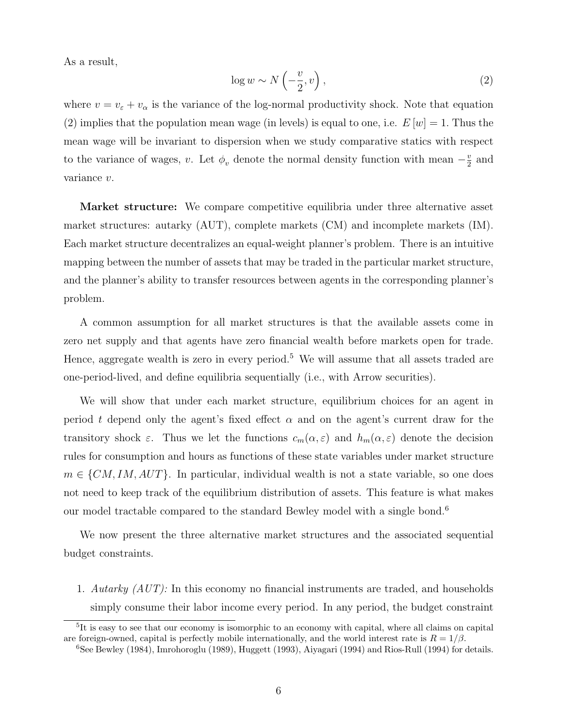As a result,

$$\log w \sim N\left(-\frac{v}{2}, v\right), \tag{2}$$

where $v = v_\varepsilon + v_\alpha$ is the variance of the log-normal productivity shock. Note that equation (2) implies that the population mean wage (in levels) is equal to one, i.e. $E[w] = 1$. Thus the mean wage will be invariant to dispersion when we study comparative statics with respect to the variance of wages, $v$. Let $\phi_v$ denote the normal density function with mean $-\frac{v}{2}$ and variance $v$.

**Market structure:** We compare competitive equilibria under three alternative asset market structures: autarky (AUT), complete markets (CM) and incomplete markets (IM). Each market structure decentralizes an equal-weight planner's problem. There is an intuitive mapping between the number of assets that may be traded in the particular market structure, and the planner's ability to transfer resources between agents in the corresponding planner's problem.

A common assumption for all market structures is that the available assets come in zero net supply and that agents have zero financial wealth before markets open for trade. Hence, aggregate wealth is zero in every period.[5] We will assume that all assets traded are one-period-lived, and define equilibria sequentially (i.e., with Arrow securities).

We will show that under each market structure, equilibrium choices for an agent in period $t$ depend only the agent's fixed effect $\alpha$ and on the agent's current draw for the transitory shock $\varepsilon$. Thus we let the functions $c_m(\alpha, \varepsilon)$ and $h_m(\alpha, \varepsilon)$ denote the decision rules for consumption and hours as functions of these state variables under market structure $m \in \{CM, IM, AUT\}$. In particular, individual wealth is not a state variable, so one does not need to keep track of the equilibrium distribution of assets. This feature is what makes our model tractable compared to the standard Bewley model with a single bond.[6]

We now present the three alternative market structures and the associated sequential budget constraints.

1. *Autarky (AUT):* In this economy no financial instruments are traded, and households simply consume their labor income every period. In any period, the budget constraint

[5] It is easy to see that our economy is isomorphic to an economy with capital, where all claims on capital are foreign-owned, capital is perfectly mobile internationally, and the world interest rate is $R = 1/\beta$.

[6] See Bewley (1984), Imrohoroglu (1989), Huggett (1993), Aiyagari (1994) and Rios-Rull (1994) for details.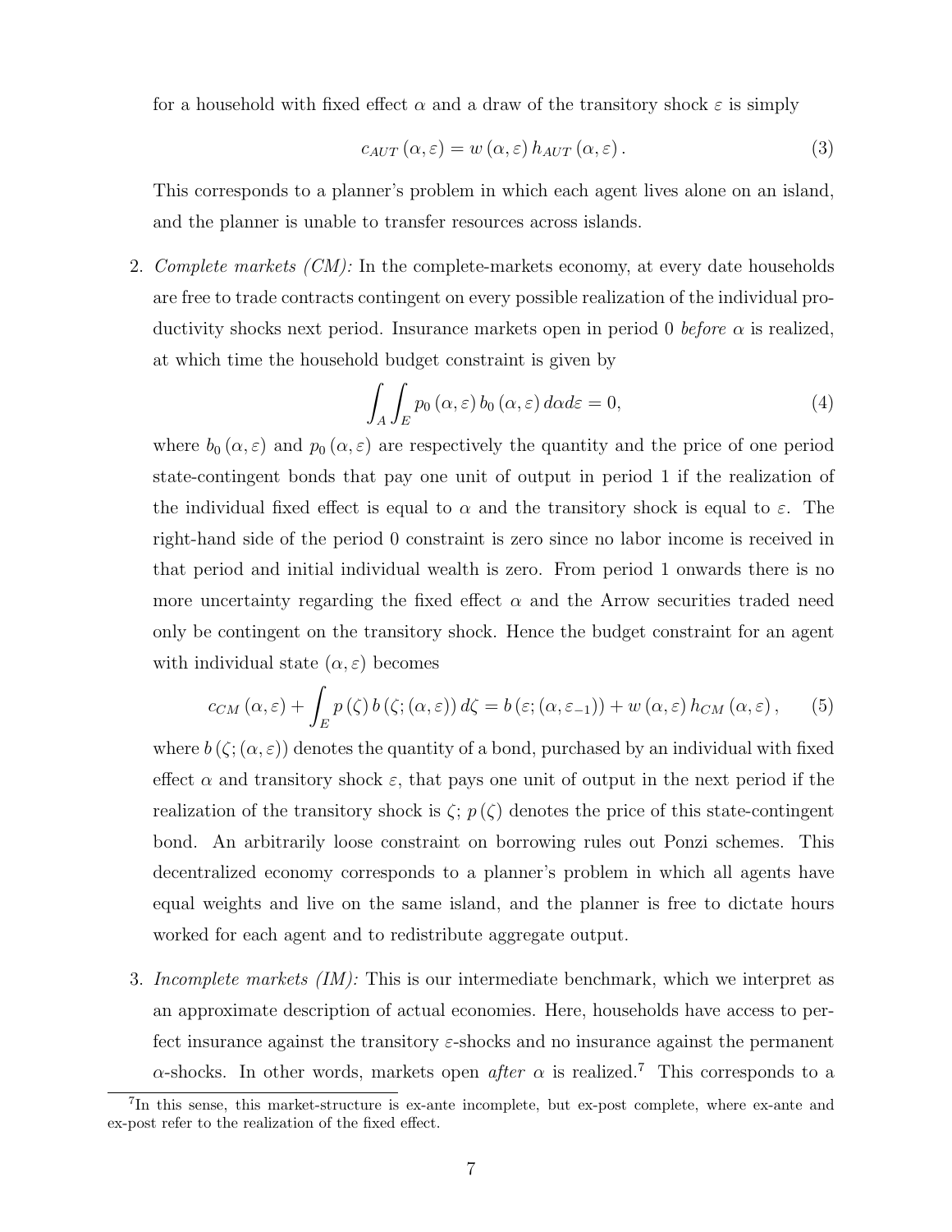for a household with fixed effect $\alpha$ and a draw of the transitory shock $\varepsilon$ is simply

$$c_{AUT}(\alpha, \varepsilon) = w(\alpha, \varepsilon) h_{AUT}(\alpha, \varepsilon). \tag{3}$$

This corresponds to a planner's problem in which each agent lives alone on an island, and the planner is unable to transfer resources across islands.

2. *Complete markets (CM):* In the complete-markets economy, at every date households are free to trade contracts contingent on every possible realization of the individual productivity shocks next period. Insurance markets open in period 0 *before* $\alpha$ is realized, at which time the household budget constraint is given by

$$\int_A \int_E p_0(\alpha, \varepsilon) b_0(\alpha, \varepsilon) d\alpha d\varepsilon = 0, \tag{4}$$

where $b_0(\alpha, \varepsilon)$ and $p_0(\alpha, \varepsilon)$ are respectively the quantity and the price of one period state-contingent bonds that pay one unit of output in period 1 if the realization of the individual fixed effect is equal to $\alpha$ and the transitory shock is equal to $\varepsilon$. The right-hand side of the period 0 constraint is zero since no labor income is received in that period and initial individual wealth is zero. From period 1 onwards there is no more uncertainty regarding the fixed effect $\alpha$ and the Arrow securities traded need only be contingent on the transitory shock. Hence the budget constraint for an agent with individual state $(\alpha, \varepsilon)$ becomes

$$c_{CM}(\alpha, \varepsilon) + \int_E p(\zeta) b(\zeta; (\alpha, \varepsilon)) d\zeta = b(\varepsilon; (\alpha, \varepsilon_{-1})) + w(\alpha, \varepsilon) h_{CM}(\alpha, \varepsilon), \tag{5}$$

where $b(\zeta; (\alpha, \varepsilon))$ denotes the quantity of a bond, purchased by an individual with fixed effect $\alpha$ and transitory shock $\varepsilon$, that pays one unit of output in the next period if the realization of the transitory shock is $\zeta$; $p(\zeta)$ denotes the price of this state-contingent bond. An arbitrarily loose constraint on borrowing rules out Ponzi schemes. This decentralized economy corresponds to a planner's problem in which all agents have equal weights and live on the same island, and the planner is free to dictate hours worked for each agent and to redistribute aggregate output.

3. *Incomplete markets (IM):* This is our intermediate benchmark, which we interpret as an approximate description of actual economies. Here, households have access to perfect insurance against the transitory $\varepsilon$-shocks and no insurance against the permanent $\alpha$-shocks. In other words, markets open *after* $\alpha$ is realized.[7] This corresponds to a

[7] In this sense, this market-structure is ex-ante incomplete, but ex-post complete, where ex-ante and ex-post refer to the realization of the fixed effect.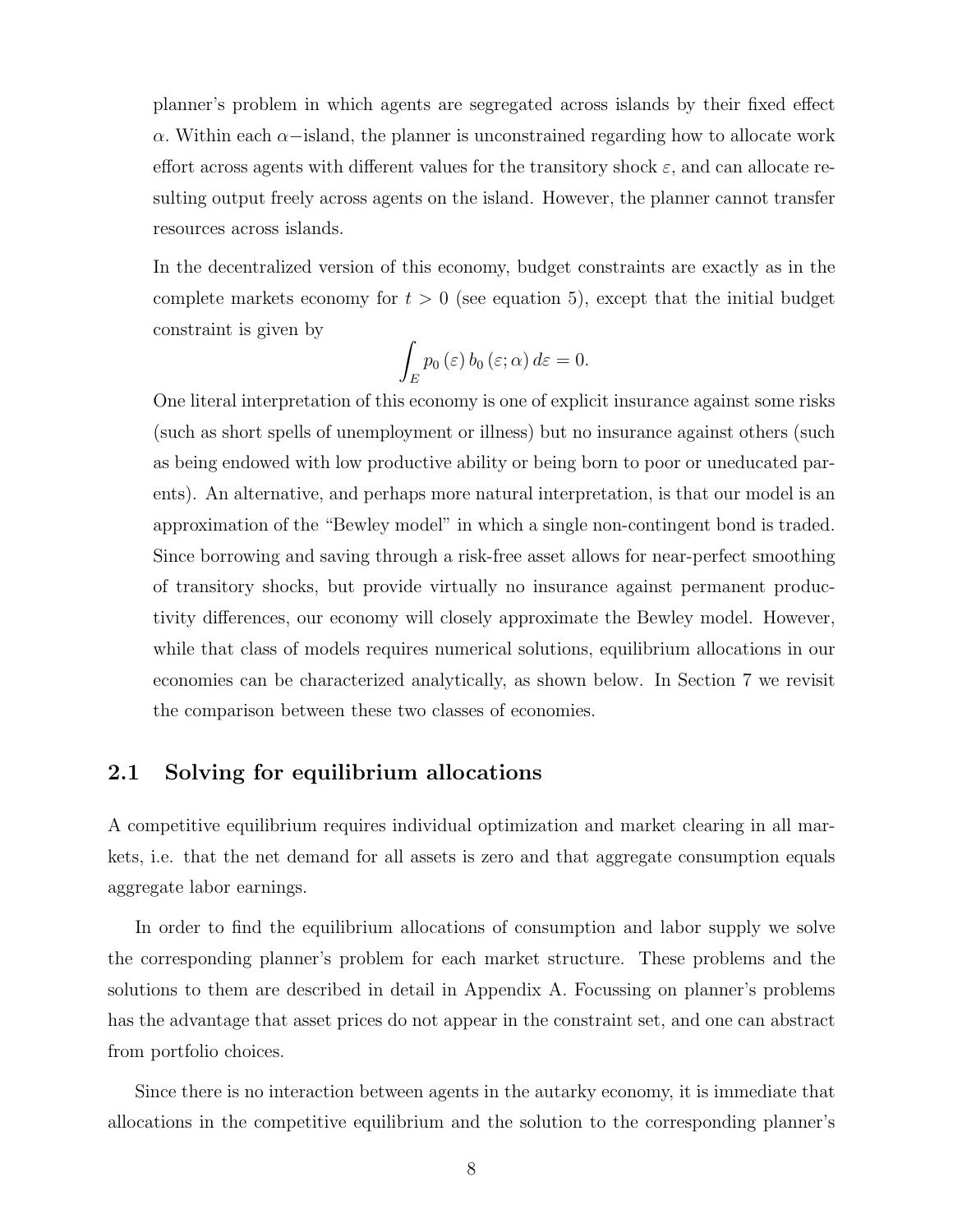planner's problem in which agents are segregated across islands by their fixed effect $\alpha$. Within each $\alpha-$island, the planner is unconstrained regarding how to allocate work effort across agents with different values for the transitory shock $\varepsilon$, and can allocate resulting output freely across agents on the island. However, the planner cannot transfer resources across islands.

In the decentralized version of this economy, budget constraints are exactly as in the complete markets economy for $t > 0$ (see equation 5), except that the initial budget constraint is given by

$$\int_E p_0(\varepsilon) b_0(\varepsilon; \alpha) d\varepsilon = 0.$$

One literal interpretation of this economy is one of explicit insurance against some risks (such as short spells of unemployment or illness) but no insurance against others (such as being endowed with low productive ability or being born to poor or uneducated parents). An alternative, and perhaps more natural interpretation, is that our model is an approximation of the "Bewley model" in which a single non-contingent bond is traded. Since borrowing and saving through a risk-free asset allows for near-perfect smoothing of transitory shocks, but provide virtually no insurance against permanent productivity differences, our economy will closely approximate the Bewley model. However, while that class of models requires numerical solutions, equilibrium allocations in our economies can be characterized analytically, as shown below. In Section 7 we revisit the comparison between these two classes of economies.

## 2.1 Solving for equilibrium allocations

A competitive equilibrium requires individual optimization and market clearing in all markets, i.e. that the net demand for all assets is zero and that aggregate consumption equals aggregate labor earnings.

In order to find the equilibrium allocations of consumption and labor supply we solve the corresponding planner's problem for each market structure. These problems and the solutions to them are described in detail in Appendix A. Focussing on planner's problems has the advantage that asset prices do not appear in the constraint set, and one can abstract from portfolio choices.

Since there is no interaction between agents in the autarky economy, it is immediate that allocations in the competitive equilibrium and the solution to the corresponding planner's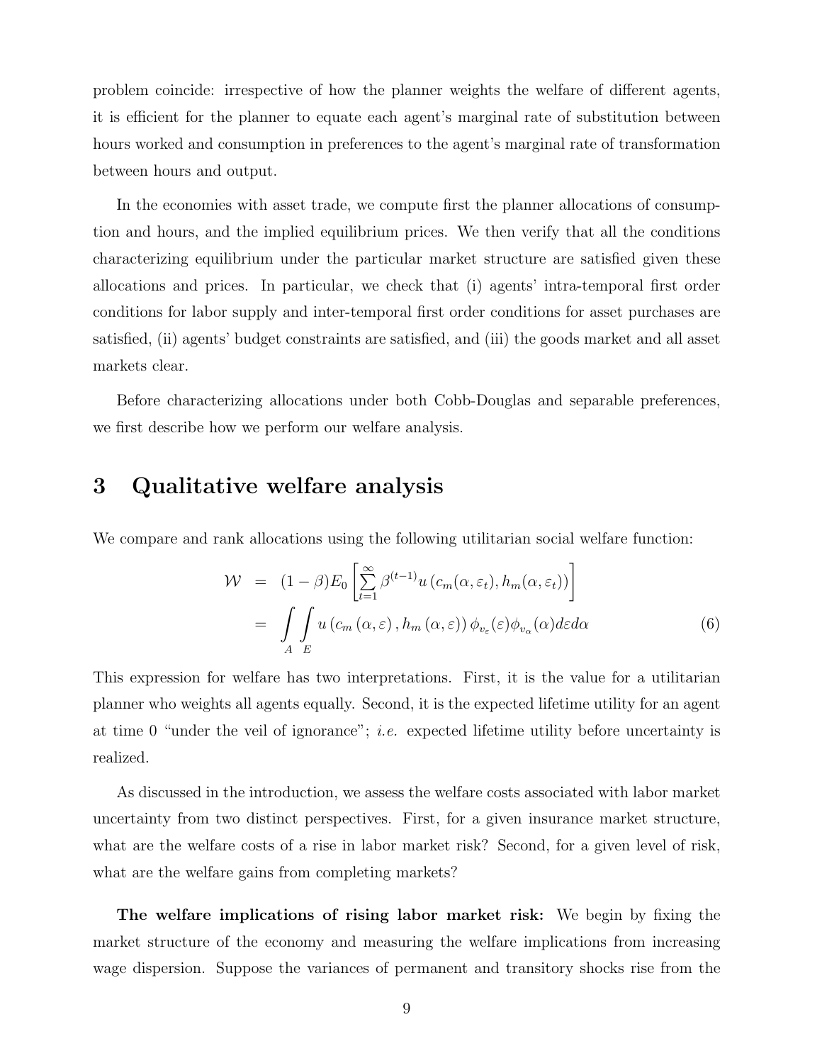problem coincide: irrespective of how the planner weights the welfare of different agents, it is efficient for the planner to equate each agent's marginal rate of substitution between hours worked and consumption in preferences to the agent's marginal rate of transformation between hours and output.

In the economies with asset trade, we compute first the planner allocations of consumption and hours, and the implied equilibrium prices. We then verify that all the conditions characterizing equilibrium under the particular market structure are satisfied given these allocations and prices. In particular, we check that (i) agents' intra-temporal first order conditions for labor supply and inter-temporal first order conditions for asset purchases are satisfied, (ii) agents' budget constraints are satisfied, and (iii) the goods market and all asset markets clear.

Before characterizing allocations under both Cobb-Douglas and separable preferences, we first describe how we perform our welfare analysis.

# 3 Qualitative welfare analysis

We compare and rank allocations using the following utilitarian social welfare function:

$$
\begin{aligned}
\mathcal{W} &= (1-\beta)E_0\left[\sum_{t=1}^{\infty}\beta^{(t-1)}u\left(c_m(\alpha,\varepsilon_t),h_m(\alpha,\varepsilon_t)\right)\right] \\
&= \int\limits_{A}\int\limits_{E} u\left(c_m\left(\alpha,\varepsilon\right),h_m\left(\alpha,\varepsilon\right)\right)\phi_{v_\varepsilon}(\varepsilon)\phi_{v_\alpha}(\alpha)d\varepsilon d\alpha \qquad (6)
\end{aligned}
$$

This expression for welfare has two interpretations. First, it is the value for a utilitarian planner who weights all agents equally. Second, it is the expected lifetime utility for an agent at time 0 "under the veil of ignorance"; *i.e.* expected lifetime utility before uncertainty is realized.

As discussed in the introduction, we assess the welfare costs associated with labor market uncertainty from two distinct perspectives. First, for a given insurance market structure, what are the welfare costs of a rise in labor market risk? Second, for a given level of risk, what are the welfare gains from completing markets?

**The welfare implications of rising labor market risk:** We begin by fixing the market structure of the economy and measuring the welfare implications from increasing wage dispersion. Suppose the variances of permanent and transitory shocks rise from the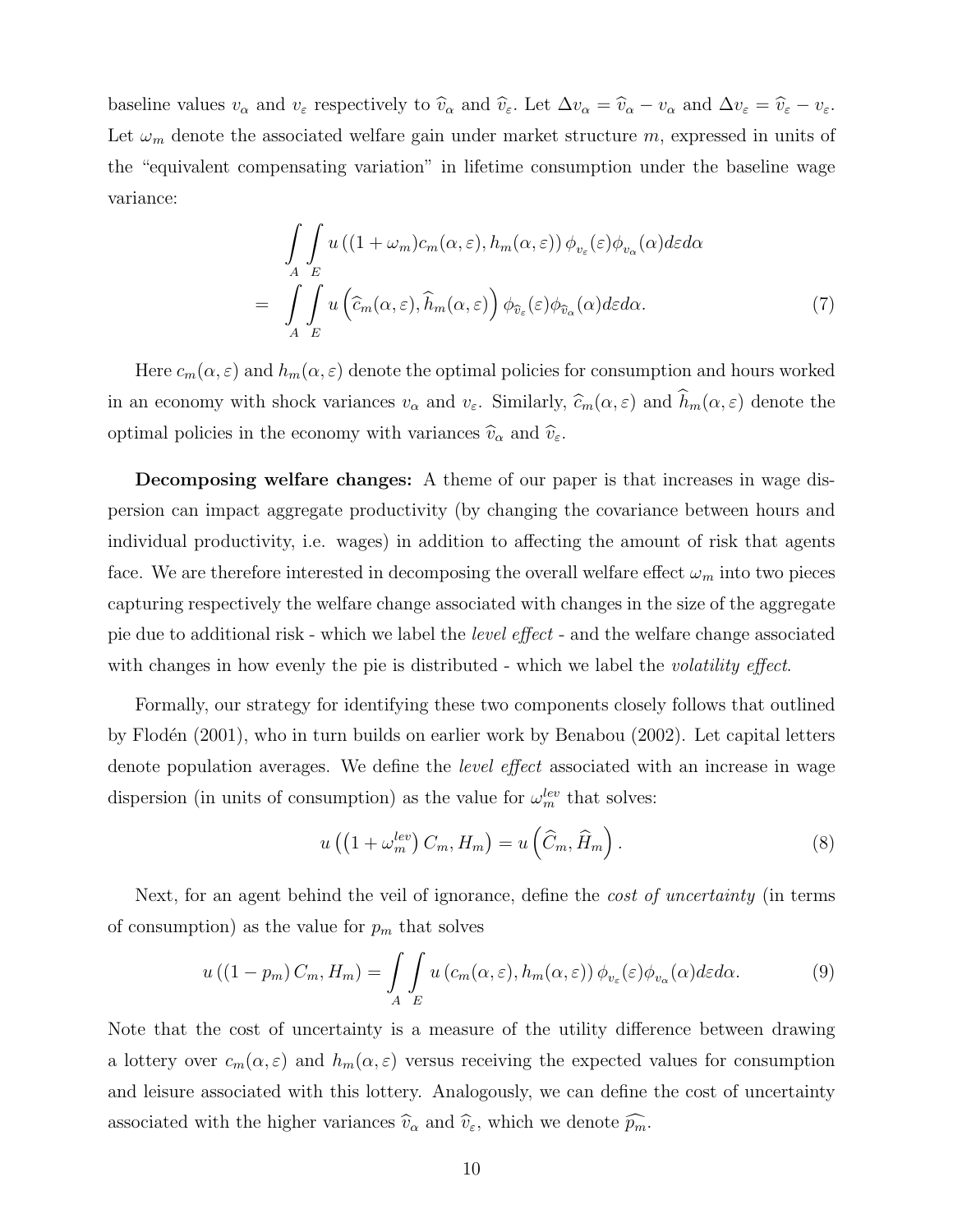baseline values $v_\alpha$ and $v_\varepsilon$ respectively to $\widehat{v}_\alpha$ and $\widehat{v}_\varepsilon$. Let $\Delta v_\alpha = \widehat{v}_\alpha - v_\alpha$ and $\Delta v_\varepsilon = \widehat{v}_\varepsilon - v_\varepsilon$. Let $\omega_m$ denote the associated welfare gain under market structure $m$, expressed in units of the "equivalent compensating variation" in lifetime consumption under the baseline wage variance:

$$
\begin{aligned}
&\int_A \int_E u\left((1+\omega_m)c_m(\alpha,\varepsilon), h_m(\alpha,\varepsilon)\right)\phi_{v_\varepsilon}(\varepsilon)\phi_{v_\alpha}(\alpha)d\varepsilon d\alpha \\
= &\int_A \int_E u\left(\widehat{c}_m(\alpha,\varepsilon), \widehat{h}_m(\alpha,\varepsilon)\right)\phi_{\widehat{v}_\varepsilon}(\varepsilon)\phi_{\widehat{v}_\alpha}(\alpha)d\varepsilon d\alpha. \qquad (7)
\end{aligned}
$$

Here $c_m(\alpha,\varepsilon)$ and $h_m(\alpha,\varepsilon)$ denote the optimal policies for consumption and hours worked in an economy with shock variances $v_\alpha$ and $v_\varepsilon$. Similarly, $\widehat{c}_m(\alpha,\varepsilon)$ and $\widehat{h}_m(\alpha,\varepsilon)$ denote the optimal policies in the economy with variances $\widehat{v}_\alpha$ and $\widehat{v}_\varepsilon$.

**Decomposing welfare changes:** A theme of our paper is that increases in wage dispersion can impact aggregate productivity (by changing the covariance between hours and individual productivity, i.e. wages) in addition to affecting the amount of risk that agents face. We are therefore interested in decomposing the overall welfare effect $\omega_m$ into two pieces capturing respectively the welfare change associated with changes in the size of the aggregate pie due to additional risk - which we label the *level effect* - and the welfare change associated with changes in how evenly the pie is distributed - which we label the *volatility effect*.

Formally, our strategy for identifying these two components closely follows that outlined by Flodén (2001), who in turn builds on earlier work by Benabou (2002). Let capital letters denote population averages. We define the *level effect* associated with an increase in wage dispersion (in units of consumption) as the value for $\omega_m^{lev}$ that solves:

$$
u\left(\left(1+\omega_m^{lev}\right)C_m, H_m\right) = u\left(\widehat{C}_m, \widehat{H}_m\right). \qquad (8)
$$

Next, for an agent behind the veil of ignorance, define the *cost of uncertainty* (in terms of consumption) as the value for $p_m$ that solves

$$
u\left((1-p_m)C_m, H_m\right) = \int_A \int_E u\left(c_m(\alpha,\varepsilon), h_m(\alpha,\varepsilon)\right)\phi_{v_\varepsilon}(\varepsilon)\phi_{v_\alpha}(\alpha)d\varepsilon d\alpha. \qquad (9)
$$

Note that the cost of uncertainty is a measure of the utility difference between drawing a lottery over $c_m(\alpha,\varepsilon)$ and $h_m(\alpha,\varepsilon)$ versus receiving the expected values for consumption and leisure associated with this lottery. Analogously, we can define the cost of uncertainty associated with the higher variances $\widehat{v}_\alpha$ and $\widehat{v}_\varepsilon$, which we denote $\widehat{p_m}$.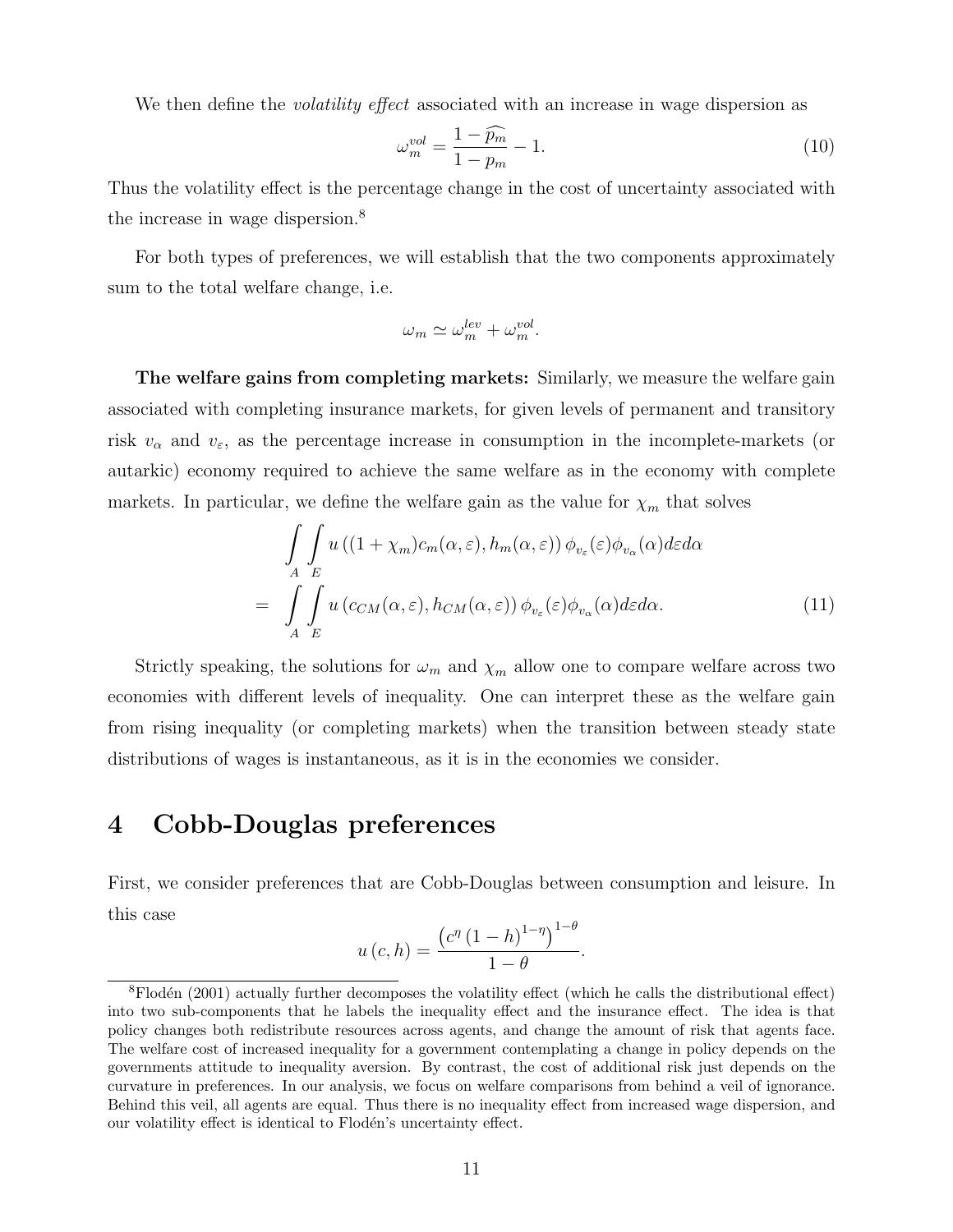We then define the *volatility effect* associated with an increase in wage dispersion as

$$\omega_m^{vol} = \frac{1-\widehat{p_m}}{1-p_m} - 1. \tag{10}$$

Thus the volatility effect is the percentage change in the cost of uncertainty associated with the increase in wage dispersion.[8]

For both types of preferences, we will establish that the two components approximately sum to the total welfare change, i.e.

$$\omega_m \simeq \omega_m^{lev} + \omega_m^{vol}.$$

**The welfare gains from completing markets:** Similarly, we measure the welfare gain associated with completing insurance markets, for given levels of permanent and transitory risk $v_\alpha$ and $v_\varepsilon$, as the percentage increase in consumption in the incomplete-markets (or autarkic) economy required to achieve the same welfare as in the economy with complete markets. In particular, we define the welfare gain as the value for $\chi_m$ that solves

$$\begin{aligned} &\int_A \int_E u\left((1+\chi_m)c_m(\alpha,\varepsilon), h_m(\alpha,\varepsilon)\right) \phi_{v_\varepsilon}(\varepsilon)\phi_{v_\alpha}(\alpha) d\varepsilon d\alpha \\ =& \int_A \int_E u\left(c_{CM}(\alpha,\varepsilon), h_{CM}(\alpha,\varepsilon)\right) \phi_{v_\varepsilon}(\varepsilon)\phi_{v_\alpha}(\alpha) d\varepsilon d\alpha. \end{aligned} \tag{11}$$

Strictly speaking, the solutions for $\omega_m$ and $\chi_m$ allow one to compare welfare across two economies with different levels of inequality. One can interpret these as the welfare gain from rising inequality (or completing markets) when the transition between steady state distributions of wages is instantaneous, as it is in the economies we consider.

# 4 Cobb-Douglas preferences

First, we consider preferences that are Cobb-Douglas between consumption and leisure. In this case

$$u(c,h) = \frac{\left(c^\eta (1-h)^{1-\eta}\right)^{1-\theta}}{1-\theta}.$$

[8] Flodén (2001) actually further decomposes the volatility effect (which he calls the distributional effect) into two sub-components that he labels the inequality effect and the insurance effect. The idea is that policy changes both redistribute resources across agents, and change the amount of risk that agents face. The welfare cost of increased inequality for a government contemplating a change in policy depends on the governments attitude to inequality aversion. By contrast, the cost of additional risk just depends on the curvature in preferences. In our analysis, we focus on welfare comparisons from behind a veil of ignorance. Behind this veil, all agents are equal. Thus there is no inequality effect from increased wage dispersion, and our volatility effect is identical to Flodén's uncertainty effect.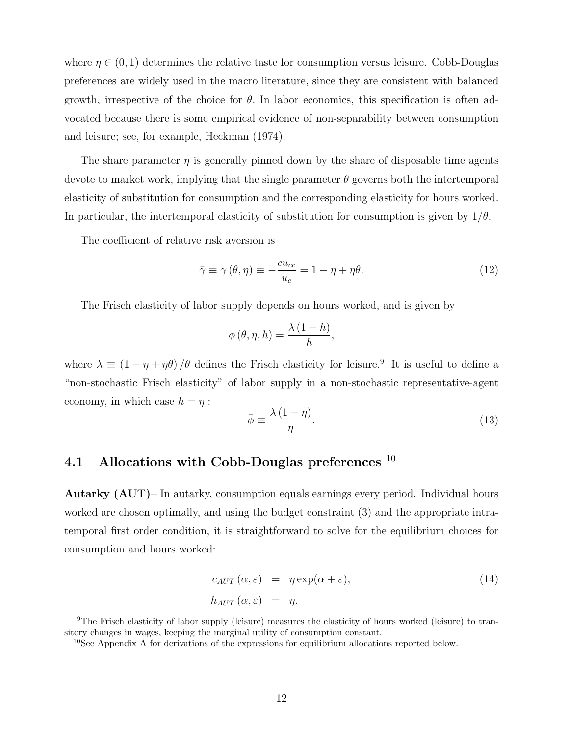where $\eta \in (0, 1)$ determines the relative taste for consumption versus leisure. Cobb-Douglas preferences are widely used in the macro literature, since they are consistent with balanced growth, irrespective of the choice for $\theta$. In labor economics, this specification is often advocated because there is some empirical evidence of non-separability between consumption and leisure; see, for example, Heckman (1974).

The share parameter $\eta$ is generally pinned down by the share of disposable time agents devote to market work, implying that the single parameter $\theta$ governs both the intertemporal elasticity of substitution for consumption and the corresponding elasticity for hours worked. In particular, the intertemporal elasticity of substitution for consumption is given by $1/\theta$.

The coefficient of relative risk aversion is

$$\bar{\gamma} \equiv \gamma(\theta, \eta) \equiv -\frac{c u_{cc}}{u_c} = 1 - \eta + \eta\theta. \tag{12}$$

The Frisch elasticity of labor supply depends on hours worked, and is given by

$$\phi(\theta, \eta, h) = \frac{\lambda(1-h)}{h},$$

where $\lambda \equiv (1 - \eta + \eta\theta)/\theta$ defines the Frisch elasticity for leisure.[9] It is useful to define a "non-stochastic Frisch elasticity" of labor supply in a non-stochastic representative-agent economy, in which case $h = \eta$ :

$$\bar{\phi} \equiv \frac{\lambda(1-\eta)}{\eta}. \tag{13}$$

## 4.1 Allocations with Cobb-Douglas preferences [10]

**Autarky (AUT)**– In autarky, consumption equals earnings every period. Individual hours worked are chosen optimally, and using the budget constraint (3) and the appropriate intratemporal first order condition, it is straightforward to solve for the equilibrium choices for consumption and hours worked:

$$\begin{aligned} c_{AUT}(\alpha, \varepsilon) &= \eta \exp(\alpha + \varepsilon), \\ h_{AUT}(\alpha, \varepsilon) &= \eta. \end{aligned} \tag{14}$$

[9] The Frisch elasticity of labor supply (leisure) measures the elasticity of hours worked (leisure) to transitory changes in wages, keeping the marginal utility of consumption constant.

[10] See Appendix A for derivations of the expressions for equilibrium allocations reported below.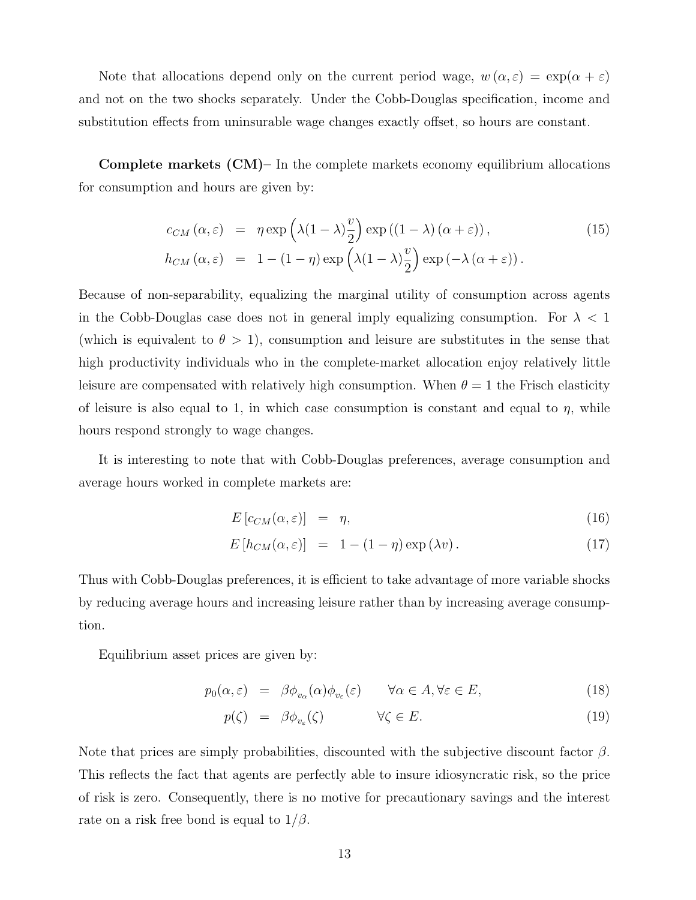Note that allocations depend only on the current period wage, $w(\alpha, \varepsilon) = \exp(\alpha + \varepsilon)$ and not on the two shocks separately. Under the Cobb-Douglas specification, income and substitution effects from uninsurable wage changes exactly offset, so hours are constant.

**Complete markets (CM)**– In the complete markets economy equilibrium allocations for consumption and hours are given by:

$$
\begin{aligned}
c_{CM}(\alpha, \varepsilon) &= \eta \exp\left(\lambda(1-\lambda)\frac{v}{2}\right) \exp\left((1-\lambda)(\alpha+\varepsilon)\right), \\
h_{CM}(\alpha, \varepsilon) &= 1 - (1-\eta) \exp\left(\lambda(1-\lambda)\frac{v}{2}\right) \exp\left(-\lambda(\alpha+\varepsilon)\right).
\end{aligned} \tag{15}
$$

Because of non-separability, equalizing the marginal utility of consumption across agents in the Cobb-Douglas case does not in general imply equalizing consumption. For $\lambda < 1$ (which is equivalent to $\theta > 1$), consumption and leisure are substitutes in the sense that high productivity individuals who in the complete-market allocation enjoy relatively little leisure are compensated with relatively high consumption. When $\theta = 1$ the Frisch elasticity of leisure is also equal to 1, in which case consumption is constant and equal to $\eta$, while hours respond strongly to wage changes.

It is interesting to note that with Cobb-Douglas preferences, average consumption and average hours worked in complete markets are:

$$
E\left[c_{CM}(\alpha, \varepsilon)\right] = \eta, \tag{16}
$$

$$
E\left[h_{CM}(\alpha, \varepsilon)\right] = 1 - (1-\eta)\exp(\lambda v). \tag{17}
$$

Thus with Cobb-Douglas preferences, it is efficient to take advantage of more variable shocks by reducing average hours and increasing leisure rather than by increasing average consumption.

Equilibrium asset prices are given by:

$$
p_0(\alpha, \varepsilon) = \beta \phi_{v_\alpha}(\alpha) \phi_{v_\varepsilon}(\varepsilon) \qquad \forall \alpha \in A, \forall \varepsilon \in E, \tag{18}
$$

$$
p(\zeta) = \beta \phi_{v_\varepsilon}(\zeta) \qquad \forall \zeta \in E. \tag{19}
$$

Note that prices are simply probabilities, discounted with the subjective discount factor $\beta$. This reflects the fact that agents are perfectly able to insure idiosyncratic risk, so the price of risk is zero. Consequently, there is no motive for precautionary savings and the interest rate on a risk free bond is equal to $1/\beta$.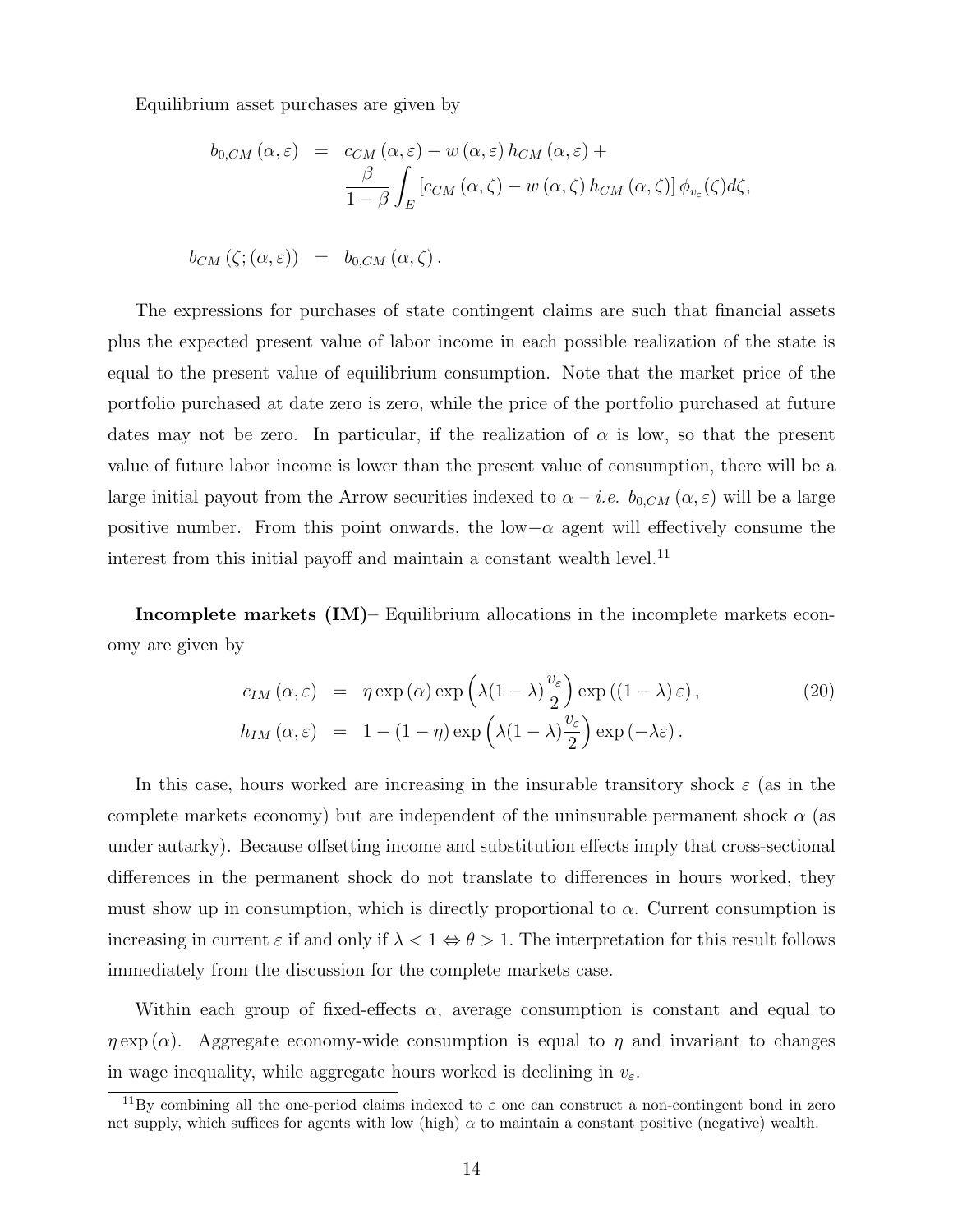Equilibrium asset purchases are given by

$$
\begin{aligned}
b_{0,CM}(\alpha,\varepsilon) &= c_{CM}(\alpha,\varepsilon) - w(\alpha,\varepsilon)\, h_{CM}(\alpha,\varepsilon) + \\
&\quad \frac{\beta}{1-\beta}\int_E \left[c_{CM}(\alpha,\zeta) - w(\alpha,\zeta)\, h_{CM}(\alpha,\zeta)\right]\phi_{v_\varepsilon}(\zeta)d\zeta, \\
b_{CM}(\zeta;(\alpha,\varepsilon)) &= b_{0,CM}(\alpha,\zeta).
\end{aligned}
$$

The expressions for purchases of state contingent claims are such that financial assets plus the expected present value of labor income in each possible realization of the state is equal to the present value of equilibrium consumption. Note that the market price of the portfolio purchased at date zero is zero, while the price of the portfolio purchased at future dates may not be zero. In particular, if the realization of $\alpha$ is low, so that the present value of future labor income is lower than the present value of consumption, there will be a large initial payout from the Arrow securities indexed to $\alpha$ – *i.e.* $b_{0,CM}(\alpha,\varepsilon)$ will be a large positive number. From this point onwards, the low$-\alpha$ agent will effectively consume the interest from this initial payoff and maintain a constant wealth level.[11]

**Incomplete markets (IM)**– Equilibrium allocations in the incomplete markets economy are given by

$$
\begin{aligned}
c_{IM}(\alpha,\varepsilon) &= \eta \exp(\alpha)\exp\left(\lambda(1-\lambda)\frac{v_\varepsilon}{2}\right)\exp\left((1-\lambda)\,\varepsilon\right), \\
h_{IM}(\alpha,\varepsilon) &= 1-(1-\eta)\exp\left(\lambda(1-\lambda)\frac{v_\varepsilon}{2}\right)\exp\left(-\lambda\varepsilon\right).
\end{aligned} \tag{20}
$$

In this case, hours worked are increasing in the insurable transitory shock $\varepsilon$ (as in the complete markets economy) but are independent of the uninsurable permanent shock $\alpha$ (as under autarky). Because offsetting income and substitution effects imply that cross-sectional differences in the permanent shock do not translate to differences in hours worked, they must show up in consumption, which is directly proportional to $\alpha$. Current consumption is increasing in current $\varepsilon$ if and only if $\lambda < 1 \Leftrightarrow \theta > 1$. The interpretation for this result follows immediately from the discussion for the complete markets case.

Within each group of fixed-effects $\alpha$, average consumption is constant and equal to $\eta \exp(\alpha)$. Aggregate economy-wide consumption is equal to $\eta$ and invariant to changes in wage inequality, while aggregate hours worked is declining in $v_\varepsilon$.

[11] By combining all the one-period claims indexed to $\varepsilon$ one can construct a non-contingent bond in zero net supply, which suffices for agents with low (high) $\alpha$ to maintain a constant positive (negative) wealth.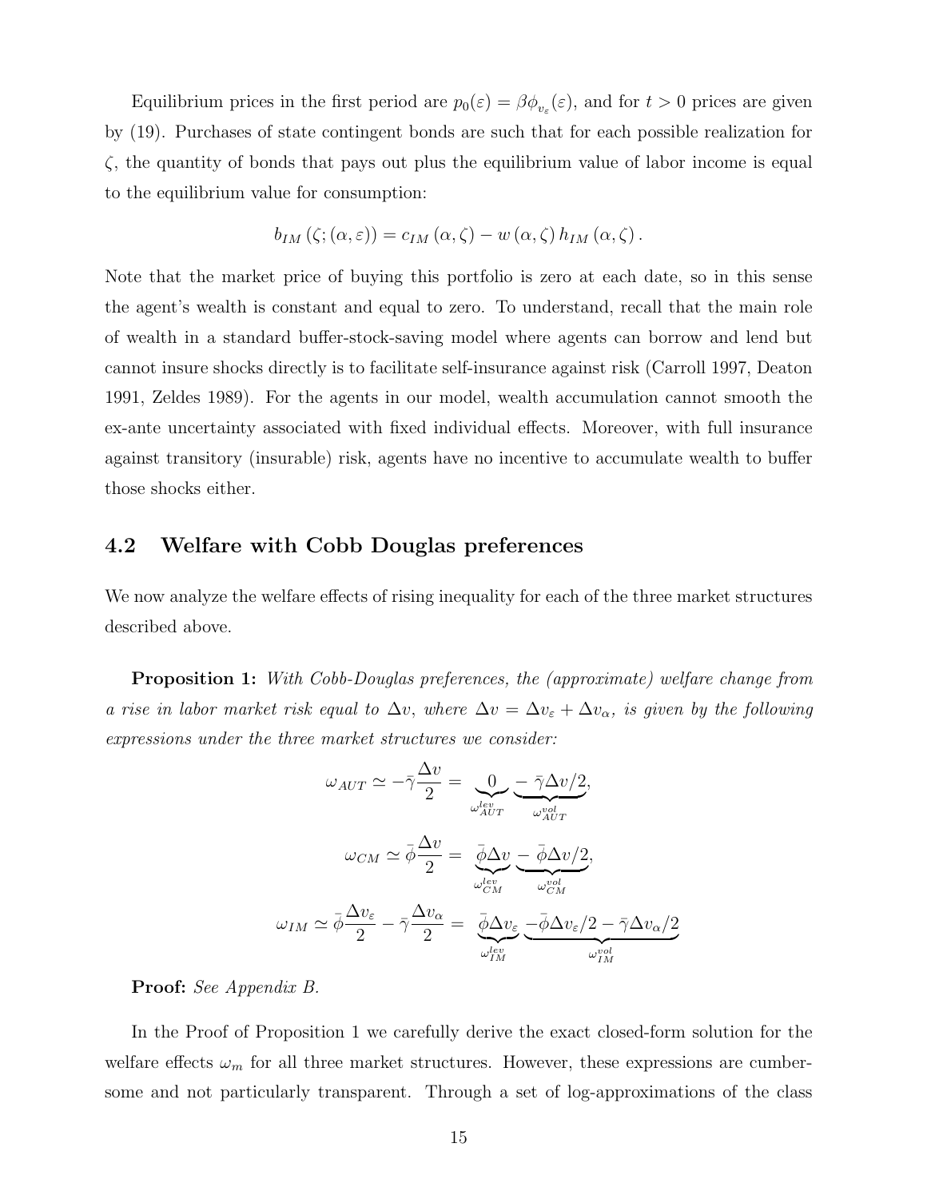Equilibrium prices in the first period are $p_0(\varepsilon) = \beta\phi_{v_\varepsilon}(\varepsilon)$, and for $t > 0$ prices are given by (19). Purchases of state contingent bonds are such that for each possible realization for $\zeta$, the quantity of bonds that pays out plus the equilibrium value of labor income is equal to the equilibrium value for consumption:

$$b_{IM}(\zeta; (\alpha, \varepsilon)) = c_{IM}(\alpha, \zeta) - w(\alpha, \zeta) h_{IM}(\alpha, \zeta).$$

Note that the market price of buying this portfolio is zero at each date, so in this sense the agent's wealth is constant and equal to zero. To understand, recall that the main role of wealth in a standard buffer-stock-saving model where agents can borrow and lend but cannot insure shocks directly is to facilitate self-insurance against risk (Carroll 1997, Deaton 1991, Zeldes 1989). For the agents in our model, wealth accumulation cannot smooth the ex-ante uncertainty associated with fixed individual effects. Moreover, with full insurance against transitory (insurable) risk, agents have no incentive to accumulate wealth to buffer those shocks either.

## 4.2 Welfare with Cobb Douglas preferences

We now analyze the welfare effects of rising inequality for each of the three market structures described above.

**Proposition 1:** *With Cobb-Douglas preferences, the (approximate) welfare change from a rise in labor market risk equal to $\Delta v$, where $\Delta v = \Delta v_\varepsilon + \Delta v_\alpha$, is given by the following expressions under the three market structures we consider:*

$$\omega_{AUT} \simeq -\bar{\gamma}\frac{\Delta v}{2} = \underbrace{0}_{\omega_{AUT}^{lev}} \underbrace{-\bar{\gamma}\Delta v/2}_{\omega_{AUT}^{vol}},$$

$$\omega_{CM} \simeq \bar{\phi}\frac{\Delta v}{2} = \underbrace{\bar{\phi}\Delta v}_{\omega_{CM}^{lev}} \underbrace{-\bar{\phi}\Delta v/2}_{\omega_{CM}^{vol}},$$

$$\omega_{IM} \simeq \bar{\phi}\frac{\Delta v_\varepsilon}{2} - \bar{\gamma}\frac{\Delta v_\alpha}{2} = \underbrace{\bar{\phi}\Delta v_\varepsilon}_{\omega_{IM}^{lev}} \underbrace{-\bar{\phi}\Delta v_\varepsilon/2 - \bar{\gamma}\Delta v_\alpha/2}_{\omega_{IM}^{vol}}$$

**Proof:** *See Appendix B.*

In the Proof of Proposition 1 we carefully derive the exact closed-form solution for the welfare effects $\omega_m$ for all three market structures. However, these expressions are cumbersome and not particularly transparent. Through a set of log-approximations of the class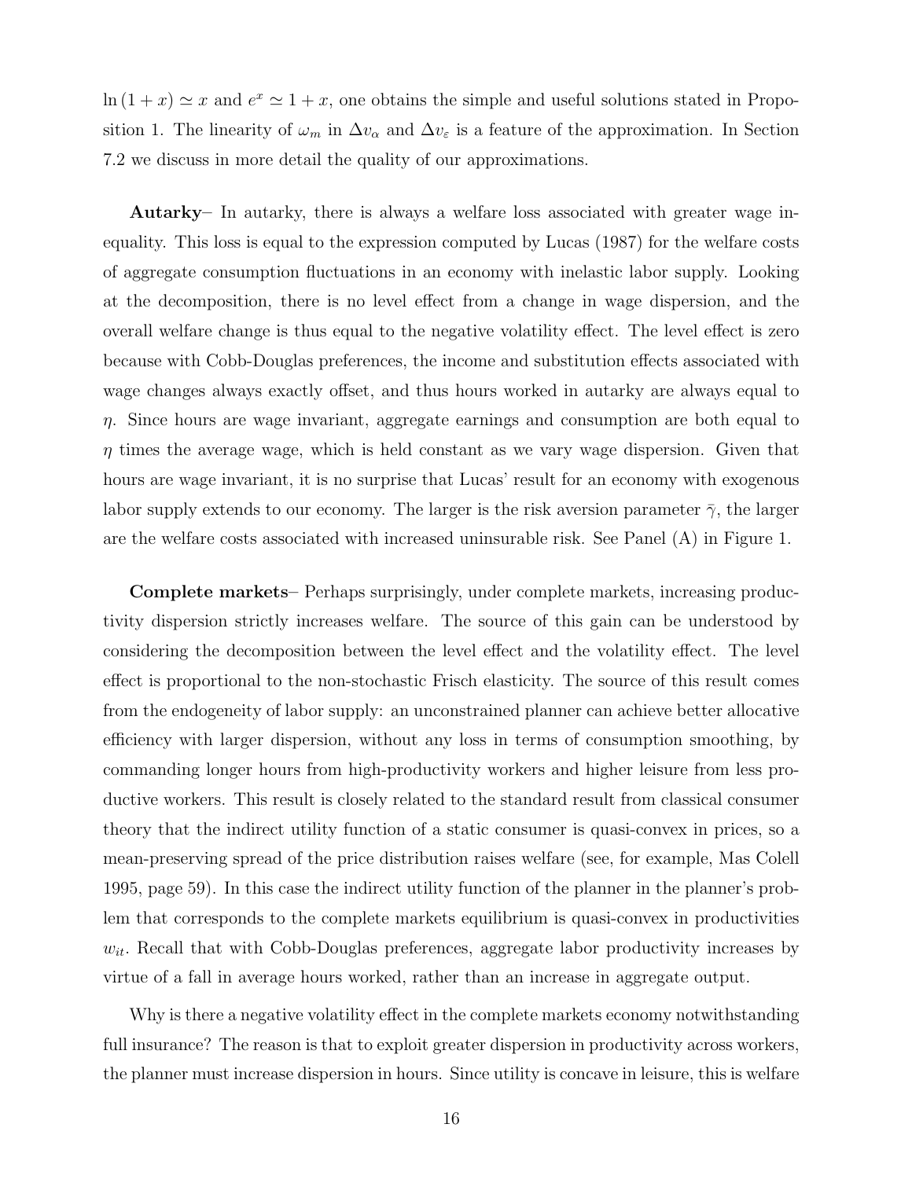$\ln(1+x) \simeq x$ and $e^x \simeq 1+x$, one obtains the simple and useful solutions stated in Proposition 1. The linearity of $\omega_m$ in $\Delta v_\alpha$ and $\Delta v_\varepsilon$ is a feature of the approximation. In Section 7.2 we discuss in more detail the quality of our approximations.

**Autarky**– In autarky, there is always a welfare loss associated with greater wage inequality. This loss is equal to the expression computed by Lucas (1987) for the welfare costs of aggregate consumption fluctuations in an economy with inelastic labor supply. Looking at the decomposition, there is no level effect from a change in wage dispersion, and the overall welfare change is thus equal to the negative volatility effect. The level effect is zero because with Cobb-Douglas preferences, the income and substitution effects associated with wage changes always exactly offset, and thus hours worked in autarky are always equal to $\eta$. Since hours are wage invariant, aggregate earnings and consumption are both equal to $\eta$ times the average wage, which is held constant as we vary wage dispersion. Given that hours are wage invariant, it is no surprise that Lucas' result for an economy with exogenous labor supply extends to our economy. The larger is the risk aversion parameter $\bar{\gamma}$, the larger are the welfare costs associated with increased uninsurable risk. See Panel (A) in Figure 1.

**Complete markets**– Perhaps surprisingly, under complete markets, increasing productivity dispersion strictly increases welfare. The source of this gain can be understood by considering the decomposition between the level effect and the volatility effect. The level effect is proportional to the non-stochastic Frisch elasticity. The source of this result comes from the endogeneity of labor supply: an unconstrained planner can achieve better allocative efficiency with larger dispersion, without any loss in terms of consumption smoothing, by commanding longer hours from high-productivity workers and higher leisure from less productive workers. This result is closely related to the standard result from classical consumer theory that the indirect utility function of a static consumer is quasi-convex in prices, so a mean-preserving spread of the price distribution raises welfare (see, for example, Mas Colell 1995, page 59). In this case the indirect utility function of the planner in the planner's problem that corresponds to the complete markets equilibrium is quasi-convex in productivities $w_{it}$. Recall that with Cobb-Douglas preferences, aggregate labor productivity increases by virtue of a fall in average hours worked, rather than an increase in aggregate output.

Why is there a negative volatility effect in the complete markets economy notwithstanding full insurance? The reason is that to exploit greater dispersion in productivity across workers, the planner must increase dispersion in hours. Since utility is concave in leisure, this is welfare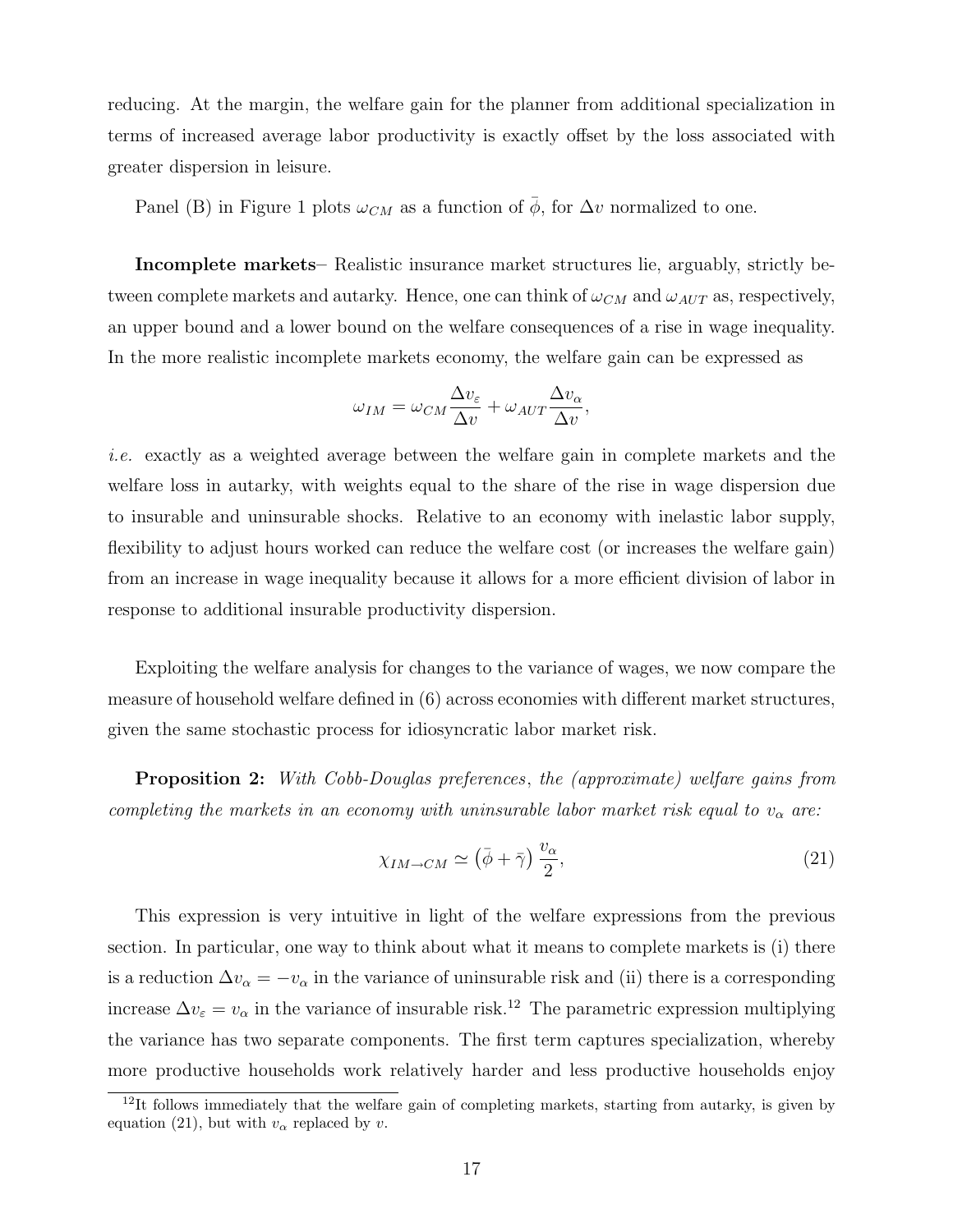reducing. At the margin, the welfare gain for the planner from additional specialization in terms of increased average labor productivity is exactly offset by the loss associated with greater dispersion in leisure.

Panel (B) in Figure 1 plots $\omega_{CM}$ as a function of $\bar{\phi}$, for $\Delta v$ normalized to one.

**Incomplete markets**– Realistic insurance market structures lie, arguably, strictly between complete markets and autarky. Hence, one can think of $\omega_{CM}$ and $\omega_{AUT}$ as, respectively, an upper bound and a lower bound on the welfare consequences of a rise in wage inequality. In the more realistic incomplete markets economy, the welfare gain can be expressed as

$$\omega_{IM} = \omega_{CM} \frac{\Delta v_{\varepsilon}}{\Delta v} + \omega_{AUT} \frac{\Delta v_{\alpha}}{\Delta v},$$

*i.e.* exactly as a weighted average between the welfare gain in complete markets and the welfare loss in autarky, with weights equal to the share of the rise in wage dispersion due to insurable and uninsurable shocks. Relative to an economy with inelastic labor supply, flexibility to adjust hours worked can reduce the welfare cost (or increases the welfare gain) from an increase in wage inequality because it allows for a more efficient division of labor in response to additional insurable productivity dispersion.

Exploiting the welfare analysis for changes to the variance of wages, we now compare the measure of household welfare defined in (6) across economies with different market structures, given the same stochastic process for idiosyncratic labor market risk.

**Proposition 2:** *With Cobb-Douglas preferences, the (approximate) welfare gains from completing the markets in an economy with uninsurable labor market risk equal to $v_{\alpha}$ are:*

$$\chi_{IM \to CM} \simeq \left( \bar{\phi} + \bar{\gamma} \right) \frac{v_{\alpha}}{2}, \tag{21}$$

This expression is very intuitive in light of the welfare expressions from the previous section. In particular, one way to think about what it means to complete markets is (i) there is a reduction $\Delta v_{\alpha} = -v_{\alpha}$ in the variance of uninsurable risk and (ii) there is a corresponding increase $\Delta v_{\varepsilon} = v_{\alpha}$ in the variance of insurable risk.[12] The parametric expression multiplying the variance has two separate components. The first term captures specialization, whereby more productive households work relatively harder and less productive households enjoy

[12]It follows immediately that the welfare gain of completing markets, starting from autarky, is given by equation (21), but with $v_{\alpha}$ replaced by $v$.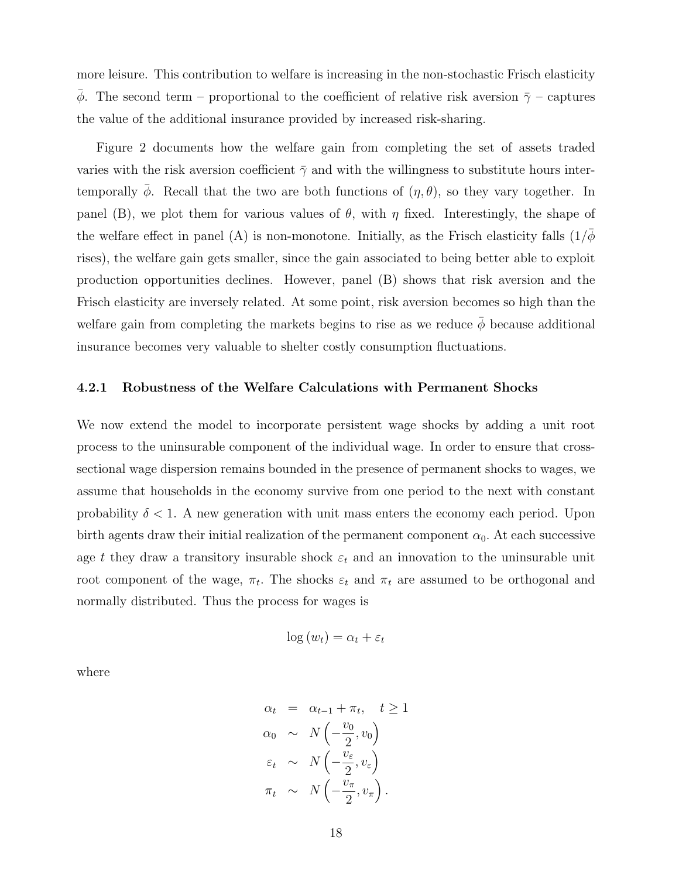more leisure. This contribution to welfare is increasing in the non-stochastic Frisch elasticity $\bar{\phi}$. The second term – proportional to the coefficient of relative risk aversion $\bar{\gamma}$ – captures the value of the additional insurance provided by increased risk-sharing.

Figure 2 documents how the welfare gain from completing the set of assets traded varies with the risk aversion coefficient $\bar{\gamma}$ and with the willingness to substitute hours intertemporally $\bar{\phi}$. Recall that the two are both functions of $(\eta, \theta)$, so they vary together. In panel (B), we plot them for various values of $\theta$, with $\eta$ fixed. Interestingly, the shape of the welfare effect in panel (A) is non-monotone. Initially, as the Frisch elasticity falls ($1/\bar{\phi}$ rises), the welfare gain gets smaller, since the gain associated to being better able to exploit production opportunities declines. However, panel (B) shows that risk aversion and the Frisch elasticity are inversely related. At some point, risk aversion becomes so high than the welfare gain from completing the markets begins to rise as we reduce $\bar{\phi}$ because additional insurance becomes very valuable to shelter costly consumption fluctuations.

### 4.2.1 Robustness of the Welfare Calculations with Permanent Shocks

We now extend the model to incorporate persistent wage shocks by adding a unit root process to the uninsurable component of the individual wage. In order to ensure that cross-sectional wage dispersion remains bounded in the presence of permanent shocks to wages, we assume that households in the economy survive from one period to the next with constant probability $\delta < 1$. A new generation with unit mass enters the economy each period. Upon birth agents draw their initial realization of the permanent component $\alpha_0$. At each successive age $t$ they draw a transitory insurable shock $\varepsilon_t$ and an innovation to the uninsurable unit root component of the wage, $\pi_t$. The shocks $\varepsilon_t$ and $\pi_t$ are assumed to be orthogonal and normally distributed. Thus the process for wages is

$$\log(w_t) = \alpha_t + \varepsilon_t$$

where

$$\begin{aligned}
\alpha_t &= \alpha_{t-1} + \pi_t, \quad t \geq 1 \\
\alpha_0 &\sim N\left(-\frac{v_0}{2}, v_0\right) \\
\varepsilon_t &\sim N\left(-\frac{v_\varepsilon}{2}, v_\varepsilon\right) \\
\pi_t &\sim N\left(-\frac{v_\pi}{2}, v_\pi\right).
\end{aligned}$$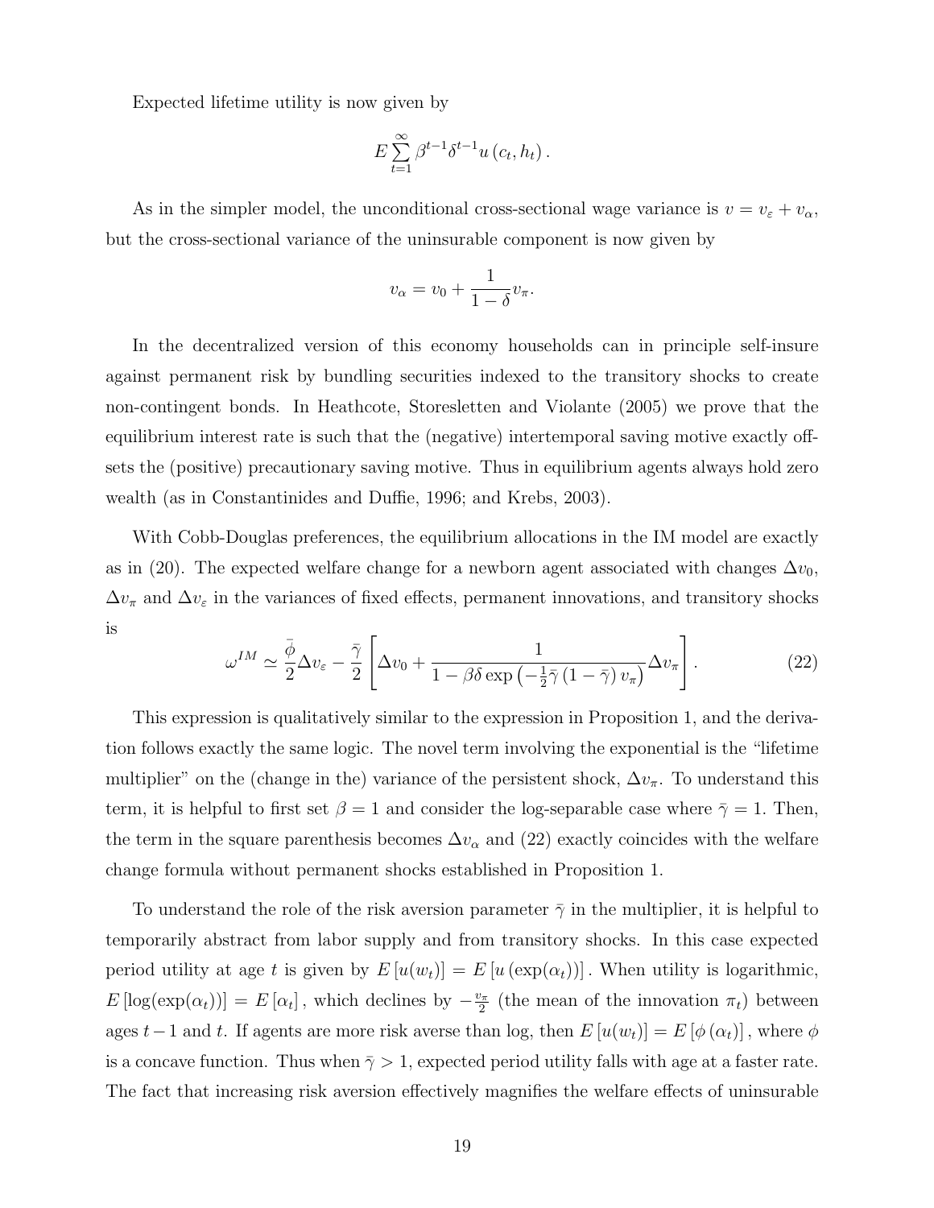Expected lifetime utility is now given by

$$E\sum_{t=1}^{\infty}\beta^{t-1}\delta^{t-1}u\left(c_t,h_t\right).$$

As in the simpler model, the unconditional cross-sectional wage variance is $v = v_\varepsilon + v_\alpha$, but the cross-sectional variance of the uninsurable component is now given by

$$v_\alpha = v_0 + \frac{1}{1-\delta}v_\pi.$$

In the decentralized version of this economy households can in principle self-insure against permanent risk by bundling securities indexed to the transitory shocks to create non-contingent bonds. In Heathcote, Storesletten and Violante (2005) we prove that the equilibrium interest rate is such that the (negative) intertemporal saving motive exactly offsets the (positive) precautionary saving motive. Thus in equilibrium agents always hold zero wealth (as in Constantinides and Duffie, 1996; and Krebs, 2003).

With Cobb-Douglas preferences, the equilibrium allocations in the IM model are exactly as in (20). The expected welfare change for a newborn agent associated with changes $\Delta v_0$, $\Delta v_\pi$ and $\Delta v_\varepsilon$ in the variances of fixed effects, permanent innovations, and transitory shocks is

$$\omega^{IM} \simeq \frac{\bar{\phi}}{2}\Delta v_\varepsilon - \frac{\bar{\gamma}}{2}\left[\Delta v_0 + \frac{1}{1-\beta\delta\exp\left(-\frac{1}{2}\bar{\gamma}\left(1-\bar{\gamma}\right)v_\pi\right)}\Delta v_\pi\right]. \tag{22}$$

This expression is qualitatively similar to the expression in Proposition 1, and the derivation follows exactly the same logic. The novel term involving the exponential is the "lifetime multiplier" on the (change in the) variance of the persistent shock, $\Delta v_\pi$. To understand this term, it is helpful to first set $\beta = 1$ and consider the log-separable case where $\bar{\gamma} = 1$. Then, the term in the square parenthesis becomes $\Delta v_\alpha$ and (22) exactly coincides with the welfare change formula without permanent shocks established in Proposition 1.

To understand the role of the risk aversion parameter $\bar{\gamma}$ in the multiplier, it is helpful to temporarily abstract from labor supply and from transitory shocks. In this case expected period utility at age $t$ is given by $E\left[u(w_t)\right] = E\left[u\left(\exp(\alpha_t)\right)\right]$. When utility is logarithmic, $E\left[\log(\exp(\alpha_t))\right] = E\left[\alpha_t\right]$, which declines by $-\frac{v_\pi}{2}$ (the mean of the innovation $\pi_t$) between ages $t-1$ and $t$. If agents are more risk averse than log, then $E\left[u(w_t)\right] = E\left[\phi\left(\alpha_t\right)\right]$, where $\phi$ is a concave function. Thus when $\bar{\gamma} > 1$, expected period utility falls with age at a faster rate. The fact that increasing risk aversion effectively magnifies the welfare effects of uninsurable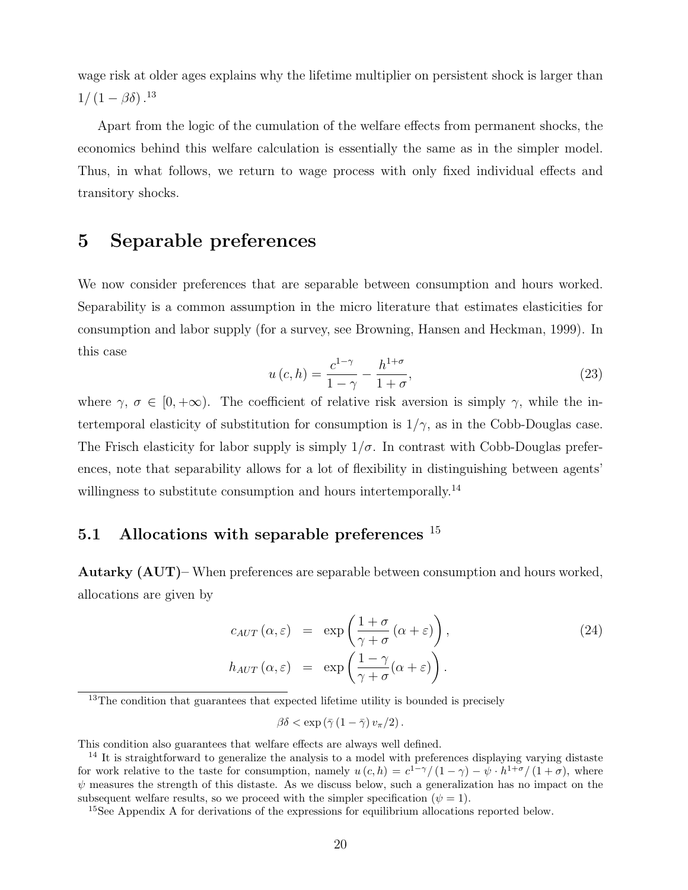wage risk at older ages explains why the lifetime multiplier on persistent shock is larger than $1/(1-\beta\delta)$.[13]

Apart from the logic of the cumulation of the welfare effects from permanent shocks, the economics behind this welfare calculation is essentially the same as in the simpler model. Thus, in what follows, we return to wage process with only fixed individual effects and transitory shocks.

# 5 Separable preferences

We now consider preferences that are separable between consumption and hours worked. Separability is a common assumption in the micro literature that estimates elasticities for consumption and labor supply (for a survey, see Browning, Hansen and Heckman, 1999). In this case

$$u(c,h) = \frac{c^{1-\gamma}}{1-\gamma} - \frac{h^{1+\sigma}}{1+\sigma}, \tag{23}$$

where $\gamma$, $\sigma \in [0,+\infty)$. The coefficient of relative risk aversion is simply $\gamma$, while the intertemporal elasticity of substitution for consumption is $1/\gamma$, as in the Cobb-Douglas case. The Frisch elasticity for labor supply is simply $1/\sigma$. In contrast with Cobb-Douglas preferences, note that separability allows for a lot of flexibility in distinguishing between agents' willingness to substitute consumption and hours intertemporally.[14]

## 5.1 Allocations with separable preferences [15]

**Autarky (AUT)**– When preferences are separable between consumption and hours worked, allocations are given by

$$\begin{aligned} c_{AUT}(\alpha,\varepsilon) &= \exp\left(\frac{1+\sigma}{\gamma+\sigma}(\alpha+\varepsilon)\right), \\ h_{AUT}(\alpha,\varepsilon) &= \exp\left(\frac{1-\gamma}{\gamma+\sigma}(\alpha+\varepsilon)\right). \end{aligned} \tag{24}$$

[13] The condition that guarantees that expected lifetime utility is bounded is precisely

$$\beta\delta < \exp\left(\bar{\gamma}\left(1-\bar{\gamma}\right)v_\pi/2\right).$$

This condition also guarantees that welfare effects are always well defined.

[14] It is straightforward to generalize the analysis to a model with preferences displaying varying distaste for work relative to the taste for consumption, namely $u(c,h) = c^{1-\gamma}/(1-\gamma) - \psi \cdot h^{1+\sigma}/(1+\sigma)$, where $\psi$ measures the strength of this distaste. As we discuss below, such a generalization has no impact on the subsequent welfare results, so we proceed with the simpler specification ($\psi = 1$).

[15] See Appendix A for derivations of the expressions for equilibrium allocations reported below.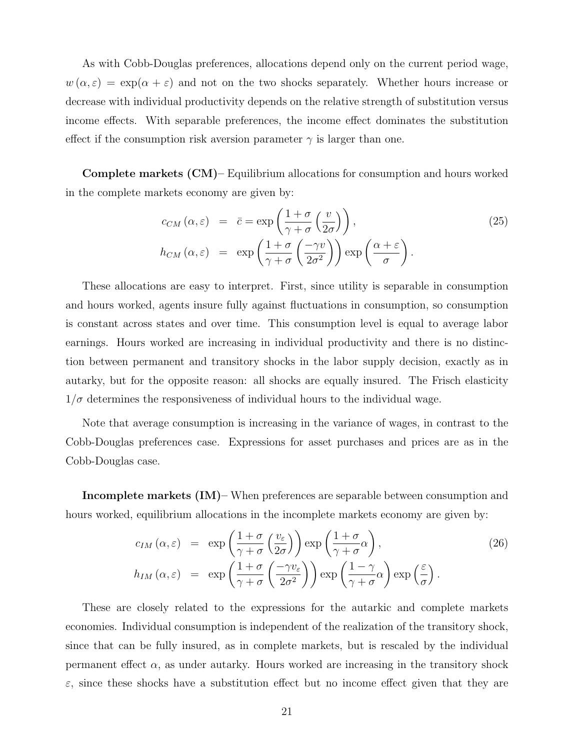As with Cobb-Douglas preferences, allocations depend only on the current period wage, $w(\alpha, \varepsilon) = \exp(\alpha + \varepsilon)$ and not on the two shocks separately. Whether hours increase or decrease with individual productivity depends on the relative strength of substitution versus income effects. With separable preferences, the income effect dominates the substitution effect if the consumption risk aversion parameter $\gamma$ is larger than one.

**Complete markets (CM)**– Equilibrium allocations for consumption and hours worked in the complete markets economy are given by:

$$
\begin{aligned}
c_{CM}(\alpha, \varepsilon) &= \bar{c} = \exp\left(\frac{1+\sigma}{\gamma+\sigma}\left(\frac{v}{2\sigma}\right)\right), \\
h_{CM}(\alpha, \varepsilon) &= \exp\left(\frac{1+\sigma}{\gamma+\sigma}\left(\frac{-\gamma v}{2\sigma^2}\right)\right)\exp\left(\frac{\alpha+\varepsilon}{\sigma}\right).
\end{aligned}
\tag{25}
$$

These allocations are easy to interpret. First, since utility is separable in consumption and hours worked, agents insure fully against fluctuations in consumption, so consumption is constant across states and over time. This consumption level is equal to average labor earnings. Hours worked are increasing in individual productivity and there is no distinction between permanent and transitory shocks in the labor supply decision, exactly as in autarky, but for the opposite reason: all shocks are equally insured. The Frisch elasticity $1/\sigma$ determines the responsiveness of individual hours to the individual wage.

Note that average consumption is increasing in the variance of wages, in contrast to the Cobb-Douglas preferences case. Expressions for asset purchases and prices are as in the Cobb-Douglas case.

**Incomplete markets (IM)**– When preferences are separable between consumption and hours worked, equilibrium allocations in the incomplete markets economy are given by:

$$
\begin{aligned}
c_{IM}(\alpha, \varepsilon) &= \exp\left(\frac{1+\sigma}{\gamma+\sigma}\left(\frac{v_\varepsilon}{2\sigma}\right)\right)\exp\left(\frac{1+\sigma}{\gamma+\sigma}\alpha\right), \\
h_{IM}(\alpha, \varepsilon) &= \exp\left(\frac{1+\sigma}{\gamma+\sigma}\left(\frac{-\gamma v_\varepsilon}{2\sigma^2}\right)\right)\exp\left(\frac{1-\gamma}{\gamma+\sigma}\alpha\right)\exp\left(\frac{\varepsilon}{\sigma}\right).
\end{aligned}
\tag{26}
$$

These are closely related to the expressions for the autarkic and complete markets economies. Individual consumption is independent of the realization of the transitory shock, since that can be fully insured, as in complete markets, but is rescaled by the individual permanent effect $\alpha$, as under autarky. Hours worked are increasing in the transitory shock $\varepsilon$, since these shocks have a substitution effect but no income effect given that they are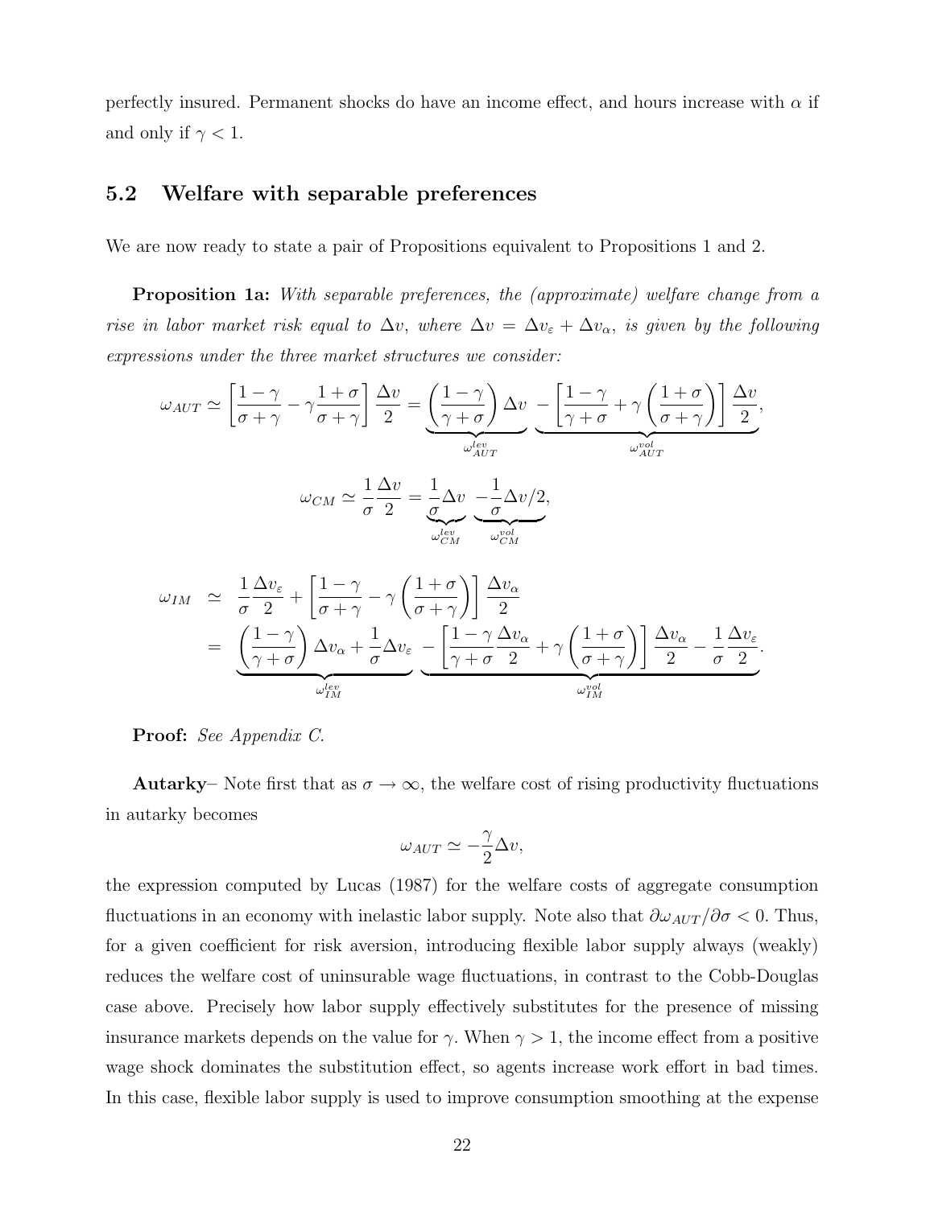perfectly insured. Permanent shocks do have an income effect, and hours increase with $\alpha$ if and only if $\gamma < 1$.

### 5.2 Welfare with separable preferences

We are now ready to state a pair of Propositions equivalent to Propositions 1 and 2.

**Proposition 1a:** *With separable preferences, the (approximate) welfare change from a rise in labor market risk equal to $\Delta v$, where $\Delta v = \Delta v_\varepsilon + \Delta v_\alpha$, is given by the following expressions under the three market structures we consider:*

$$\omega_{AUT} \simeq \left[\frac{1-\gamma}{\sigma+\gamma} - \gamma\frac{1+\sigma}{\sigma+\gamma}\right]\frac{\Delta v}{2} = \underbrace{\left(\frac{1-\gamma}{\gamma+\sigma}\right)\Delta v}_{\omega_{AUT}^{lev}} \underbrace{- \left[\frac{1-\gamma}{\gamma+\sigma} + \gamma\left(\frac{1+\sigma}{\sigma+\gamma}\right)\right]\frac{\Delta v}{2}}_{\omega_{AUT}^{vol}},$$

$$\omega_{CM} \simeq \frac{1}{\sigma}\frac{\Delta v}{2} = \underbrace{\frac{1}{\sigma}\Delta v}_{\omega_{CM}^{lev}} \underbrace{-\frac{1}{\sigma}\Delta v/2}_{\omega_{CM}^{vol}},$$

$$\begin{aligned}
\omega_{IM} &\simeq \frac{1}{\sigma}\frac{\Delta v_\varepsilon}{2} + \left[\frac{1-\gamma}{\sigma+\gamma} - \gamma\left(\frac{1+\sigma}{\sigma+\gamma}\right)\right]\frac{\Delta v_\alpha}{2} \\
&= \underbrace{\left(\frac{1-\gamma}{\gamma+\sigma}\right)\Delta v_\alpha + \frac{1}{\sigma}\Delta v_\varepsilon}_{\omega_{IM}^{lev}} \underbrace{-\left[\frac{1-\gamma}{\gamma+\sigma}\frac{\Delta v_\alpha}{2} + \gamma\left(\frac{1+\sigma}{\sigma+\gamma}\right)\right]\frac{\Delta v_\alpha}{2} - \frac{1}{\sigma}\frac{\Delta v_\varepsilon}{2}}_{\omega_{IM}^{vol}}.
\end{aligned}$$

**Proof:** *See Appendix C.*

**Autarky**– Note first that as $\sigma \to \infty$, the welfare cost of rising productivity fluctuations in autarky becomes

$$\omega_{AUT} \simeq -\frac{\gamma}{2}\Delta v,$$

the expression computed by Lucas (1987) for the welfare costs of aggregate consumption fluctuations in an economy with inelastic labor supply. Note also that $\partial\omega_{AUT}/\partial\sigma < 0$. Thus, for a given coefficient for risk aversion, introducing flexible labor supply always (weakly) reduces the welfare cost of uninsurable wage fluctuations, in contrast to the Cobb-Douglas case above. Precisely how labor supply effectively substitutes for the presence of missing insurance markets depends on the value for $\gamma$. When $\gamma > 1$, the income effect from a positive wage shock dominates the substitution effect, so agents increase work effort in bad times. In this case, flexible labor supply is used to improve consumption smoothing at the expense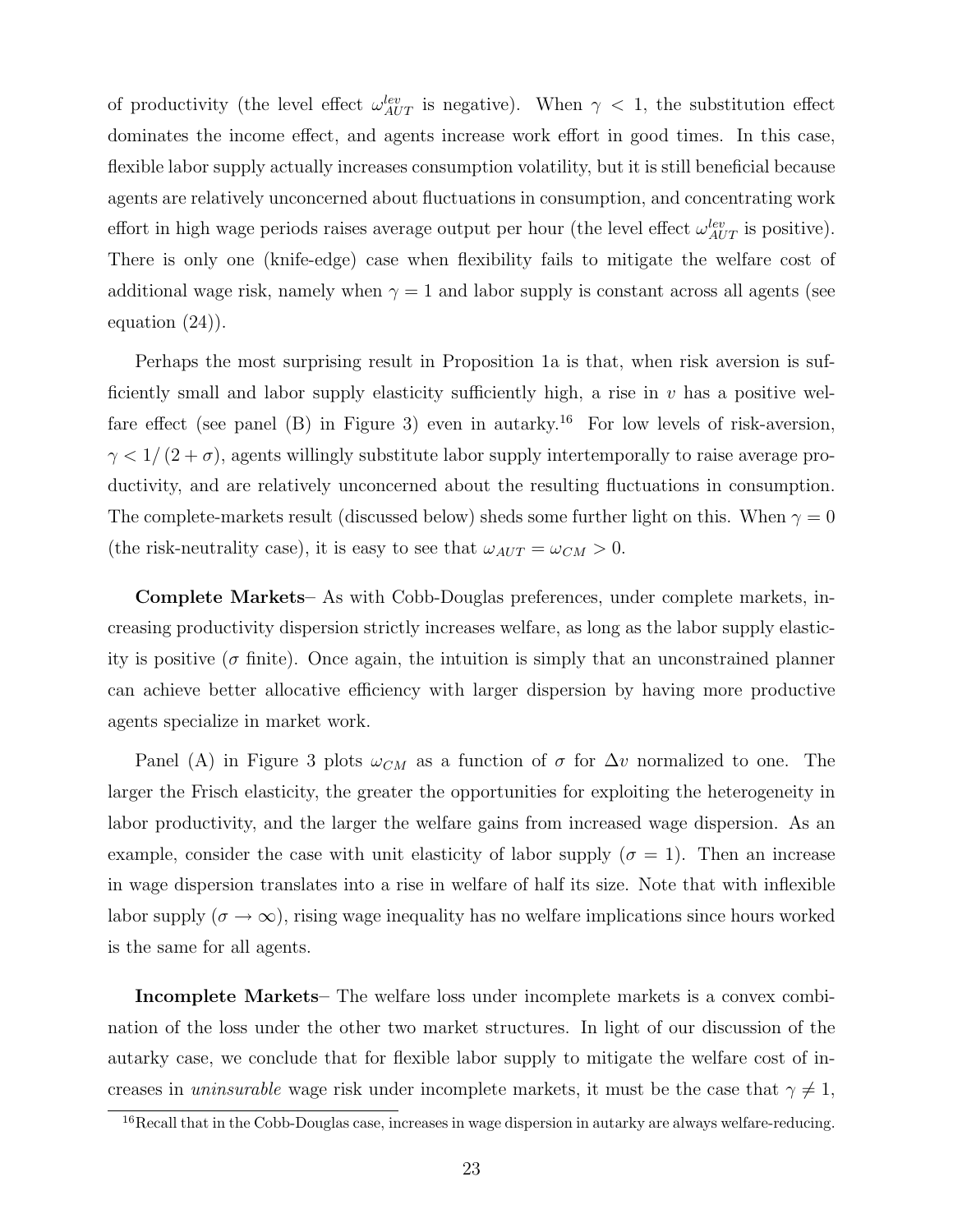of productivity (the level effect $\omega_{AUT}^{lev}$ is negative). When $\gamma < 1$, the substitution effect dominates the income effect, and agents increase work effort in good times. In this case, flexible labor supply actually increases consumption volatility, but it is still beneficial because agents are relatively unconcerned about fluctuations in consumption, and concentrating work effort in high wage periods raises average output per hour (the level effect $\omega_{AUT}^{lev}$ is positive). There is only one (knife-edge) case when flexibility fails to mitigate the welfare cost of additional wage risk, namely when $\gamma = 1$ and labor supply is constant across all agents (see equation (24)).

Perhaps the most surprising result in Proposition 1a is that, when risk aversion is sufficiently small and labor supply elasticity sufficiently high, a rise in $v$ has a positive welfare effect (see panel (B) in Figure 3) even in autarky.[16] For low levels of risk-aversion, $\gamma < 1/(2 + \sigma)$, agents willingly substitute labor supply intertemporally to raise average productivity, and are relatively unconcerned about the resulting fluctuations in consumption. The complete-markets result (discussed below) sheds some further light on this. When $\gamma = 0$ (the risk-neutrality case), it is easy to see that $\omega_{AUT} = \omega_{CM} > 0$.

**Complete Markets**– As with Cobb-Douglas preferences, under complete markets, increasing productivity dispersion strictly increases welfare, as long as the labor supply elasticity is positive ($\sigma$ finite). Once again, the intuition is simply that an unconstrained planner can achieve better allocative efficiency with larger dispersion by having more productive agents specialize in market work.

Panel (A) in Figure 3 plots $\omega_{CM}$ as a function of $\sigma$ for $\Delta v$ normalized to one. The larger the Frisch elasticity, the greater the opportunities for exploiting the heterogeneity in labor productivity, and the larger the welfare gains from increased wage dispersion. As an example, consider the case with unit elasticity of labor supply ($\sigma = 1$). Then an increase in wage dispersion translates into a rise in welfare of half its size. Note that with inflexible labor supply ($\sigma \to \infty$), rising wage inequality has no welfare implications since hours worked is the same for all agents.

**Incomplete Markets**– The welfare loss under incomplete markets is a convex combination of the loss under the other two market structures. In light of our discussion of the autarky case, we conclude that for flexible labor supply to mitigate the welfare cost of increases in *uninsurable* wage risk under incomplete markets, it must be the case that $\gamma \neq 1$,

[16] Recall that in the Cobb-Douglas case, increases in wage dispersion in autarky are always welfare-reducing.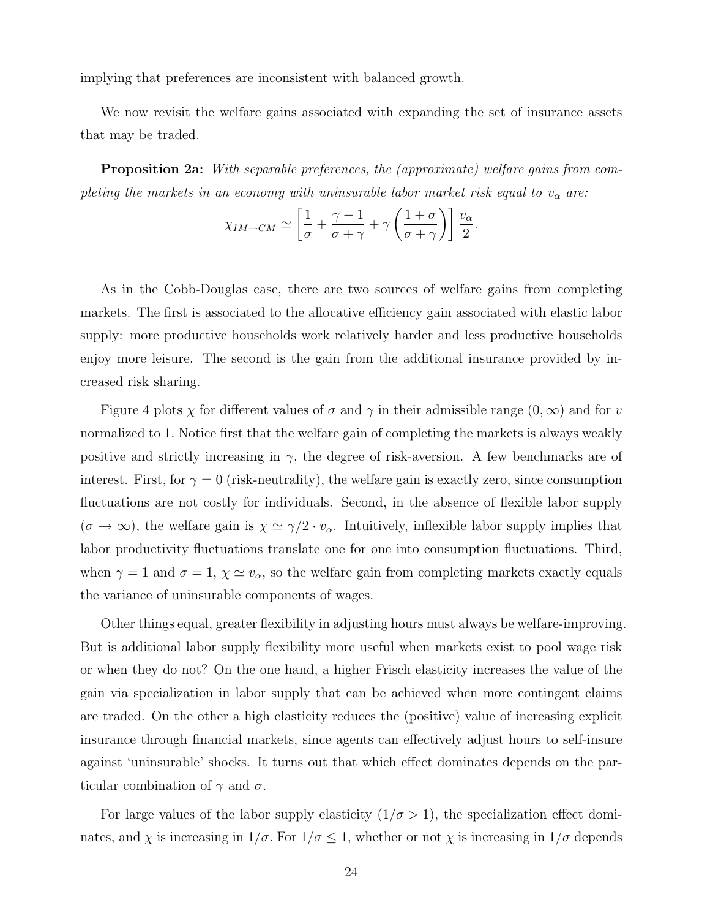implying that preferences are inconsistent with balanced growth.

We now revisit the welfare gains associated with expanding the set of insurance assets that may be traded.

**Proposition 2a:** *With separable preferences, the (approximate) welfare gains from completing the markets in an economy with uninsurable labor market risk equal to $v_\alpha$ are:*

$$\chi_{IM \to CM} \simeq \left[ \frac{1}{\sigma} + \frac{\gamma - 1}{\sigma + \gamma} + \gamma \left( \frac{1 + \sigma}{\sigma + \gamma} \right) \right] \frac{v_\alpha}{2}.$$

As in the Cobb-Douglas case, there are two sources of welfare gains from completing markets. The first is associated to the allocative efficiency gain associated with elastic labor supply: more productive households work relatively harder and less productive households enjoy more leisure. The second is the gain from the additional insurance provided by increased risk sharing.

Figure 4 plots $\chi$ for different values of $\sigma$ and $\gamma$ in their admissible range $(0, \infty)$ and for $v$ normalized to 1. Notice first that the welfare gain of completing the markets is always weakly positive and strictly increasing in $\gamma$, the degree of risk-aversion. A few benchmarks are of interest. First, for $\gamma = 0$ (risk-neutrality), the welfare gain is exactly zero, since consumption fluctuations are not costly for individuals. Second, in the absence of flexible labor supply ($\sigma \to \infty$), the welfare gain is $\chi \simeq \gamma/2 \cdot v_\alpha$. Intuitively, inflexible labor supply implies that labor productivity fluctuations translate one for one into consumption fluctuations. Third, when $\gamma = 1$ and $\sigma = 1$, $\chi \simeq v_\alpha$, so the welfare gain from completing markets exactly equals the variance of uninsurable components of wages.

Other things equal, greater flexibility in adjusting hours must always be welfare-improving. But is additional labor supply flexibility more useful when markets exist to pool wage risk or when they do not? On the one hand, a higher Frisch elasticity increases the value of the gain via specialization in labor supply that can be achieved when more contingent claims are traded. On the other a high elasticity reduces the (positive) value of increasing explicit insurance through financial markets, since agents can effectively adjust hours to self-insure against 'uninsurable' shocks. It turns out that which effect dominates depends on the particular combination of $\gamma$ and $\sigma$.

For large values of the labor supply elasticity ($1/\sigma > 1$), the specialization effect dominates, and $\chi$ is increasing in $1/\sigma$. For $1/\sigma \leq 1$, whether or not $\chi$ is increasing in $1/\sigma$ depends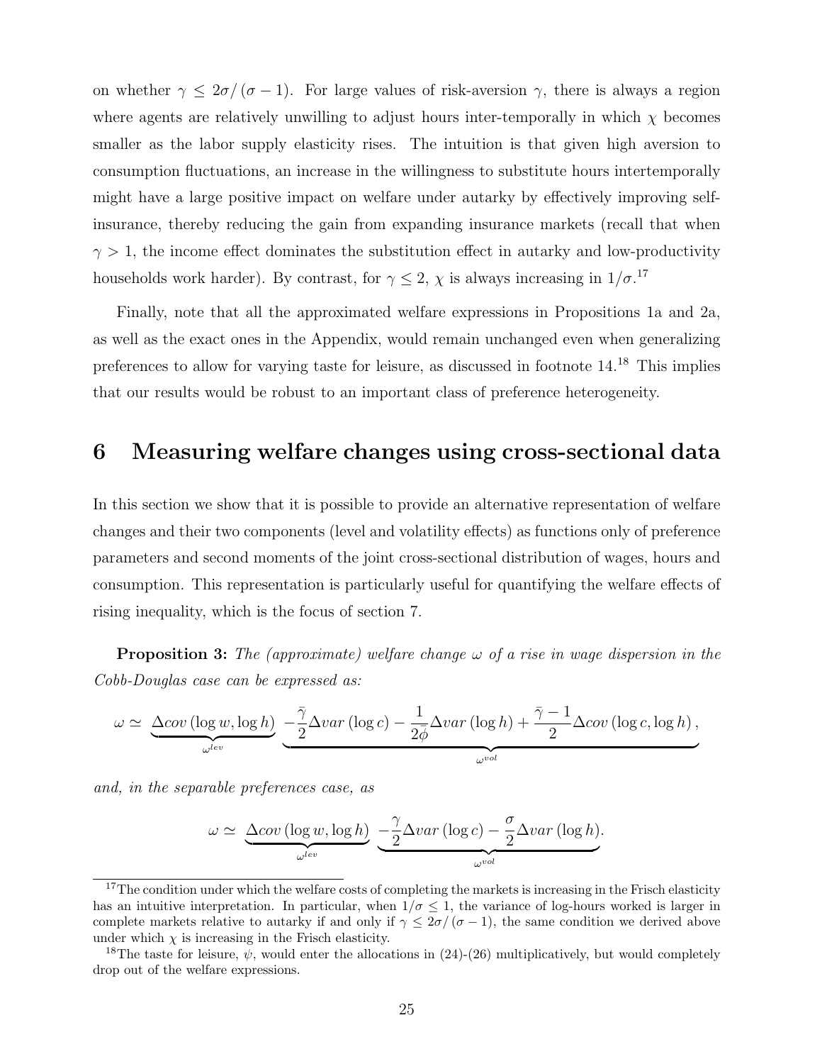on whether $\gamma \leq 2\sigma/(\sigma - 1)$. For large values of risk-aversion $\gamma$, there is always a region where agents are relatively unwilling to adjust hours inter-temporally in which $\chi$ becomes smaller as the labor supply elasticity rises. The intuition is that given high aversion to consumption fluctuations, an increase in the willingness to substitute hours intertemporally might have a large positive impact on welfare under autarky by effectively improving self-insurance, thereby reducing the gain from expanding insurance markets (recall that when $\gamma > 1$, the income effect dominates the substitution effect in autarky and low-productivity households work harder). By contrast, for $\gamma \leq 2$, $\chi$ is always increasing in $1/\sigma$.[17]

Finally, note that all the approximated welfare expressions in Propositions 1a and 2a, as well as the exact ones in the Appendix, would remain unchanged even when generalizing preferences to allow for varying taste for leisure, as discussed in footnote 14.[18] This implies that our results would be robust to an important class of preference heterogeneity.

# 6 Measuring welfare changes using cross-sectional data

In this section we show that it is possible to provide an alternative representation of welfare changes and their two components (level and volatility effects) as functions only of preference parameters and second moments of the joint cross-sectional distribution of wages, hours and consumption. This representation is particularly useful for quantifying the welfare effects of rising inequality, which is the focus of section 7.

**Proposition 3:** *The (approximate) welfare change $\omega$ of a rise in wage dispersion in the Cobb-Douglas case can be expressed as:*

$$\omega \simeq \underbrace{\Delta cov(\log w, \log h)}_{\omega^{lev}} \underbrace{- \frac{\bar{\gamma}}{2} \Delta var(\log c) - \frac{1}{2\bar{\phi}} \Delta var(\log h) + \frac{\bar{\gamma} - 1}{2} \Delta cov(\log c, \log h)}_{\omega^{vol}},$$

*and, in the separable preferences case, as*

$$\omega \simeq \underbrace{\Delta cov(\log w, \log h)}_{\omega^{lev}} \underbrace{- \frac{\gamma}{2} \Delta var(\log c) - \frac{\sigma}{2} \Delta var(\log h)}_{\omega^{vol}}.$$

[17] The condition under which the welfare costs of completing the markets is increasing in the Frisch elasticity has an intuitive interpretation. In particular, when $1/\sigma \leq 1$, the variance of log-hours worked is larger in complete markets relative to autarky if and only if $\gamma \leq 2\sigma/(\sigma - 1)$, the same condition we derived above under which $\chi$ is increasing in the Frisch elasticity.

[18] The taste for leisure, $\psi$, would enter the allocations in (24)-(26) multiplicatively, but would completely drop out of the welfare expressions.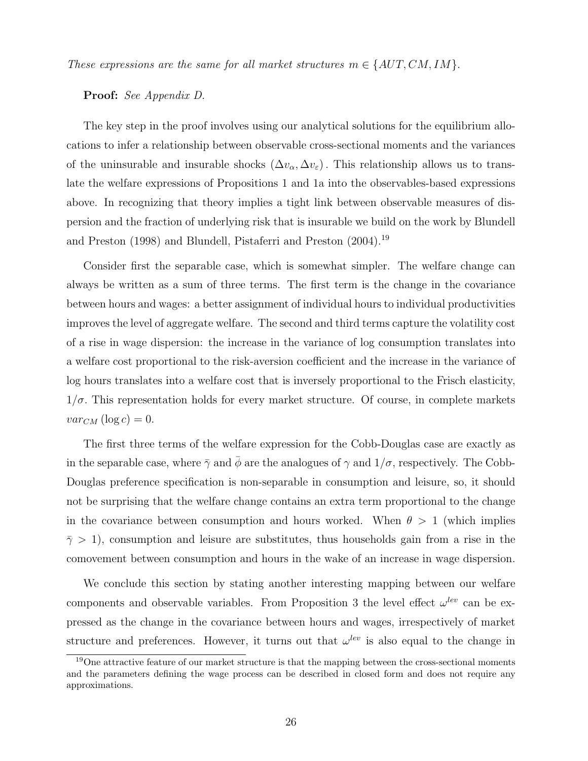*These expressions are the same for all market structures $m \in \{AUT, CM, IM\}$.*

**Proof:** *See Appendix D.*

The key step in the proof involves using our analytical solutions for the equilibrium allocations to infer a relationship between observable cross-sectional moments and the variances of the uninsurable and insurable shocks $(\Delta v_\alpha, \Delta v_\varepsilon)$. This relationship allows us to translate the welfare expressions of Propositions 1 and 1a into the observables-based expressions above. In recognizing that theory implies a tight link between observable measures of dispersion and the fraction of underlying risk that is insurable we build on the work by Blundell and Preston (1998) and Blundell, Pistaferri and Preston (2004).[19]

Consider first the separable case, which is somewhat simpler. The welfare change can always be written as a sum of three terms. The first term is the change in the covariance between hours and wages: a better assignment of individual hours to individual productivities improves the level of aggregate welfare. The second and third terms capture the volatility cost of a rise in wage dispersion: the increase in the variance of log consumption translates into a welfare cost proportional to the risk-aversion coefficient and the increase in the variance of log hours translates into a welfare cost that is inversely proportional to the Frisch elasticity, $1/\sigma$. This representation holds for every market structure. Of course, in complete markets $var_{CM}(\log c) = 0$.

The first three terms of the welfare expression for the Cobb-Douglas case are exactly as in the separable case, where $\bar{\gamma}$ and $\bar{\phi}$ are the analogues of $\gamma$ and $1/\sigma$, respectively. The Cobb-Douglas preference specification is non-separable in consumption and leisure, so, it should not be surprising that the welfare change contains an extra term proportional to the change in the covariance between consumption and hours worked. When $\theta > 1$ (which implies $\bar{\gamma} > 1$), consumption and leisure are substitutes, thus households gain from a rise in the comovement between consumption and hours in the wake of an increase in wage dispersion.

We conclude this section by stating another interesting mapping between our welfare components and observable variables. From Proposition 3 the level effect $\omega^{lev}$ can be expressed as the change in the covariance between hours and wages, irrespectively of market structure and preferences. However, it turns out that $\omega^{lev}$ is also equal to the change in

[19] One attractive feature of our market structure is that the mapping between the cross-sectional moments and the parameters defining the wage process can be described in closed form and does not require any approximations.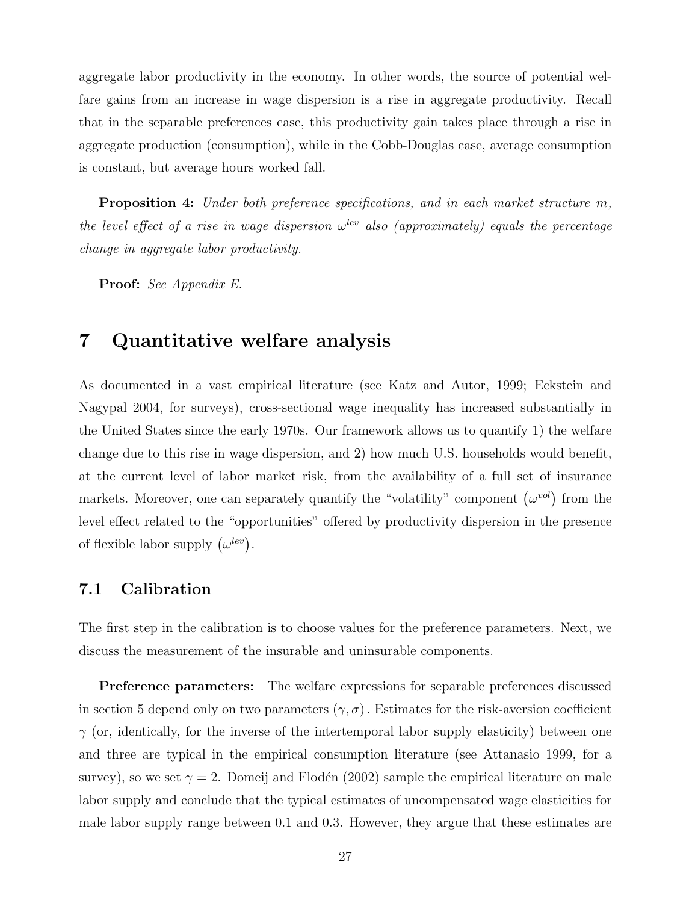aggregate labor productivity in the economy. In other words, the source of potential welfare gains from an increase in wage dispersion is a rise in aggregate productivity. Recall that in the separable preferences case, this productivity gain takes place through a rise in aggregate production (consumption), while in the Cobb-Douglas case, average consumption is constant, but average hours worked fall.

**Proposition 4:** *Under both preference specifications, and in each market structure $m$, the level effect of a rise in wage dispersion $\omega^{lev}$ also (approximately) equals the percentage change in aggregate labor productivity.*

**Proof:** *See Appendix E.*

# 7 Quantitative welfare analysis

As documented in a vast empirical literature (see Katz and Autor, 1999; Eckstein and Nagypal 2004, for surveys), cross-sectional wage inequality has increased substantially in the United States since the early 1970s. Our framework allows us to quantify 1) the welfare change due to this rise in wage dispersion, and 2) how much U.S. households would benefit, at the current level of labor market risk, from the availability of a full set of insurance markets. Moreover, one can separately quantify the "volatility" component $\left(\omega^{vol}\right)$ from the level effect related to the "opportunities" offered by productivity dispersion in the presence of flexible labor supply $\left(\omega^{lev}\right)$.

## 7.1 Calibration

The first step in the calibration is to choose values for the preference parameters. Next, we discuss the measurement of the insurable and uninsurable components.

**Preference parameters:** The welfare expressions for separable preferences discussed in section 5 depend only on two parameters $(\gamma, \sigma)$. Estimates for the risk-aversion coefficient $\gamma$ (or, identically, for the inverse of the intertemporal labor supply elasticity) between one and three are typical in the empirical consumption literature (see Attanasio 1999, for a survey), so we set $\gamma = 2$. Domeij and Flodén (2002) sample the empirical literature on male labor supply and conclude that the typical estimates of uncompensated wage elasticities for male labor supply range between 0.1 and 0.3. However, they argue that these estimates are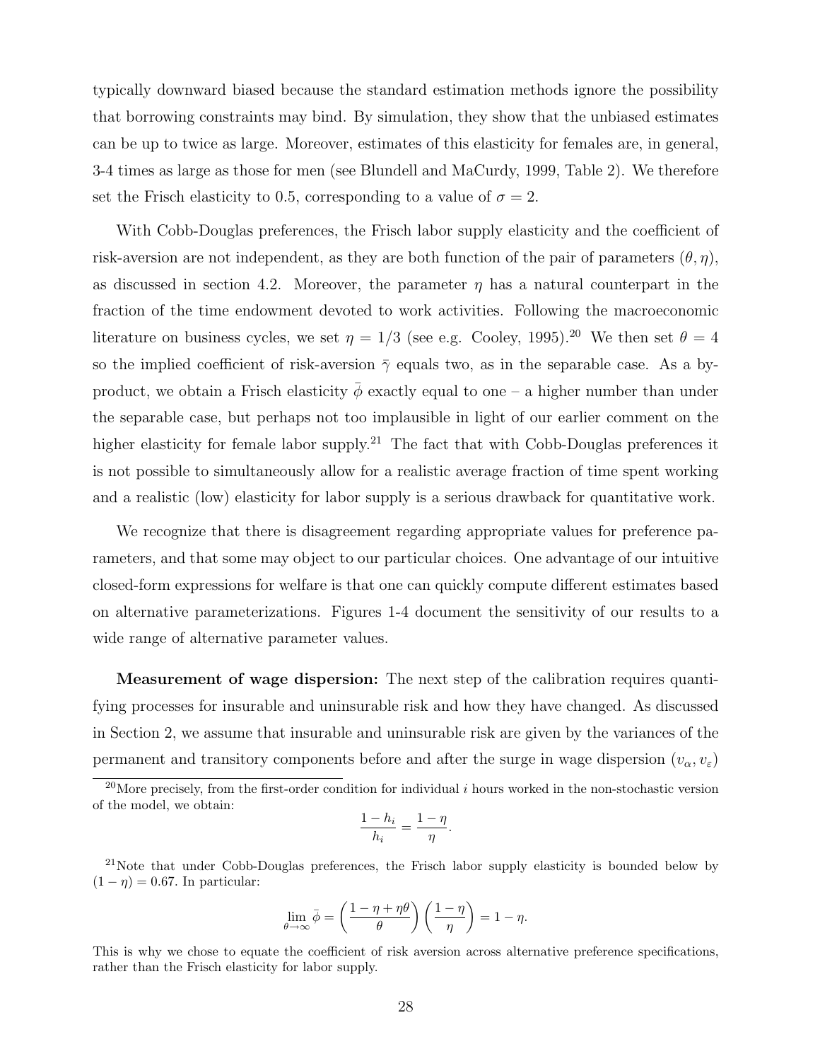typically downward biased because the standard estimation methods ignore the possibility that borrowing constraints may bind. By simulation, they show that the unbiased estimates can be up to twice as large. Moreover, estimates of this elasticity for females are, in general, 3-4 times as large as those for men (see Blundell and MaCurdy, 1999, Table 2). We therefore set the Frisch elasticity to 0.5, corresponding to a value of $\sigma = 2$.

With Cobb-Douglas preferences, the Frisch labor supply elasticity and the coefficient of risk-aversion are not independent, as they are both function of the pair of parameters $(\theta, \eta)$, as discussed in section 4.2. Moreover, the parameter $\eta$ has a natural counterpart in the fraction of the time endowment devoted to work activities. Following the macroeconomic literature on business cycles, we set $\eta = 1/3$ (see e.g. Cooley, 1995).[20] We then set $\theta = 4$ so the implied coefficient of risk-aversion $\bar{\gamma}$ equals two, as in the separable case. As a by-product, we obtain a Frisch elasticity $\bar{\phi}$ exactly equal to one – a higher number than under the separable case, but perhaps not too implausible in light of our earlier comment on the higher elasticity for female labor supply.[21] The fact that with Cobb-Douglas preferences it is not possible to simultaneously allow for a realistic average fraction of time spent working and a realistic (low) elasticity for labor supply is a serious drawback for quantitative work.

We recognize that there is disagreement regarding appropriate values for preference parameters, and that some may object to our particular choices. One advantage of our intuitive closed-form expressions for welfare is that one can quickly compute different estimates based on alternative parameterizations. Figures 1-4 document the sensitivity of our results to a wide range of alternative parameter values.

**Measurement of wage dispersion:** The next step of the calibration requires quantifying processes for insurable and uninsurable risk and how they have changed. As discussed in Section 2, we assume that insurable and uninsurable risk are given by the variances of the permanent and transitory components before and after the surge in wage dispersion $(v_\alpha, v_\varepsilon)$

---

[20] More precisely, from the first-order condition for individual $i$ hours worked in the non-stochastic version of the model, we obtain:

$$\frac{1 - h_i}{h_i} = \frac{1 - \eta}{\eta}.$$

[21] Note that under Cobb-Douglas preferences, the Frisch labor supply elasticity is bounded below by $(1 - \eta) = 0.67$. In particular:

$$\lim_{\theta \to \infty} \bar{\phi} = \left( \frac{1 - \eta + \eta\theta}{\theta} \right) \left( \frac{1 - \eta}{\eta} \right) = 1 - \eta.$$

This is why we chose to equate the coefficient of risk aversion across alternative preference specifications, rather than the Frisch elasticity for labor supply.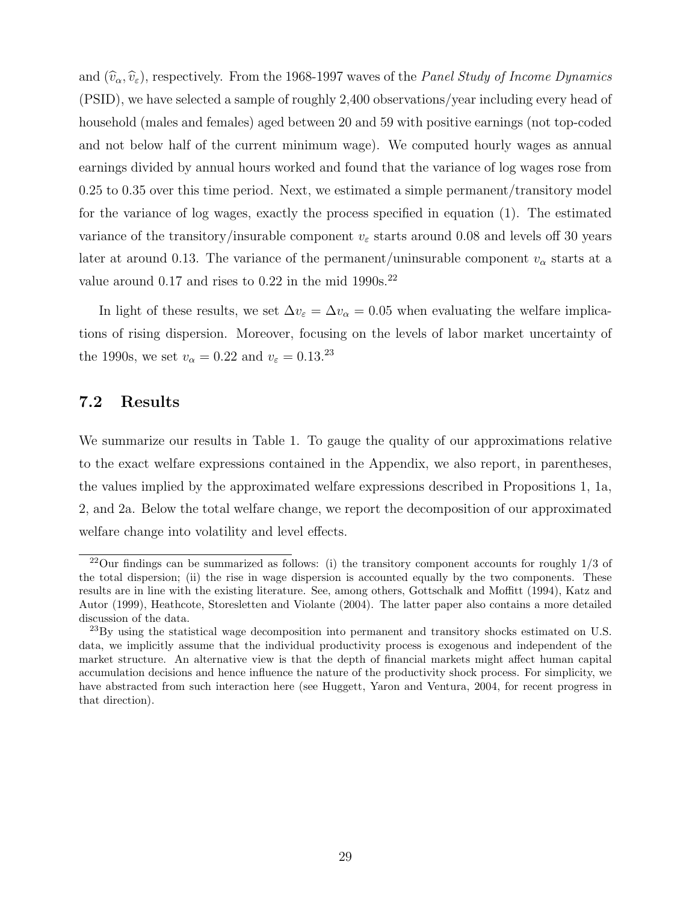and $(\widehat{v}_\alpha, \widehat{v}_\varepsilon)$, respectively. From the 1968-1997 waves of the *Panel Study of Income Dynamics* (PSID), we have selected a sample of roughly 2,400 observations/year including every head of household (males and females) aged between 20 and 59 with positive earnings (not top-coded and not below half of the current minimum wage). We computed hourly wages as annual earnings divided by annual hours worked and found that the variance of log wages rose from 0.25 to 0.35 over this time period. Next, we estimated a simple permanent/transitory model for the variance of log wages, exactly the process specified in equation (1). The estimated variance of the transitory/insurable component $v_\varepsilon$ starts around 0.08 and levels off 30 years later at around 0.13. The variance of the permanent/uninsurable component $v_\alpha$ starts at a value around 0.17 and rises to 0.22 in the mid 1990s.[22]

In light of these results, we set $\Delta v_\varepsilon = \Delta v_\alpha = 0.05$ when evaluating the welfare implications of rising dispersion. Moreover, focusing on the levels of labor market uncertainty of the 1990s, we set $v_\alpha = 0.22$ and $v_\varepsilon = 0.13$.[23]

## 7.2 Results

We summarize our results in Table 1. To gauge the quality of our approximations relative to the exact welfare expressions contained in the Appendix, we also report, in parentheses, the values implied by the approximated welfare expressions described in Propositions 1, 1a, 2, and 2a. Below the total welfare change, we report the decomposition of our approximated welfare change into volatility and level effects.

[22] Our findings can be summarized as follows: (i) the transitory component accounts for roughly 1/3 of the total dispersion; (ii) the rise in wage dispersion is accounted equally by the two components. These results are in line with the existing literature. See, among others, Gottschalk and Moffitt (1994), Katz and Autor (1999), Heathcote, Storesletten and Violante (2004). The latter paper also contains a more detailed discussion of the data.

[23] By using the statistical wage decomposition into permanent and transitory shocks estimated on U.S. data, we implicitly assume that the individual productivity process is exogenous and independent of the market structure. An alternative view is that the depth of financial markets might affect human capital accumulation decisions and hence influence the nature of the productivity shock process. For simplicity, we have abstracted from such interaction here (see Huggett, Yaron and Ventura, 2004, for recent progress in that direction).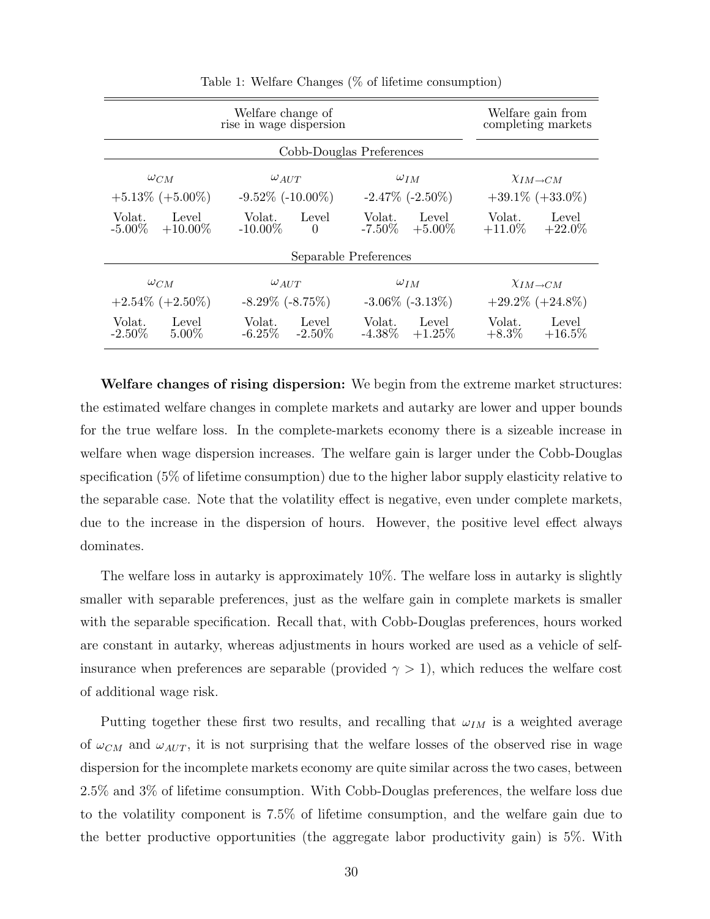Table 1: Welfare Changes (% of lifetime consumption)

| Welfare change of rise in wage dispersion | | | | | | Welfare gain from completing markets | |
|---|---|---|---|---|---|---|---|
| **Cobb-Douglas Preferences** | | | | | | | |
| $\omega_{CM}$ | | $\omega_{AUT}$ | | $\omega_{IM}$ | | $\chi_{IM \to CM}$ | |
| +5.13% (+5.00%) | | -9.52% (-10.00%) | | -2.47% (-2.50%) | | +39.1% (+33.0%) | |
| Volat. | Level | Volat. | Level | Volat. | Level | Volat. | Level |
| -5.00% | +10.00% | -10.00% | 0 | -7.50% | +5.00% | +11.0% | +22.0% |
| **Separable Preferences** | | | | | | | |
| $\omega_{CM}$ | | $\omega_{AUT}$ | | $\omega_{IM}$ | | $\chi_{IM \to CM}$ | |
| +2.54% (+2.50%) | | -8.29% (-8.75%) | | -3.06% (-3.13%) | | +29.2% (+24.8%) | |
| Volat. | Level | Volat. | Level | Volat. | Level | Volat. | Level |
| -2.50% | 5.00% | -6.25% | -2.50% | -4.38% | +1.25% | +8.3% | +16.5% |

**Welfare changes of rising dispersion:** We begin from the extreme market structures: the estimated welfare changes in complete markets and autarky are lower and upper bounds for the true welfare loss. In the complete-markets economy there is a sizeable increase in welfare when wage dispersion increases. The welfare gain is larger under the Cobb-Douglas specification (5% of lifetime consumption) due to the higher labor supply elasticity relative to the separable case. Note that the volatility effect is negative, even under complete markets, due to the increase in the dispersion of hours. However, the positive level effect always dominates.

The welfare loss in autarky is approximately 10%. The welfare loss in autarky is slightly smaller with separable preferences, just as the welfare gain in complete markets is smaller with the separable specification. Recall that, with Cobb-Douglas preferences, hours worked are constant in autarky, whereas adjustments in hours worked are used as a vehicle of self-insurance when preferences are separable (provided $\gamma > 1$), which reduces the welfare cost of additional wage risk.

Putting together these first two results, and recalling that $\omega_{IM}$ is a weighted average of $\omega_{CM}$ and $\omega_{AUT}$, it is not surprising that the welfare losses of the observed rise in wage dispersion for the incomplete markets economy are quite similar across the two cases, between 2.5% and 3% of lifetime consumption. With Cobb-Douglas preferences, the welfare loss due to the volatility component is 7.5% of lifetime consumption, and the welfare gain due to the better productive opportunities (the aggregate labor productivity gain) is 5%. With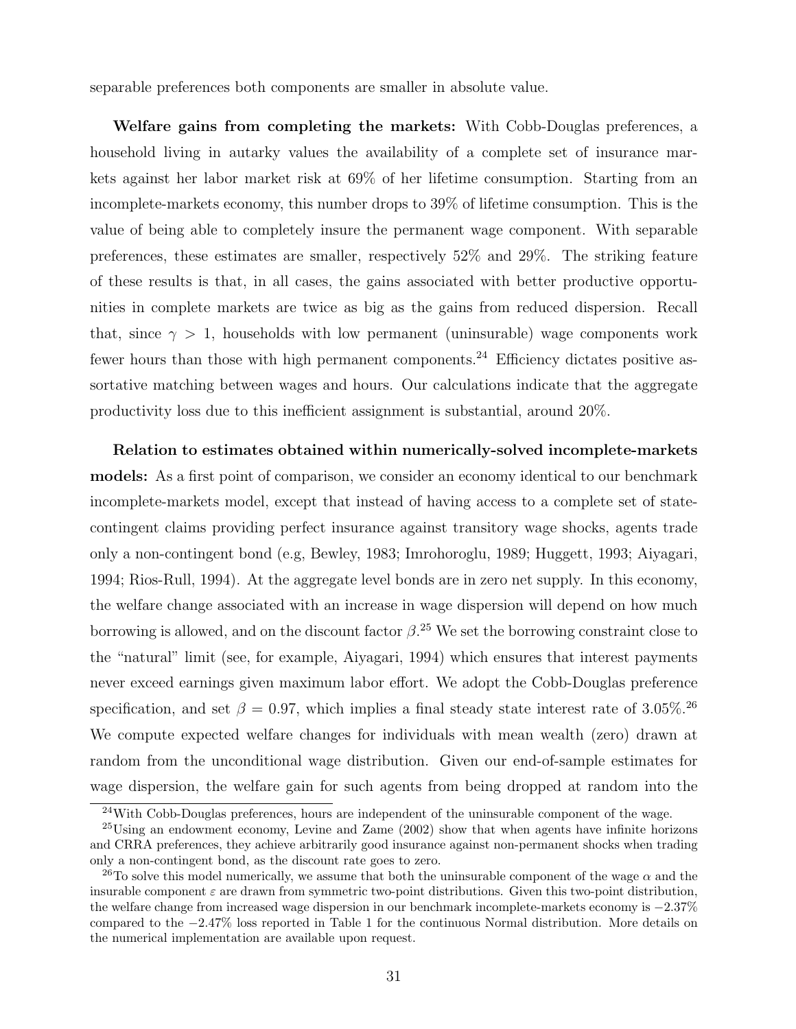separable preferences both components are smaller in absolute value.

**Welfare gains from completing the markets:** With Cobb-Douglas preferences, a household living in autarky values the availability of a complete set of insurance markets against her labor market risk at 69% of her lifetime consumption. Starting from an incomplete-markets economy, this number drops to 39% of lifetime consumption. This is the value of being able to completely insure the permanent wage component. With separable preferences, these estimates are smaller, respectively 52% and 29%. The striking feature of these results is that, in all cases, the gains associated with better productive opportunities in complete markets are twice as big as the gains from reduced dispersion. Recall that, since $\gamma > 1$, households with low permanent (uninsurable) wage components work fewer hours than those with high permanent components.[24] Efficiency dictates positive assortative matching between wages and hours. Our calculations indicate that the aggregate productivity loss due to this inefficient assignment is substantial, around 20%.

**Relation to estimates obtained within numerically-solved incomplete-markets models:** As a first point of comparison, we consider an economy identical to our benchmark incomplete-markets model, except that instead of having access to a complete set of state-contingent claims providing perfect insurance against transitory wage shocks, agents trade only a non-contingent bond (e.g, Bewley, 1983; Imrohoroglu, 1989; Huggett, 1993; Aiyagari, 1994; Rios-Rull, 1994). At the aggregate level bonds are in zero net supply. In this economy, the welfare change associated with an increase in wage dispersion will depend on how much borrowing is allowed, and on the discount factor $\beta$.[25] We set the borrowing constraint close to the "natural" limit (see, for example, Aiyagari, 1994) which ensures that interest payments never exceed earnings given maximum labor effort. We adopt the Cobb-Douglas preference specification, and set $\beta = 0.97$, which implies a final steady state interest rate of 3.05%.[26] We compute expected welfare changes for individuals with mean wealth (zero) drawn at random from the unconditional wage distribution. Given our end-of-sample estimates for wage dispersion, the welfare gain for such agents from being dropped at random into the

[24] With Cobb-Douglas preferences, hours are independent of the uninsurable component of the wage.

[25] Using an endowment economy, Levine and Zame (2002) show that when agents have infinite horizons and CRRA preferences, they achieve arbitrarily good insurance against non-permanent shocks when trading only a non-contingent bond, as the discount rate goes to zero.

[26] To solve this model numerically, we assume that both the uninsurable component of the wage $\alpha$ and the insurable component $\varepsilon$ are drawn from symmetric two-point distributions. Given this two-point distribution, the welfare change from increased wage dispersion in our benchmark incomplete-markets economy is $-2.37\%$ compared to the $-2.47\%$ loss reported in Table 1 for the continuous Normal distribution. More details on the numerical implementation are available upon request.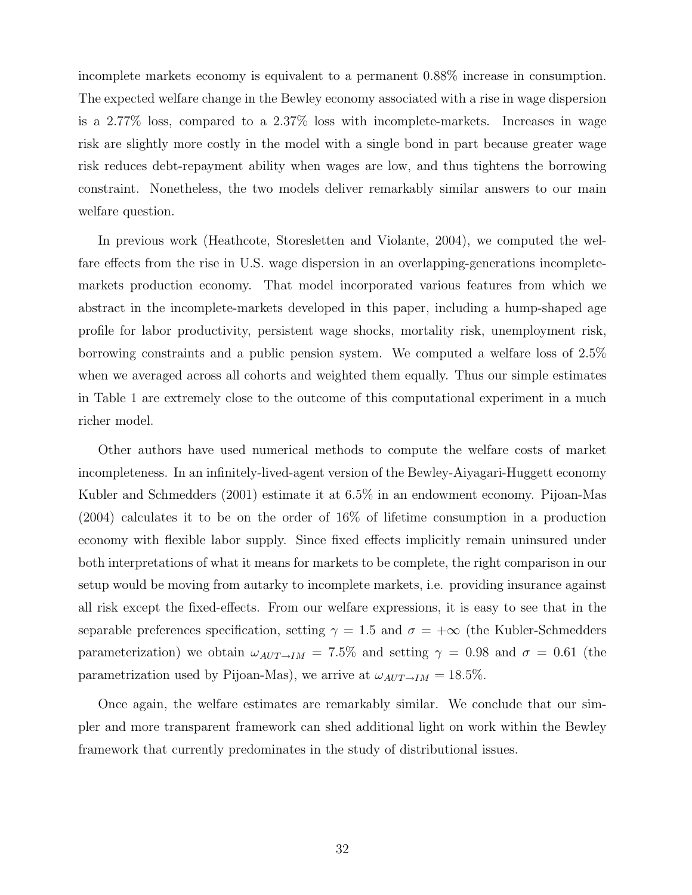incomplete markets economy is equivalent to a permanent 0.88% increase in consumption. The expected welfare change in the Bewley economy associated with a rise in wage dispersion is a 2.77% loss, compared to a 2.37% loss with incomplete-markets. Increases in wage risk are slightly more costly in the model with a single bond in part because greater wage risk reduces debt-repayment ability when wages are low, and thus tightens the borrowing constraint. Nonetheless, the two models deliver remarkably similar answers to our main welfare question.

In previous work (Heathcote, Storesletten and Violante, 2004), we computed the welfare effects from the rise in U.S. wage dispersion in an overlapping-generations incomplete-markets production economy. That model incorporated various features from which we abstract in the incomplete-markets developed in this paper, including a hump-shaped age profile for labor productivity, persistent wage shocks, mortality risk, unemployment risk, borrowing constraints and a public pension system. We computed a welfare loss of 2.5% when we averaged across all cohorts and weighted them equally. Thus our simple estimates in Table 1 are extremely close to the outcome of this computational experiment in a much richer model.

Other authors have used numerical methods to compute the welfare costs of market incompleteness. In an infinitely-lived-agent version of the Bewley-Aiyagari-Huggett economy Kubler and Schmedders (2001) estimate it at 6.5% in an endowment economy. Pijoan-Mas (2004) calculates it to be on the order of 16% of lifetime consumption in a production economy with flexible labor supply. Since fixed effects implicitly remain uninsured under both interpretations of what it means for markets to be complete, the right comparison in our setup would be moving from autarky to incomplete markets, i.e. providing insurance against all risk except the fixed-effects. From our welfare expressions, it is easy to see that in the separable preferences specification, setting $\gamma = 1.5$ and $\sigma = +\infty$ (the Kubler-Schmedders parameterization) we obtain $\omega_{AUT \to IM} = 7.5\%$ and setting $\gamma = 0.98$ and $\sigma = 0.61$ (the parametrization used by Pijoan-Mas), we arrive at $\omega_{AUT \to IM} = 18.5\%$.

Once again, the welfare estimates are remarkably similar. We conclude that our simpler and more transparent framework can shed additional light on work within the Bewley framework that currently predominates in the study of distributional issues.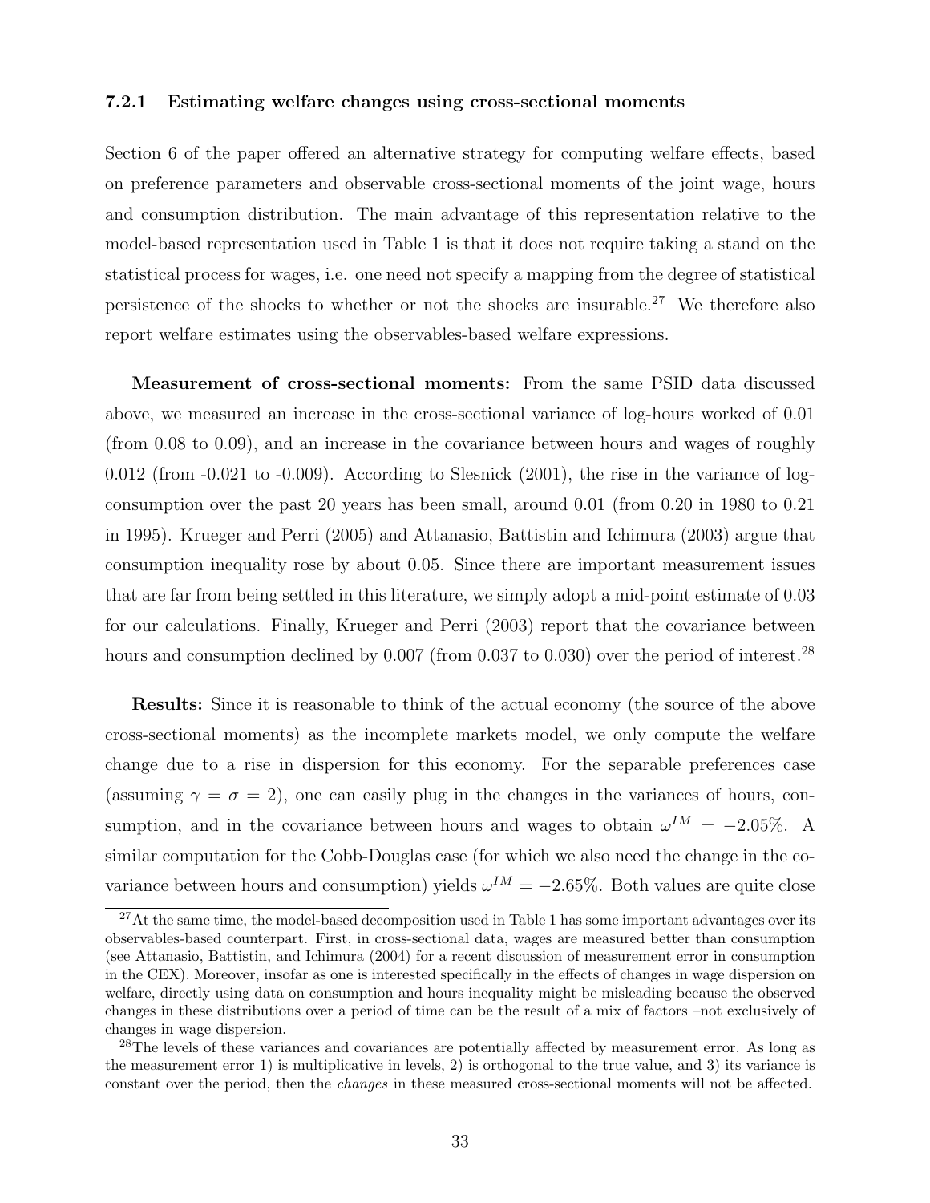#### 7.2.1 Estimating welfare changes using cross-sectional moments

Section 6 of the paper offered an alternative strategy for computing welfare effects, based on preference parameters and observable cross-sectional moments of the joint wage, hours and consumption distribution. The main advantage of this representation relative to the model-based representation used in Table 1 is that it does not require taking a stand on the statistical process for wages, i.e. one need not specify a mapping from the degree of statistical persistence of the shocks to whether or not the shocks are insurable.[27] We therefore also report welfare estimates using the observables-based welfare expressions.

**Measurement of cross-sectional moments:** From the same PSID data discussed above, we measured an increase in the cross-sectional variance of log-hours worked of 0.01 (from 0.08 to 0.09), and an increase in the covariance between hours and wages of roughly 0.012 (from -0.021 to -0.009). According to Slesnick (2001), the rise in the variance of log-consumption over the past 20 years has been small, around 0.01 (from 0.20 in 1980 to 0.21 in 1995). Krueger and Perri (2005) and Attanasio, Battistin and Ichimura (2003) argue that consumption inequality rose by about 0.05. Since there are important measurement issues that are far from being settled in this literature, we simply adopt a mid-point estimate of 0.03 for our calculations. Finally, Krueger and Perri (2003) report that the covariance between hours and consumption declined by 0.007 (from 0.037 to 0.030) over the period of interest.[28]

**Results:** Since it is reasonable to think of the actual economy (the source of the above cross-sectional moments) as the incomplete markets model, we only compute the welfare change due to a rise in dispersion for this economy. For the separable preferences case (assuming $\gamma = \sigma = 2$), one can easily plug in the changes in the variances of hours, consumption, and in the covariance between hours and wages to obtain $\omega^{IM} = -2.05\%$. A similar computation for the Cobb-Douglas case (for which we also need the change in the covariance between hours and consumption) yields $\omega^{IM} = -2.65\%$. Both values are quite close

[27] At the same time, the model-based decomposition used in Table 1 has some important advantages over its observables-based counterpart. First, in cross-sectional data, wages are measured better than consumption (see Attanasio, Battistin, and Ichimura (2004) for a recent discussion of measurement error in consumption in the CEX). Moreover, insofar as one is interested specifically in the effects of changes in wage dispersion on welfare, directly using data on consumption and hours inequality might be misleading because the observed changes in these distributions over a period of time can be the result of a mix of factors –not exclusively of changes in wage dispersion.

[28] The levels of these variances and covariances are potentially affected by measurement error. As long as the measurement error 1) is multiplicative in levels, 2) is orthogonal to the true value, and 3) its variance is constant over the period, then the *changes* in these measured cross-sectional moments will not be affected.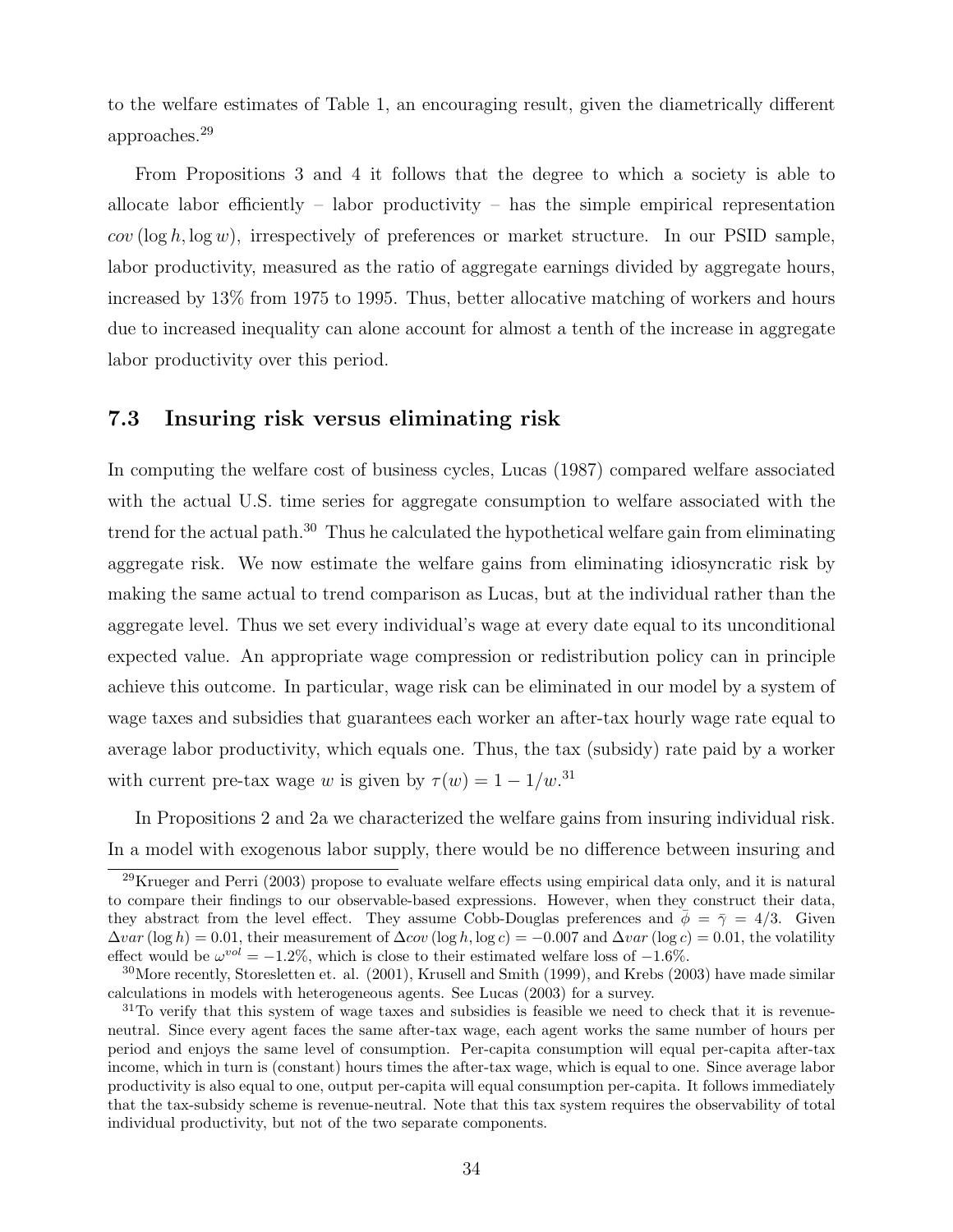to the welfare estimates of Table 1, an encouraging result, given the diametrically different approaches.[29]

From Propositions 3 and 4 it follows that the degree to which a society is able to allocate labor efficiently – labor productivity – has the simple empirical representation $cov(\log h, \log w)$, irrespectively of preferences or market structure. In our PSID sample, labor productivity, measured as the ratio of aggregate earnings divided by aggregate hours, increased by 13% from 1975 to 1995. Thus, better allocative matching of workers and hours due to increased inequality can alone account for almost a tenth of the increase in aggregate labor productivity over this period.

### 7.3 Insuring risk versus eliminating risk

In computing the welfare cost of business cycles, Lucas (1987) compared welfare associated with the actual U.S. time series for aggregate consumption to welfare associated with the trend for the actual path.[30] Thus he calculated the hypothetical welfare gain from eliminating aggregate risk. We now estimate the welfare gains from eliminating idiosyncratic risk by making the same actual to trend comparison as Lucas, but at the individual rather than the aggregate level. Thus we set every individual's wage at every date equal to its unconditional expected value. An appropriate wage compression or redistribution policy can in principle achieve this outcome. In particular, wage risk can be eliminated in our model by a system of wage taxes and subsidies that guarantees each worker an after-tax hourly wage rate equal to average labor productivity, which equals one. Thus, the tax (subsidy) rate paid by a worker with current pre-tax wage $w$ is given by $\tau(w) = 1 - 1/w$.[31]

In Propositions 2 and 2a we characterized the welfare gains from insuring individual risk. In a model with exogenous labor supply, there would be no difference between insuring and

[29] Krueger and Perri (2003) propose to evaluate welfare effects using empirical data only, and it is natural to compare their findings to our observable-based expressions. However, when they construct their data, they abstract from the level effect. They assume Cobb-Douglas preferences and $\bar{\phi} = \bar{\gamma} = 4/3$. Given $\Delta var(\log h) = 0.01$, their measurement of $\Delta cov(\log h, \log c) = -0.007$ and $\Delta var(\log c) = 0.01$, the volatility effect would be $\omega^{vol} = -1.2\%$, which is close to their estimated welfare loss of $-1.6\%$.

[30] More recently, Storesletten et. al. (2001), Krusell and Smith (1999), and Krebs (2003) have made similar calculations in models with heterogeneous agents. See Lucas (2003) for a survey.

[31] To verify that this system of wage taxes and subsidies is feasible we need to check that it is revenue-neutral. Since every agent faces the same after-tax wage, each agent works the same number of hours per period and enjoys the same level of consumption. Per-capita consumption will equal per-capita after-tax income, which in turn is (constant) hours times the after-tax wage, which is equal to one. Since average labor productivity is also equal to one, output per-capita will equal consumption per-capita. It follows immediately that the tax-subsidy scheme is revenue-neutral. Note that this tax system requires the observability of total individual productivity, but not of the two separate components.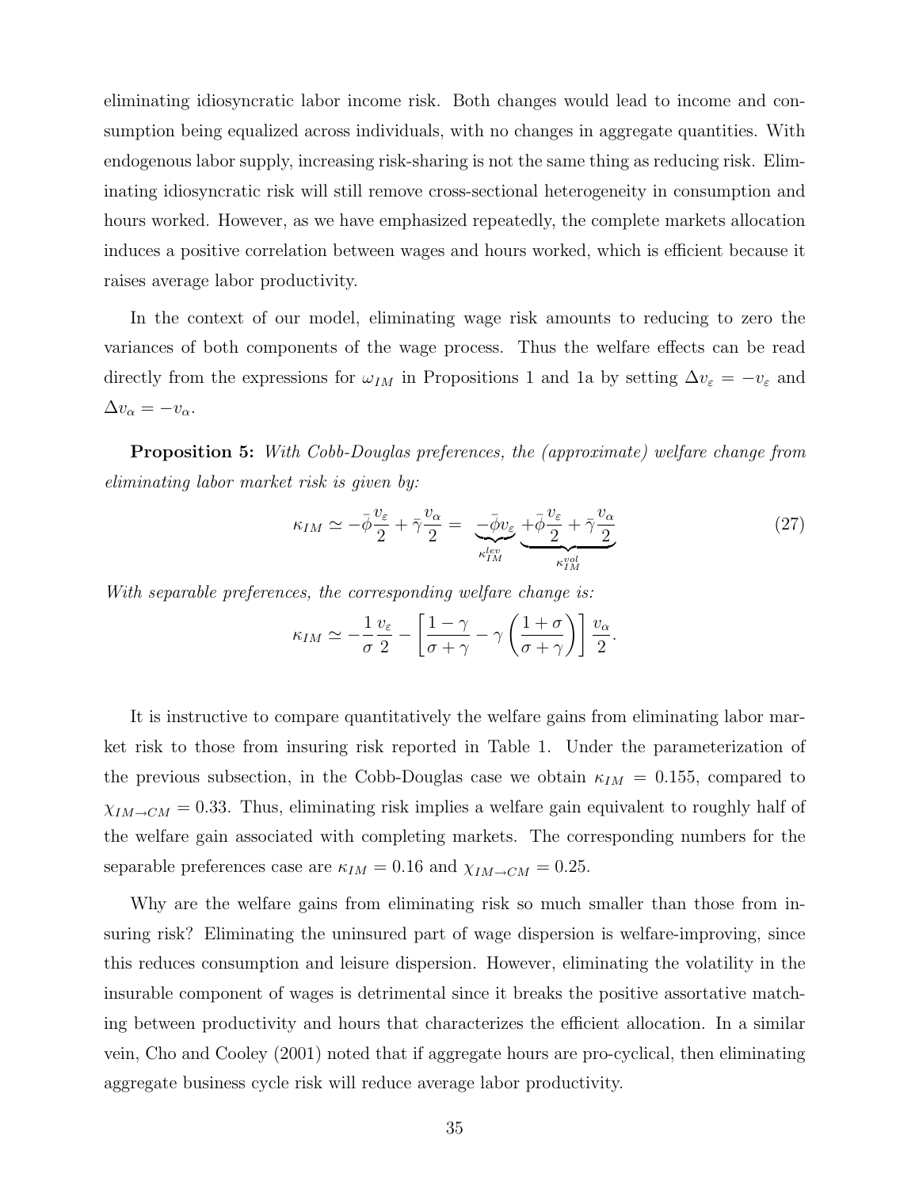eliminating idiosyncratic labor income risk. Both changes would lead to income and consumption being equalized across individuals, with no changes in aggregate quantities. With endogenous labor supply, increasing risk-sharing is not the same thing as reducing risk. Eliminating idiosyncratic risk will still remove cross-sectional heterogeneity in consumption and hours worked. However, as we have emphasized repeatedly, the complete markets allocation induces a positive correlation between wages and hours worked, which is efficient because it raises average labor productivity.

In the context of our model, eliminating wage risk amounts to reducing to zero the variances of both components of the wage process. Thus the welfare effects can be read directly from the expressions for $\omega_{IM}$ in Propositions 1 and 1a by setting $\Delta v_\varepsilon = -v_\varepsilon$ and $\Delta v_\alpha = -v_\alpha$.

**Proposition 5:** *With Cobb-Douglas preferences, the (approximate) welfare change from eliminating labor market risk is given by:*

$$\kappa_{IM} \simeq -\bar{\phi}\frac{v_\varepsilon}{2} + \bar{\gamma}\frac{v_\alpha}{2} = \underbrace{-\bar{\phi}v_\varepsilon}_{\kappa_{IM}^{lev}} \underbrace{+\bar{\phi}\frac{v_\varepsilon}{2} + \bar{\gamma}\frac{v_\alpha}{2}}_{\kappa_{IM}^{vol}} \tag{27}$$

*With separable preferences, the corresponding welfare change is:*

$$\kappa_{IM} \simeq -\frac{1}{\sigma}\frac{v_\varepsilon}{2} - \left[\frac{1-\gamma}{\sigma+\gamma} - \gamma\left(\frac{1+\sigma}{\sigma+\gamma}\right)\right]\frac{v_\alpha}{2}.$$

It is instructive to compare quantitatively the welfare gains from eliminating labor market risk to those from insuring risk reported in Table 1. Under the parameterization of the previous subsection, in the Cobb-Douglas case we obtain $\kappa_{IM} = 0.155$, compared to $\chi_{IM\to CM} = 0.33$. Thus, eliminating risk implies a welfare gain equivalent to roughly half of the welfare gain associated with completing markets. The corresponding numbers for the separable preferences case are $\kappa_{IM} = 0.16$ and $\chi_{IM\to CM} = 0.25$.

Why are the welfare gains from eliminating risk so much smaller than those from insuring risk? Eliminating the uninsured part of wage dispersion is welfare-improving, since this reduces consumption and leisure dispersion. However, eliminating the volatility in the insurable component of wages is detrimental since it breaks the positive assortative matching between productivity and hours that characterizes the efficient allocation. In a similar vein, Cho and Cooley (2001) noted that if aggregate hours are pro-cyclical, then eliminating aggregate business cycle risk will reduce average labor productivity.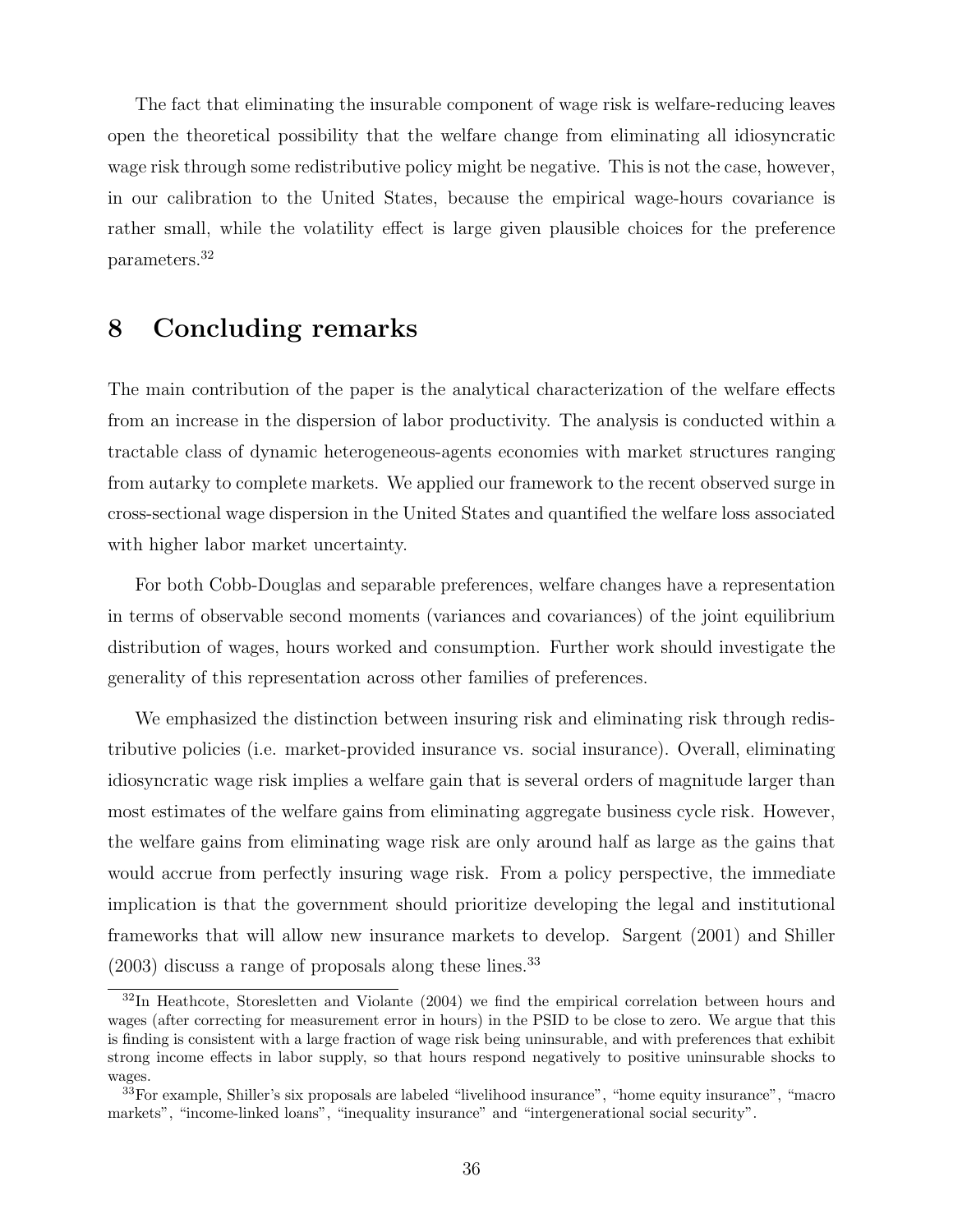The fact that eliminating the insurable component of wage risk is welfare-reducing leaves open the theoretical possibility that the welfare change from eliminating all idiosyncratic wage risk through some redistributive policy might be negative. This is not the case, however, in our calibration to the United States, because the empirical wage-hours covariance is rather small, while the volatility effect is large given plausible choices for the preference parameters.[32]

# 8 Concluding remarks

The main contribution of the paper is the analytical characterization of the welfare effects from an increase in the dispersion of labor productivity. The analysis is conducted within a tractable class of dynamic heterogeneous-agents economies with market structures ranging from autarky to complete markets. We applied our framework to the recent observed surge in cross-sectional wage dispersion in the United States and quantified the welfare loss associated with higher labor market uncertainty.

For both Cobb-Douglas and separable preferences, welfare changes have a representation in terms of observable second moments (variances and covariances) of the joint equilibrium distribution of wages, hours worked and consumption. Further work should investigate the generality of this representation across other families of preferences.

We emphasized the distinction between insuring risk and eliminating risk through redistributive policies (i.e. market-provided insurance vs. social insurance). Overall, eliminating idiosyncratic wage risk implies a welfare gain that is several orders of magnitude larger than most estimates of the welfare gains from eliminating aggregate business cycle risk. However, the welfare gains from eliminating wage risk are only around half as large as the gains that would accrue from perfectly insuring wage risk. From a policy perspective, the immediate implication is that the government should prioritize developing the legal and institutional frameworks that will allow new insurance markets to develop. Sargent (2001) and Shiller (2003) discuss a range of proposals along these lines.[33]

[32] In Heathcote, Storesletten and Violante (2004) we find the empirical correlation between hours and wages (after correcting for measurement error in hours) in the PSID to be close to zero. We argue that this is finding is consistent with a large fraction of wage risk being uninsurable, and with preferences that exhibit strong income effects in labor supply, so that hours respond negatively to positive uninsurable shocks to wages.

[33] For example, Shiller's six proposals are labeled "livelihood insurance", "home equity insurance", "macro markets", "income-linked loans", "inequality insurance" and "intergenerational social security".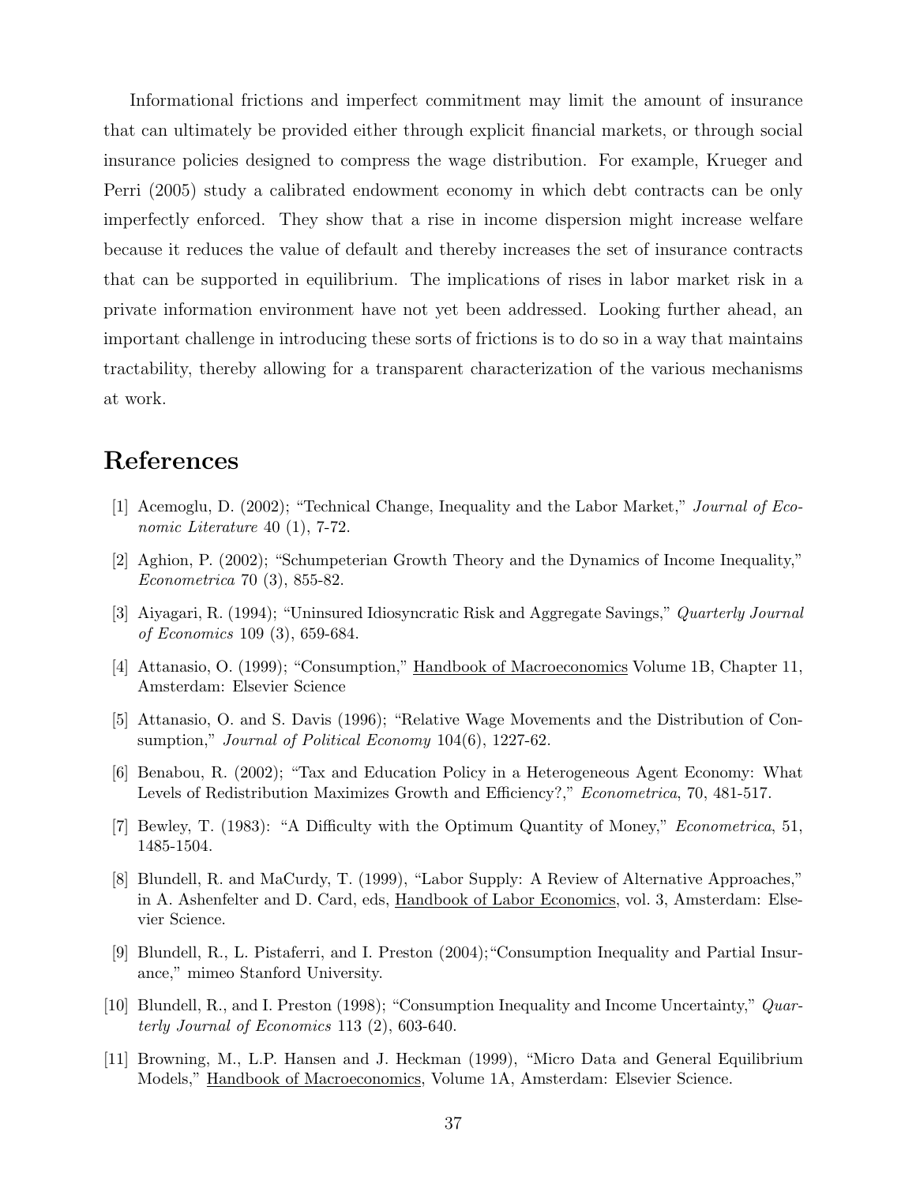Informational frictions and imperfect commitment may limit the amount of insurance that can ultimately be provided either through explicit financial markets, or through social insurance policies designed to compress the wage distribution. For example, Krueger and Perri (2005) study a calibrated endowment economy in which debt contracts can be only imperfectly enforced. They show that a rise in income dispersion might increase welfare because it reduces the value of default and thereby increases the set of insurance contracts that can be supported in equilibrium. The implications of rises in labor market risk in a private information environment have not yet been addressed. Looking further ahead, an important challenge in introducing these sorts of frictions is to do so in a way that maintains tractability, thereby allowing for a transparent characterization of the various mechanisms at work.

# References

[1] Acemoglu, D. (2002); "Technical Change, Inequality and the Labor Market," *Journal of Economic Literature* 40 (1), 7-72.

[2] Aghion, P. (2002); "Schumpeterian Growth Theory and the Dynamics of Income Inequality," *Econometrica* 70 (3), 855-82.

[3] Aiyagari, R. (1994); "Uninsured Idiosyncratic Risk and Aggregate Savings," *Quarterly Journal of Economics* 109 (3), 659-684.

[4] Attanasio, O. (1999); "Consumption," Handbook of Macroeconomics Volume 1B, Chapter 11, Amsterdam: Elsevier Science

[5] Attanasio, O. and S. Davis (1996); "Relative Wage Movements and the Distribution of Consumption," *Journal of Political Economy* 104(6), 1227-62.

[6] Benabou, R. (2002); "Tax and Education Policy in a Heterogeneous Agent Economy: What Levels of Redistribution Maximizes Growth and Efficiency?," *Econometrica*, 70, 481-517.

[7] Bewley, T. (1983): "A Difficulty with the Optimum Quantity of Money," *Econometrica*, 51, 1485-1504.

[8] Blundell, R. and MaCurdy, T. (1999), "Labor Supply: A Review of Alternative Approaches," in A. Ashenfelter and D. Card, eds, Handbook of Labor Economics, vol. 3, Amsterdam: Elsevier Science.

[9] Blundell, R., L. Pistaferri, and I. Preston (2004);"Consumption Inequality and Partial Insurance," mimeo Stanford University.

[10] Blundell, R., and I. Preston (1998); "Consumption Inequality and Income Uncertainty," *Quarterly Journal of Economics* 113 (2), 603-640.

[11] Browning, M., L.P. Hansen and J. Heckman (1999), "Micro Data and General Equilibrium Models," Handbook of Macroeconomics, Volume 1A, Amsterdam: Elsevier Science.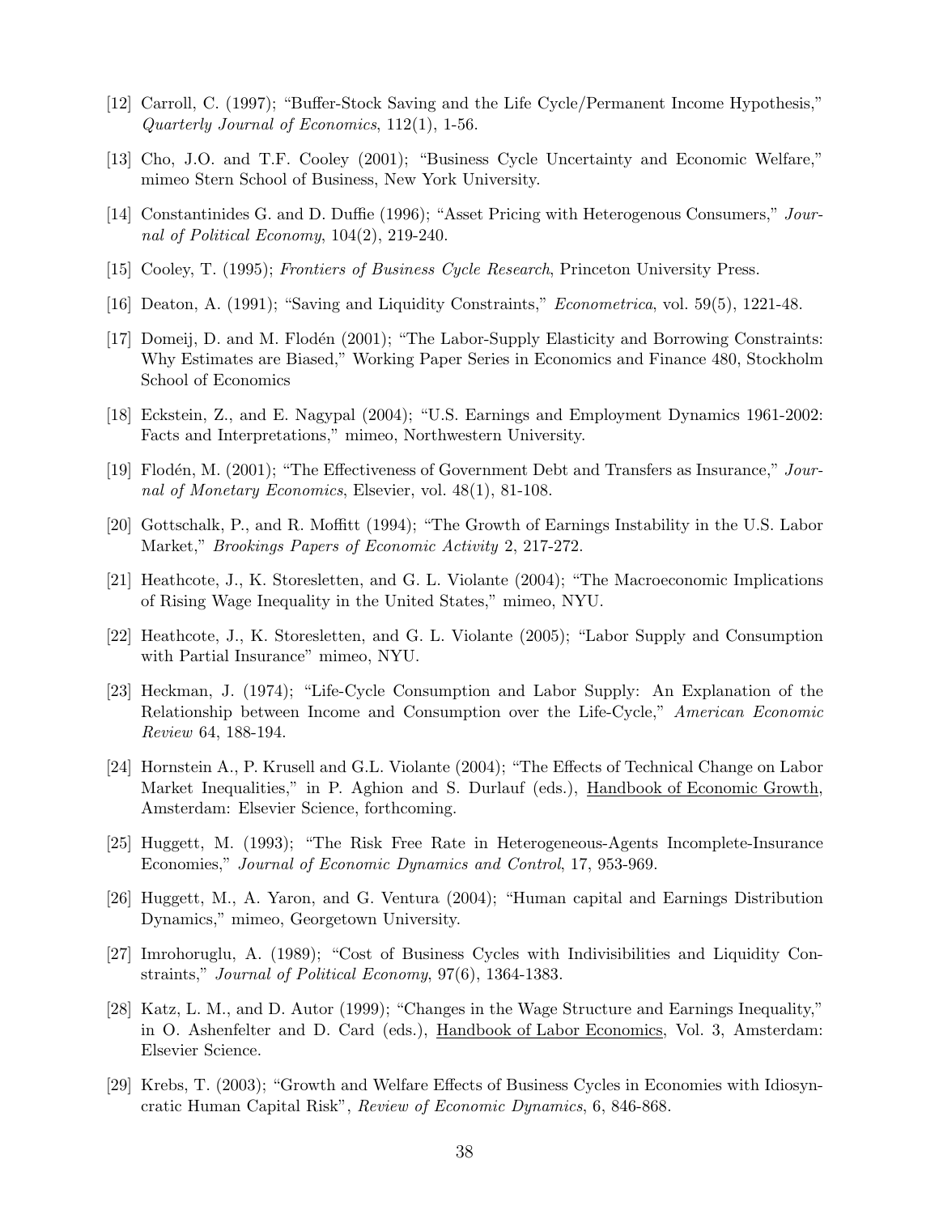[12] Carroll, C. (1997); "Buffer-Stock Saving and the Life Cycle/Permanent Income Hypothesis," *Quarterly Journal of Economics*, 112(1), 1-56.

[13] Cho, J.O. and T.F. Cooley (2001); "Business Cycle Uncertainty and Economic Welfare," mimeo Stern School of Business, New York University.

[14] Constantinides G. and D. Duffie (1996); "Asset Pricing with Heterogenous Consumers," *Journal of Political Economy*, 104(2), 219-240.

[15] Cooley, T. (1995); *Frontiers of Business Cycle Research*, Princeton University Press.

[16] Deaton, A. (1991); "Saving and Liquidity Constraints," *Econometrica*, vol. 59(5), 1221-48.

[17] Domeij, D. and M. Flodén (2001); "The Labor-Supply Elasticity and Borrowing Constraints: Why Estimates are Biased," Working Paper Series in Economics and Finance 480, Stockholm School of Economics

[18] Eckstein, Z., and E. Nagypal (2004); "U.S. Earnings and Employment Dynamics 1961-2002: Facts and Interpretations," mimeo, Northwestern University.

[19] Flodén, M. (2001); "The Effectiveness of Government Debt and Transfers as Insurance," *Journal of Monetary Economics*, Elsevier, vol. 48(1), 81-108.

[20] Gottschalk, P., and R. Moffitt (1994); "The Growth of Earnings Instability in the U.S. Labor Market," *Brookings Papers of Economic Activity* 2, 217-272.

[21] Heathcote, J., K. Storesletten, and G. L. Violante (2004); "The Macroeconomic Implications of Rising Wage Inequality in the United States," mimeo, NYU.

[22] Heathcote, J., K. Storesletten, and G. L. Violante (2005); "Labor Supply and Consumption with Partial Insurance" mimeo, NYU.

[23] Heckman, J. (1974); "Life-Cycle Consumption and Labor Supply: An Explanation of the Relationship between Income and Consumption over the Life-Cycle," *American Economic Review* 64, 188-194.

[24] Hornstein A., P. Krusell and G.L. Violante (2004); "The Effects of Technical Change on Labor Market Inequalities," in P. Aghion and S. Durlauf (eds.), Handbook of Economic Growth, Amsterdam: Elsevier Science, forthcoming.

[25] Huggett, M. (1993); "The Risk Free Rate in Heterogeneous-Agents Incomplete-Insurance Economies," *Journal of Economic Dynamics and Control*, 17, 953-969.

[26] Huggett, M., A. Yaron, and G. Ventura (2004); "Human capital and Earnings Distribution Dynamics," mimeo, Georgetown University.

[27] Imrohoruglu, A. (1989); "Cost of Business Cycles with Indivisibilities and Liquidity Constraints," *Journal of Political Economy*, 97(6), 1364-1383.

[28] Katz, L. M., and D. Autor (1999); "Changes in the Wage Structure and Earnings Inequality," in O. Ashenfelter and D. Card (eds.), Handbook of Labor Economics, Vol. 3, Amsterdam: Elsevier Science.

[29] Krebs, T. (2003); "Growth and Welfare Effects of Business Cycles in Economies with Idiosyncratic Human Capital Risk", *Review of Economic Dynamics*, 6, 846-868.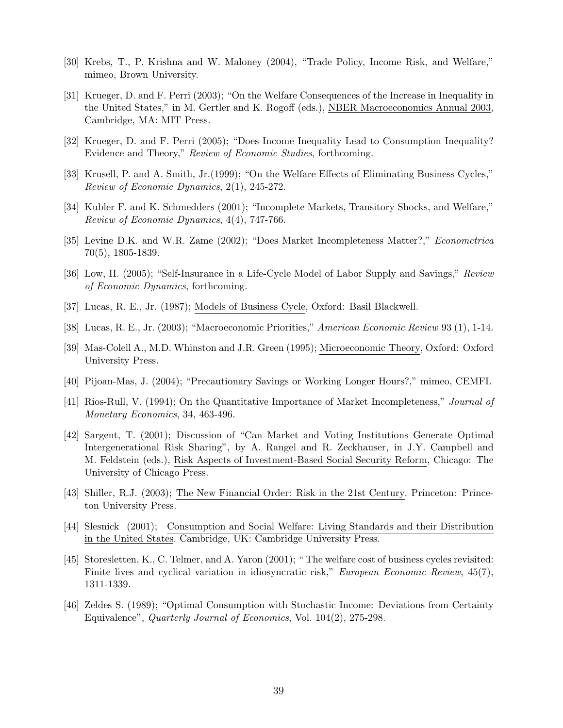[30] Krebs, T., P. Krishna and W. Maloney (2004), "Trade Policy, Income Risk, and Welfare," mimeo, Brown University.

[31] Krueger, D. and F. Perri (2003); "On the Welfare Consequences of the Increase in Inequality in the United States," in M. Gertler and K. Rogoff (eds.), NBER Macroeconomics Annual 2003, Cambridge, MA: MIT Press.

[32] Krueger, D. and F. Perri (2005); "Does Income Inequality Lead to Consumption Inequality? Evidence and Theory," *Review of Economic Studies*, forthcoming.

[33] Krusell, P. and A. Smith, Jr.(1999); "On the Welfare Effects of Eliminating Business Cycles," *Review of Economic Dynamics*, 2(1), 245-272.

[34] Kubler F. and K. Schmedders (2001); "Incomplete Markets, Transitory Shocks, and Welfare," *Review of Economic Dynamics*, 4(4), 747-766.

[35] Levine D.K. and W.R. Zame (2002); "Does Market Incompleteness Matter?," *Econometrica* 70(5), 1805-1839.

[36] Low, H. (2005); "Self-Insurance in a Life-Cycle Model of Labor Supply and Savings," *Review of Economic Dynamics*, forthcoming.

[37] Lucas, R. E., Jr. (1987); Models of Business Cycle, Oxford: Basil Blackwell.

[38] Lucas, R. E., Jr. (2003); "Macroeconomic Priorities," *American Economic Review* 93 (1), 1-14.

[39] Mas-Colell A., M.D. Whinston and J.R. Green (1995); Microeconomic Theory, Oxford: Oxford University Press.

[40] Pijoan-Mas, J. (2004); "Precautionary Savings or Working Longer Hours?," mimeo, CEMFI.

[41] Rios-Rull, V. (1994); On the Quantitative Importance of Market Incompleteness," *Journal of Monetary Economics*, 34, 463-496.

[42] Sargent, T. (2001); Discussion of "Can Market and Voting Institutions Generate Optimal Intergenerational Risk Sharing", by A. Rangel and R. Zeckhauser, in J.Y. Campbell and M. Feldstein (eds.), Risk Aspects of Investment-Based Social Security Reform, Chicago: The University of Chicago Press.

[43] Shiller, R.J. (2003); The New Financial Order: Risk in the 21st Century. Princeton: Princeton University Press.

[44] Slesnick (2001); Consumption and Social Welfare: Living Standards and their Distribution in the United States. Cambridge, UK: Cambridge University Press.

[45] Storesletten, K., C. Telmer, and A. Yaron (2001); " The welfare cost of business cycles revisited: Finite lives and cyclical variation in idiosyncratic risk," *European Economic Review*, 45(7), 1311-1339.

[46] Zeldes S. (1989); "Optimal Consumption with Stochastic Income: Deviations from Certainty Equivalence", *Quarterly Journal of Economics*, Vol. 104(2), 275-298.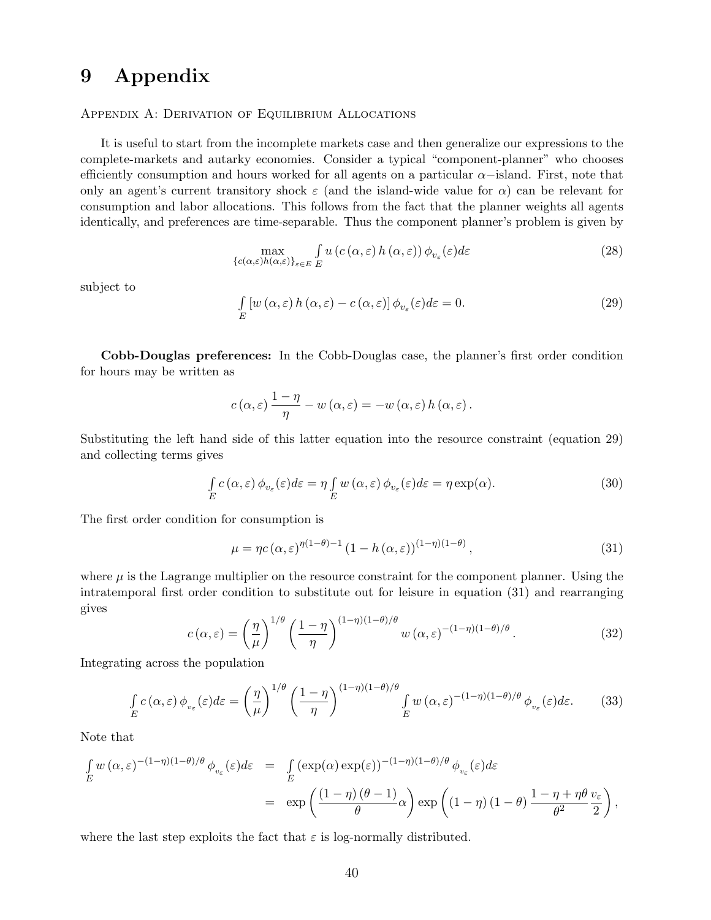# 9 Appendix

Appendix A: Derivation of Equilibrium Allocations

It is useful to start from the incomplete markets case and then generalize our expressions to the complete-markets and autarky economies. Consider a typical "component-planner" who chooses efficiently consumption and hours worked for all agents on a particular $\alpha-$island. First, note that only an agent's current transitory shock $\varepsilon$ (and the island-wide value for $\alpha$) can be relevant for consumption and labor allocations. This follows from the fact that the planner weights all agents identically, and preferences are time-separable. Thus the component planner's problem is given by

$$\max_{\{c(\alpha,\varepsilon)h(\alpha,\varepsilon)\}_{\varepsilon\in E}} \int_E u\left(c\left(\alpha,\varepsilon\right)h\left(\alpha,\varepsilon\right)\right)\phi_{v_\varepsilon}(\varepsilon)d\varepsilon \tag{28}$$

subject to

$$\int_E \left[w\left(\alpha,\varepsilon\right)h\left(\alpha,\varepsilon\right) - c\left(\alpha,\varepsilon\right)\right]\phi_{v_\varepsilon}(\varepsilon)d\varepsilon = 0. \tag{29}$$

**Cobb-Douglas preferences:** In the Cobb-Douglas case, the planner's first order condition for hours may be written as

$$c\left(\alpha,\varepsilon\right)\frac{1-\eta}{\eta} - w\left(\alpha,\varepsilon\right) = -w\left(\alpha,\varepsilon\right)h\left(\alpha,\varepsilon\right).$$

Substituting the left hand side of this latter equation into the resource constraint (equation 29) and collecting terms gives

$$\int_E c\left(\alpha,\varepsilon\right)\phi_{v_\varepsilon}(\varepsilon)d\varepsilon = \eta\int_E w\left(\alpha,\varepsilon\right)\phi_{v_\varepsilon}(\varepsilon)d\varepsilon = \eta\exp(\alpha). \tag{30}$$

The first order condition for consumption is

$$\mu = \eta c\left(\alpha,\varepsilon\right)^{\eta(1-\theta)-1}\left(1-h\left(\alpha,\varepsilon\right)\right)^{(1-\eta)(1-\theta)}, \tag{31}$$

where $\mu$ is the Lagrange multiplier on the resource constraint for the component planner. Using the intratemporal first order condition to substitute out for leisure in equation (31) and rearranging gives

$$c\left(\alpha,\varepsilon\right) = \left(\frac{\eta}{\mu}\right)^{1/\theta}\left(\frac{1-\eta}{\eta}\right)^{(1-\eta)(1-\theta)/\theta} w\left(\alpha,\varepsilon\right)^{-(1-\eta)(1-\theta)/\theta}. \tag{32}$$

Integrating across the population

$$\int_E c\left(\alpha,\varepsilon\right)\phi_{v_\varepsilon}(\varepsilon)d\varepsilon = \left(\frac{\eta}{\mu}\right)^{1/\theta}\left(\frac{1-\eta}{\eta}\right)^{(1-\eta)(1-\theta)/\theta}\int_E w\left(\alpha,\varepsilon\right)^{-(1-\eta)(1-\theta)/\theta}\phi_{v_\varepsilon}(\varepsilon)d\varepsilon. \tag{33}$$

Note that

$$\begin{aligned}
\int_E w\left(\alpha,\varepsilon\right)^{-(1-\eta)(1-\theta)/\theta}\phi_{v_\varepsilon}(\varepsilon)d\varepsilon &= \int_E \left(\exp(\alpha)\exp(\varepsilon)\right)^{-(1-\eta)(1-\theta)/\theta}\phi_{v_\varepsilon}(\varepsilon)d\varepsilon \\
&= \exp\left(\frac{(1-\eta)(\theta-1)}{\theta}\alpha\right)\exp\left((1-\eta)(1-\theta)\frac{1-\eta+\eta\theta}{\theta^2}\frac{v_\varepsilon}{2}\right),
\end{aligned}$$

where the last step exploits the fact that $\varepsilon$ is log-normally distributed.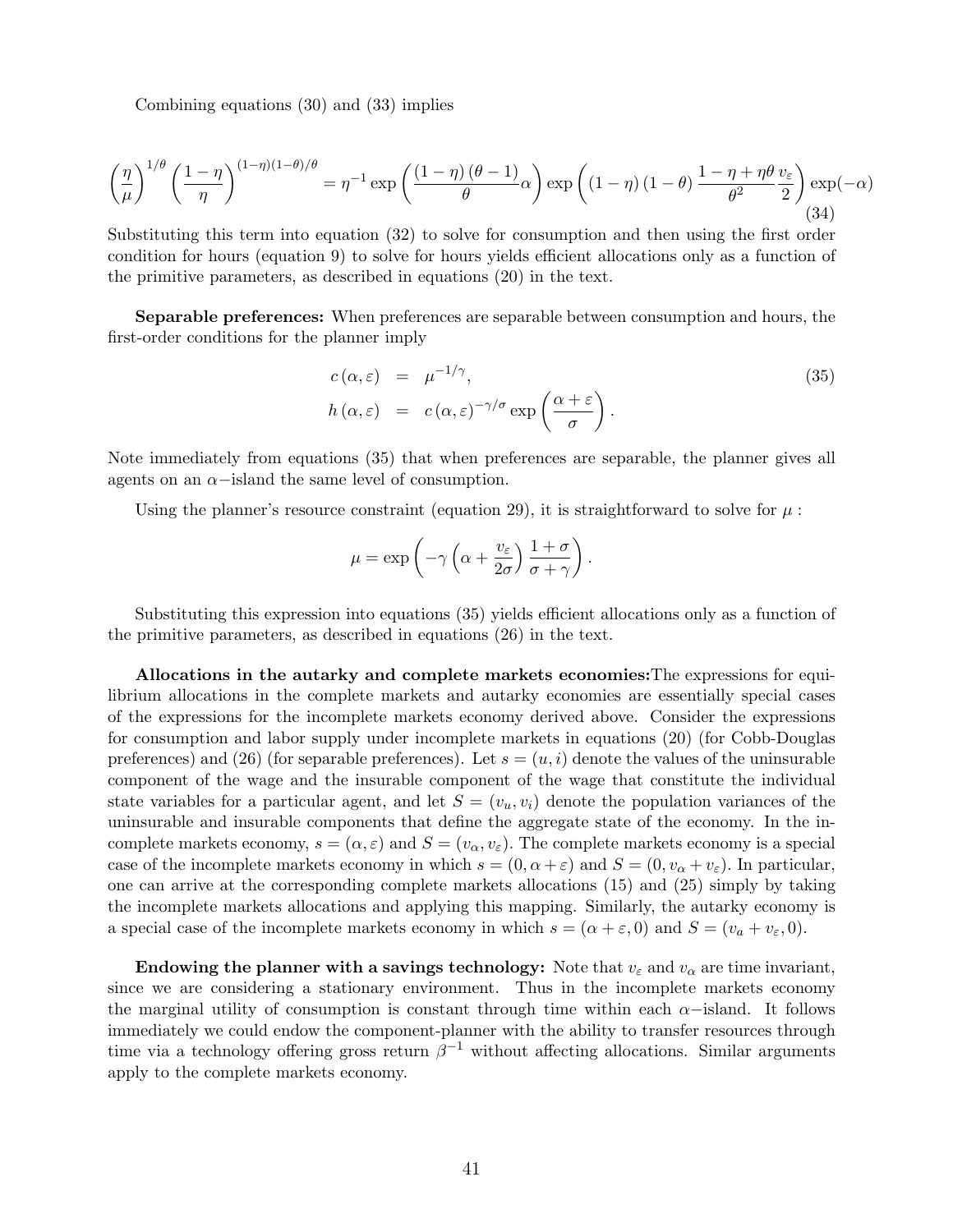Combining equations (30) and (33) implies

$$\left(\frac{\eta}{\mu}\right)^{1/\theta}\left(\frac{1-\eta}{\eta}\right)^{(1-\eta)(1-\theta)/\theta}=\eta^{-1}\exp\left(\frac{(1-\eta)(\theta-1)}{\theta}\alpha\right)\exp\left((1-\eta)(1-\theta)\frac{1-\eta+\eta\theta}{\theta^{2}}\frac{v_{\varepsilon}}{2}\right)\exp(-\alpha) \tag{34}$$

Substituting this term into equation (32) to solve for consumption and then using the first order condition for hours (equation 9) to solve for hours yields efficient allocations only as a function of the primitive parameters, as described in equations (20) in the text.

**Separable preferences:** When preferences are separable between consumption and hours, the first-order conditions for the planner imply

$$\begin{aligned} c(\alpha,\varepsilon) &= \mu^{-1/\gamma}, \\ h(\alpha,\varepsilon) &= c(\alpha,\varepsilon)^{-\gamma/\sigma}\exp\left(\frac{\alpha+\varepsilon}{\sigma}\right). \end{aligned} \tag{35}$$

Note immediately from equations (35) that when preferences are separable, the planner gives all agents on an $\alpha-$island the same level of consumption.

Using the planner's resource constraint (equation 29), it is straightforward to solve for $\mu$ :

$$\mu=\exp\left(-\gamma\left(\alpha+\frac{v_{\varepsilon}}{2\sigma}\right)\frac{1+\sigma}{\sigma+\gamma}\right).$$

Substituting this expression into equations (35) yields efficient allocations only as a function of the primitive parameters, as described in equations (26) in the text.

**Allocations in the autarky and complete markets economies:**The expressions for equilibrium allocations in the complete markets and autarky economies are essentially special cases of the expressions for the incomplete markets economy derived above. Consider the expressions for consumption and labor supply under incomplete markets in equations (20) (for Cobb-Douglas preferences) and (26) (for separable preferences). Let $s=(u,i)$ denote the values of the uninsurable component of the wage and the insurable component of the wage that constitute the individual state variables for a particular agent, and let $S=(v_u,v_i)$ denote the population variances of the uninsurable and insurable components that define the aggregate state of the economy. In the incomplete markets economy, $s=(\alpha,\varepsilon)$ and $S=(v_\alpha,v_\varepsilon)$. The complete markets economy is a special case of the incomplete markets economy in which $s=(0,\alpha+\varepsilon)$ and $S=(0,v_\alpha+v_\varepsilon)$. In particular, one can arrive at the corresponding complete markets allocations (15) and (25) simply by taking the incomplete markets allocations and applying this mapping. Similarly, the autarky economy is a special case of the incomplete markets economy in which $s=(\alpha+\varepsilon,0)$ and $S=(v_a+v_\varepsilon,0)$.

**Endowing the planner with a savings technology:** Note that $v_\varepsilon$ and $v_\alpha$ are time invariant, since we are considering a stationary environment. Thus in the incomplete markets economy the marginal utility of consumption is constant through time within each $\alpha-$island. It follows immediately we could endow the component-planner with the ability to transfer resources through time via a technology offering gross return $\beta^{-1}$ without affecting allocations. Similar arguments apply to the complete markets economy.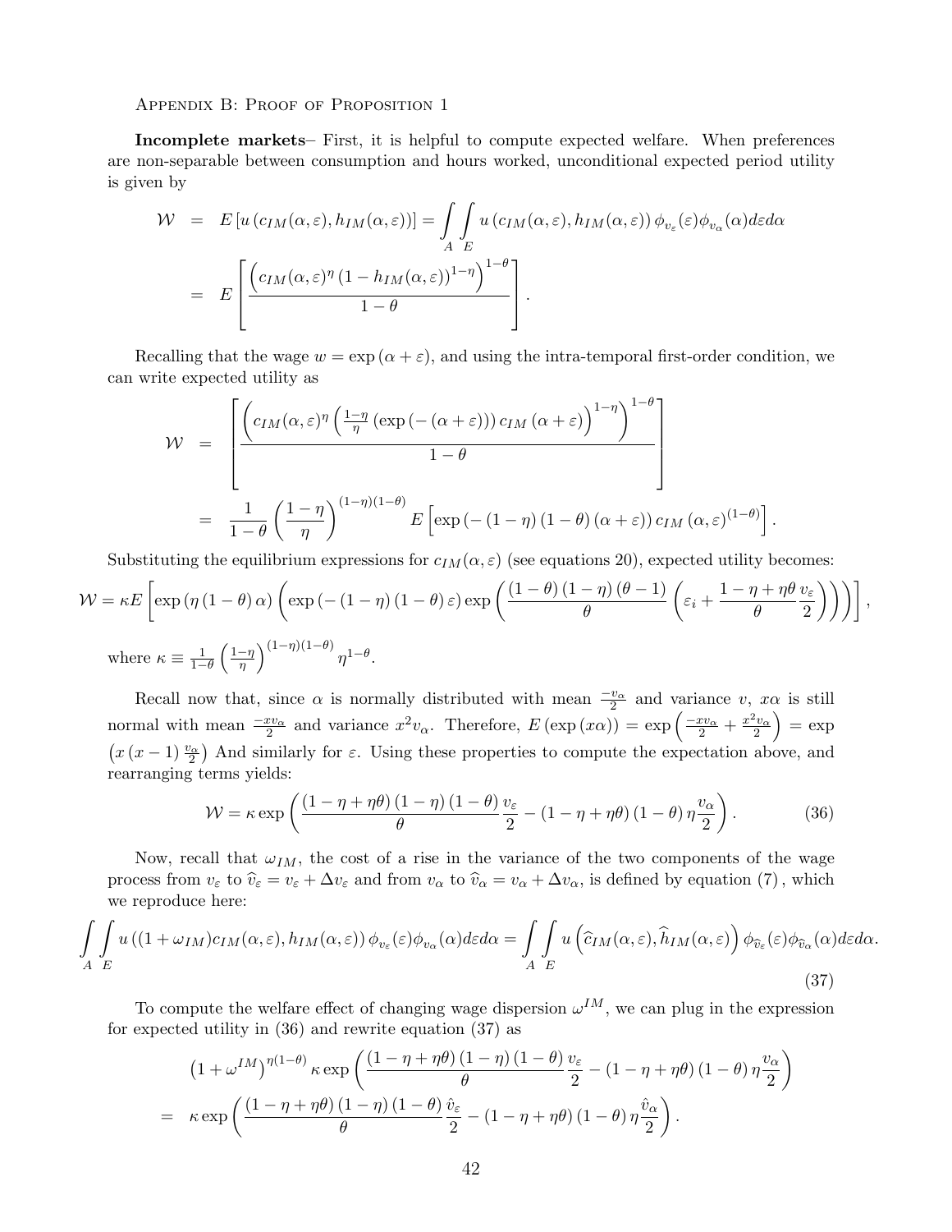Appendix B: Proof of Proposition 1

**Incomplete markets**– First, it is helpful to compute expected welfare. When preferences are non-separable between consumption and hours worked, unconditional expected period utility is given by

$$
\begin{aligned}
\mathcal{W} &= E\left[u\left(c_{IM}(\alpha,\varepsilon),h_{IM}(\alpha,\varepsilon)\right)\right] = \int_A\int_E u\left(c_{IM}(\alpha,\varepsilon),h_{IM}(\alpha,\varepsilon)\right)\phi_{v_\varepsilon}(\varepsilon)\phi_{v_\alpha}(\alpha)d\varepsilon d\alpha \\
&= E\left[\frac{\left(c_{IM}(\alpha,\varepsilon)^{\eta}\left(1-h_{IM}(\alpha,\varepsilon)\right)^{1-\eta}\right)^{1-\theta}}{1-\theta}\right].
\end{aligned}
$$

Recalling that the wage $w=\exp\left(\alpha+\varepsilon\right)$, and using the intra-temporal first-order condition, we can write expected utility as

$$
\begin{aligned}
\mathcal{W} &= \left[\frac{\left(c_{IM}(\alpha,\varepsilon)^{\eta}\left(\frac{1-\eta}{\eta}\left(\exp\left(-\left(\alpha+\varepsilon\right)\right)\right)c_{IM}\left(\alpha+\varepsilon\right)\right)^{1-\eta}\right)^{1-\theta}}{1-\theta}\right] \\
&= \frac{1}{1-\theta}\left(\frac{1-\eta}{\eta}\right)^{(1-\eta)(1-\theta)}E\left[\exp\left(-\left(1-\eta\right)\left(1-\theta\right)\left(\alpha+\varepsilon\right)\right)c_{IM}\left(\alpha,\varepsilon\right)^{(1-\theta)}\right].
\end{aligned}
$$

Substituting the equilibrium expressions for $c_{IM}(\alpha,\varepsilon)$ (see equations 20), expected utility becomes:

$$
\mathcal{W}=\kappa E\left[\exp\left(\eta\left(1-\theta\right)\alpha\right)\left(\exp\left(-\left(1-\eta\right)\left(1-\theta\right)\varepsilon\right)\exp\left(\frac{\left(1-\theta\right)\left(1-\eta\right)\left(\theta-1\right)}{\theta}\left(\varepsilon_i+\frac{1-\eta+\eta\theta}{\theta}\frac{v_\varepsilon}{2}\right)\right)\right)\right],
$$

where $\kappa\equiv\frac{1}{1-\theta}\left(\frac{1-\eta}{\eta}\right)^{(1-\eta)(1-\theta)}\eta^{1-\theta}$.

Recall now that, since $\alpha$ is normally distributed with mean $\frac{-v_\alpha}{2}$ and variance $v$, $x\alpha$ is still normal with mean $\frac{-xv_\alpha}{2}$ and variance $x^2v_\alpha$. Therefore, $E\left(\exp\left(x\alpha\right)\right)=\exp\left(\frac{-xv_\alpha}{2}+\frac{x^2v_\alpha}{2}\right)=\exp\left(x\left(x-1\right)\frac{v_\alpha}{2}\right)$ And similarly for $\varepsilon$. Using these properties to compute the expectation above, and rearranging terms yields:

$$
\mathcal{W}=\kappa\exp\left(\frac{\left(1-\eta+\eta\theta\right)\left(1-\eta\right)\left(1-\theta\right)}{\theta}\frac{v_\varepsilon}{2}-\left(1-\eta+\eta\theta\right)\left(1-\theta\right)\eta\frac{v_\alpha}{2}\right). \tag{36}
$$

Now, recall that $\omega_{IM}$, the cost of a rise in the variance of the two components of the wage process from $v_\varepsilon$ to $\widehat{v}_\varepsilon=v_\varepsilon+\Delta v_\varepsilon$ and from $v_\alpha$ to $\widehat{v}_\alpha=v_\alpha+\Delta v_\alpha$, is defined by equation $(7)$, which we reproduce here:

$$
\int_A\int_E u\left((1+\omega_{IM})c_{IM}(\alpha,\varepsilon),h_{IM}(\alpha,\varepsilon)\right)\phi_{v_\varepsilon}(\varepsilon)\phi_{v_\alpha}(\alpha)d\varepsilon d\alpha=\int_A\int_E u\left(\widehat{c}_{IM}(\alpha,\varepsilon),\widehat{h}_{IM}(\alpha,\varepsilon)\right)\phi_{\widehat{v}_\varepsilon}(\varepsilon)\phi_{\widehat{v}_\alpha}(\alpha)d\varepsilon d\alpha. \tag{37}
$$

To compute the welfare effect of changing wage dispersion $\omega^{IM}$, we can plug in the expression for expected utility in (36) and rewrite equation (37) as

$$
\begin{aligned}
&\left(1+\omega^{IM}\right)^{\eta(1-\theta)}\kappa\exp\left(\frac{\left(1-\eta+\eta\theta\right)\left(1-\eta\right)\left(1-\theta\right)}{\theta}\frac{v_\varepsilon}{2}-\left(1-\eta+\eta\theta\right)\left(1-\theta\right)\eta\frac{v_\alpha}{2}\right) \\
=\;&\kappa\exp\left(\frac{\left(1-\eta+\eta\theta\right)\left(1-\eta\right)\left(1-\theta\right)}{\theta}\frac{\hat{v}_\varepsilon}{2}-\left(1-\eta+\eta\theta\right)\left(1-\theta\right)\eta\frac{\hat{v}_\alpha}{2}\right).
\end{aligned}
$$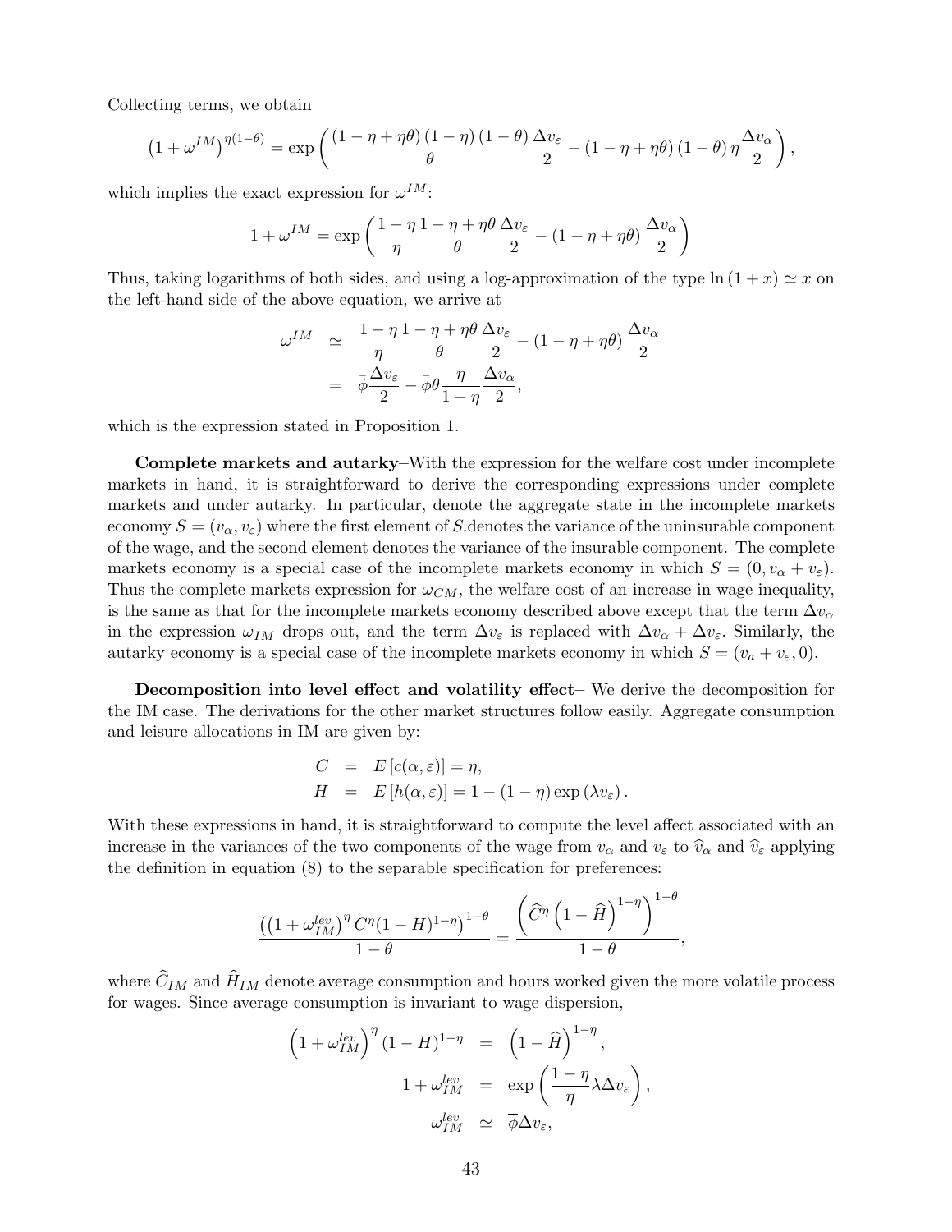Collecting terms, we obtain

$$\left(1+\omega^{IM}\right)^{\eta(1-\theta)}=\exp\left(\frac{(1-\eta+\eta\theta)(1-\eta)(1-\theta)}{\theta}\frac{\Delta v_{\varepsilon}}{2}-(1-\eta+\eta\theta)(1-\theta)\,\eta\frac{\Delta v_{\alpha}}{2}\right),$$

which implies the exact expression for $\omega^{IM}$:

$$1+\omega^{IM}=\exp\left(\frac{1-\eta}{\eta}\frac{1-\eta+\eta\theta}{\theta}\frac{\Delta v_{\varepsilon}}{2}-(1-\eta+\eta\theta)\frac{\Delta v_{\alpha}}{2}\right)$$

Thus, taking logarithms of both sides, and using a log-approximation of the type $\ln(1+x)\simeq x$ on the left-hand side of the above equation, we arrive at

$$\begin{aligned}\omega^{IM} &\simeq \frac{1-\eta}{\eta}\frac{1-\eta+\eta\theta}{\theta}\frac{\Delta v_{\varepsilon}}{2}-(1-\eta+\eta\theta)\frac{\Delta v_{\alpha}}{2}\\ &= \bar{\phi}\frac{\Delta v_{\varepsilon}}{2}-\bar{\phi}\theta\frac{\eta}{1-\eta}\frac{\Delta v_{\alpha}}{2},\end{aligned}$$

which is the expression stated in Proposition 1.

**Complete markets and autarky**–With the expression for the welfare cost under incomplete markets in hand, it is straightforward to derive the corresponding expressions under complete markets and under autarky. In particular, denote the aggregate state in the incomplete markets economy $S=(v_{\alpha},v_{\varepsilon})$ where the first element of $S$.denotes the variance of the uninsurable component of the wage, and the second element denotes the variance of the insurable component. The complete markets economy is a special case of the incomplete markets economy in which $S=(0,v_{\alpha}+v_{\varepsilon})$. Thus the complete markets expression for $\omega_{CM}$, the welfare cost of an increase in wage inequality, is the same as that for the incomplete markets economy described above except that the term $\Delta v_{\alpha}$ in the expression $\omega_{IM}$ drops out, and the term $\Delta v_{\varepsilon}$ is replaced with $\Delta v_{\alpha}+\Delta v_{\varepsilon}$. Similarly, the autarky economy is a special case of the incomplete markets economy in which $S=(v_{a}+v_{\varepsilon},0)$.

**Decomposition into level effect and volatility effect**– We derive the decomposition for the IM case. The derivations for the other market structures follow easily. Aggregate consumption and leisure allocations in IM are given by:

$$\begin{aligned}C &= E\left[c(\alpha,\varepsilon)\right]=\eta,\\ H &= E\left[h(\alpha,\varepsilon)\right]=1-(1-\eta)\exp\left(\lambda v_{\varepsilon}\right).\end{aligned}$$

With these expressions in hand, it is straightforward to compute the level affect associated with an increase in the variances of the two components of the wage from $v_{\alpha}$ and $v_{\varepsilon}$ to $\widehat{v}_{\alpha}$ and $\widehat{v}_{\varepsilon}$ applying the definition in equation (8) to the separable specification for preferences:

$$\frac{\left(\left(1+\omega_{IM}^{lev}\right)^{\eta}C^{\eta}(1-H)^{1-\eta}\right)^{1-\theta}}{1-\theta}=\frac{\left(\widehat{C}^{\eta}\left(1-\widehat{H}\right)^{1-\eta}\right)^{1-\theta}}{1-\theta},$$

where $\widehat{C}_{IM}$ and $\widehat{H}_{IM}$ denote average consumption and hours worked given the more volatile process for wages. Since average consumption is invariant to wage dispersion,

$$\begin{aligned}\left(1+\omega_{IM}^{lev}\right)^{\eta}(1-H)^{1-\eta} &= \left(1-\widehat{H}\right)^{1-\eta},\\ 1+\omega_{IM}^{lev} &= \exp\left(\frac{1-\eta}{\eta}\lambda\Delta v_{\varepsilon}\right),\\ \omega_{IM}^{lev} &\simeq \overline{\phi}\Delta v_{\varepsilon},\end{aligned}$$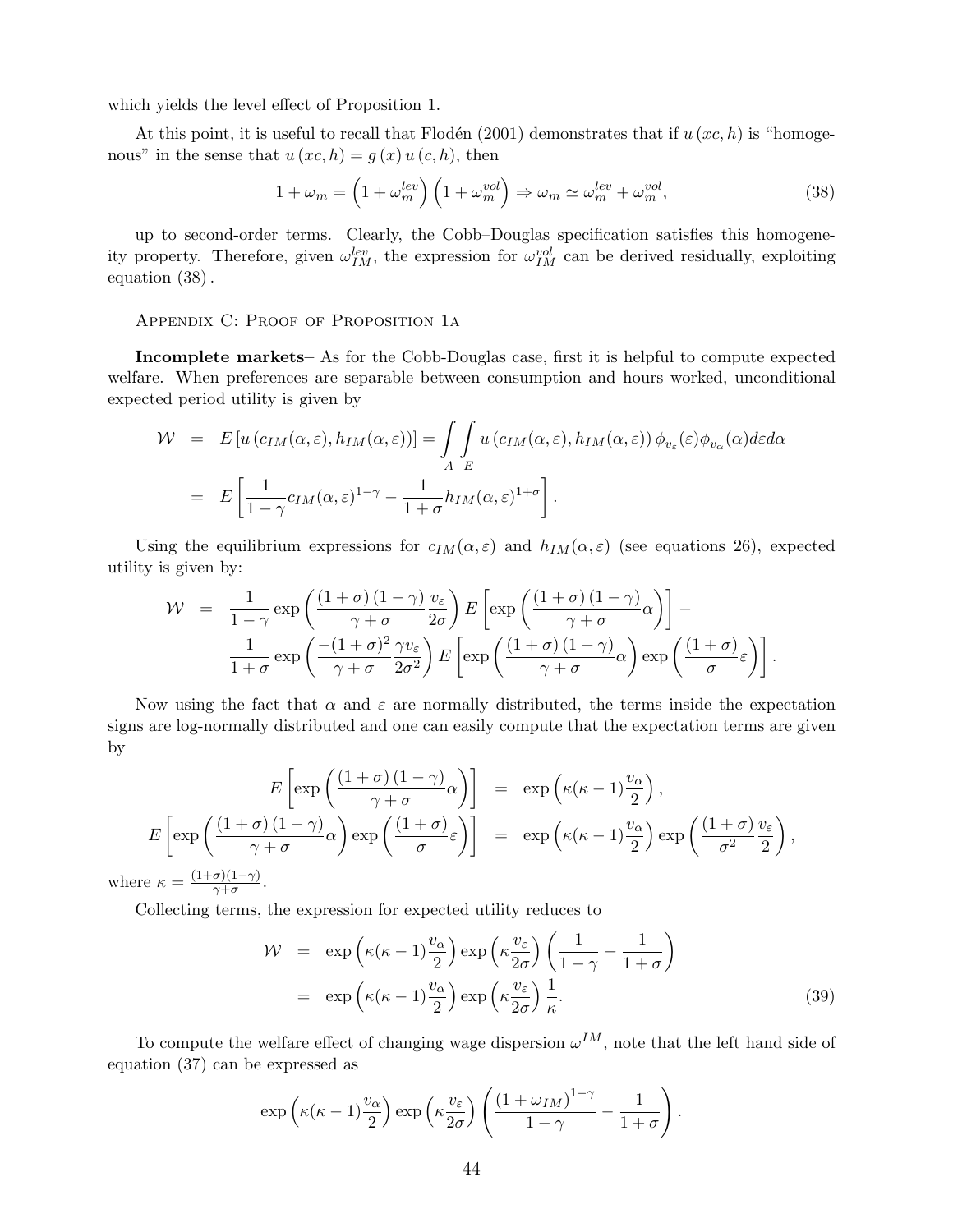which yields the level effect of Proposition 1.

At this point, it is useful to recall that Flodén (2001) demonstrates that if $u(xc, h)$ is "homogenous" in the sense that $u(xc, h) = g(x)\, u(c, h)$, then

$$1 + \omega_m = \left(1 + \omega_m^{lev}\right)\left(1 + \omega_m^{vol}\right) \Rightarrow \omega_m \simeq \omega_m^{lev} + \omega_m^{vol}, \tag{38}$$

up to second-order terms. Clearly, the Cobb–Douglas specification satisfies this homogeneity property. Therefore, given $\omega_{IM}^{lev}$, the expression for $\omega_{IM}^{vol}$ can be derived residually, exploiting equation (38).

## Appendix C: Proof of Proposition 1a

**Incomplete markets**– As for the Cobb-Douglas case, first it is helpful to compute expected welfare. When preferences are separable between consumption and hours worked, unconditional expected period utility is given by

$$\begin{aligned}
\mathcal{W} &= E\left[u\left(c_{IM}(\alpha, \varepsilon), h_{IM}(\alpha, \varepsilon)\right)\right] = \int\limits_{A}\int\limits_{E} u\left(c_{IM}(\alpha, \varepsilon), h_{IM}(\alpha, \varepsilon)\right) \phi_{v_\varepsilon}(\varepsilon)\phi_{v_\alpha}(\alpha) d\varepsilon d\alpha \\
&= E\left[\frac{1}{1-\gamma} c_{IM}(\alpha, \varepsilon)^{1-\gamma} - \frac{1}{1+\sigma} h_{IM}(\alpha, \varepsilon)^{1+\sigma}\right].
\end{aligned}$$

Using the equilibrium expressions for $c_{IM}(\alpha, \varepsilon)$ and $h_{IM}(\alpha, \varepsilon)$ (see equations 26), expected utility is given by:

$$\begin{aligned}
\mathcal{W} &= \frac{1}{1-\gamma} \exp\left(\frac{(1+\sigma)(1-\gamma)}{\gamma+\sigma}\frac{v_\varepsilon}{2\sigma}\right) E\left[\exp\left(\frac{(1+\sigma)(1-\gamma)}{\gamma+\sigma}\alpha\right)\right] - \\
&\quad \frac{1}{1+\sigma} \exp\left(\frac{-(1+\sigma)^2}{\gamma+\sigma}\frac{\gamma v_\varepsilon}{2\sigma^2}\right) E\left[\exp\left(\frac{(1+\sigma)(1-\gamma)}{\gamma+\sigma}\alpha\right)\exp\left(\frac{(1+\sigma)}{\sigma}\varepsilon\right)\right].
\end{aligned}$$

Now using the fact that $\alpha$ and $\varepsilon$ are normally distributed, the terms inside the expectation signs are log-normally distributed and one can easily compute that the expectation terms are given by

$$\begin{aligned}
E\left[\exp\left(\frac{(1+\sigma)(1-\gamma)}{\gamma+\sigma}\alpha\right)\right] &= \exp\left(\kappa(\kappa-1)\frac{v_\alpha}{2}\right), \\
E\left[\exp\left(\frac{(1+\sigma)(1-\gamma)}{\gamma+\sigma}\alpha\right)\exp\left(\frac{(1+\sigma)}{\sigma}\varepsilon\right)\right] &= \exp\left(\kappa(\kappa-1)\frac{v_\alpha}{2}\right)\exp\left(\frac{(1+\sigma)}{\sigma^2}\frac{v_\varepsilon}{2}\right),
\end{aligned}$$

where $\kappa = \frac{(1+\sigma)(1-\gamma)}{\gamma+\sigma}$.

Collecting terms, the expression for expected utility reduces to

$$\begin{aligned}
\mathcal{W} &= \exp\left(\kappa(\kappa-1)\frac{v_\alpha}{2}\right)\exp\left(\kappa\frac{v_\varepsilon}{2\sigma}\right)\left(\frac{1}{1-\gamma} - \frac{1}{1+\sigma}\right) \\
&= \exp\left(\kappa(\kappa-1)\frac{v_\alpha}{2}\right)\exp\left(\kappa\frac{v_\varepsilon}{2\sigma}\right)\frac{1}{\kappa}.
\end{aligned} \tag{39}$$

To compute the welfare effect of changing wage dispersion $\omega^{IM}$, note that the left hand side of equation (37) can be expressed as

$$\exp\left(\kappa(\kappa-1)\frac{v_\alpha}{2}\right)\exp\left(\kappa\frac{v_\varepsilon}{2\sigma}\right)\left(\frac{\left(1+\omega_{IM}\right)^{1-\gamma}}{1-\gamma} - \frac{1}{1+\sigma}\right).$$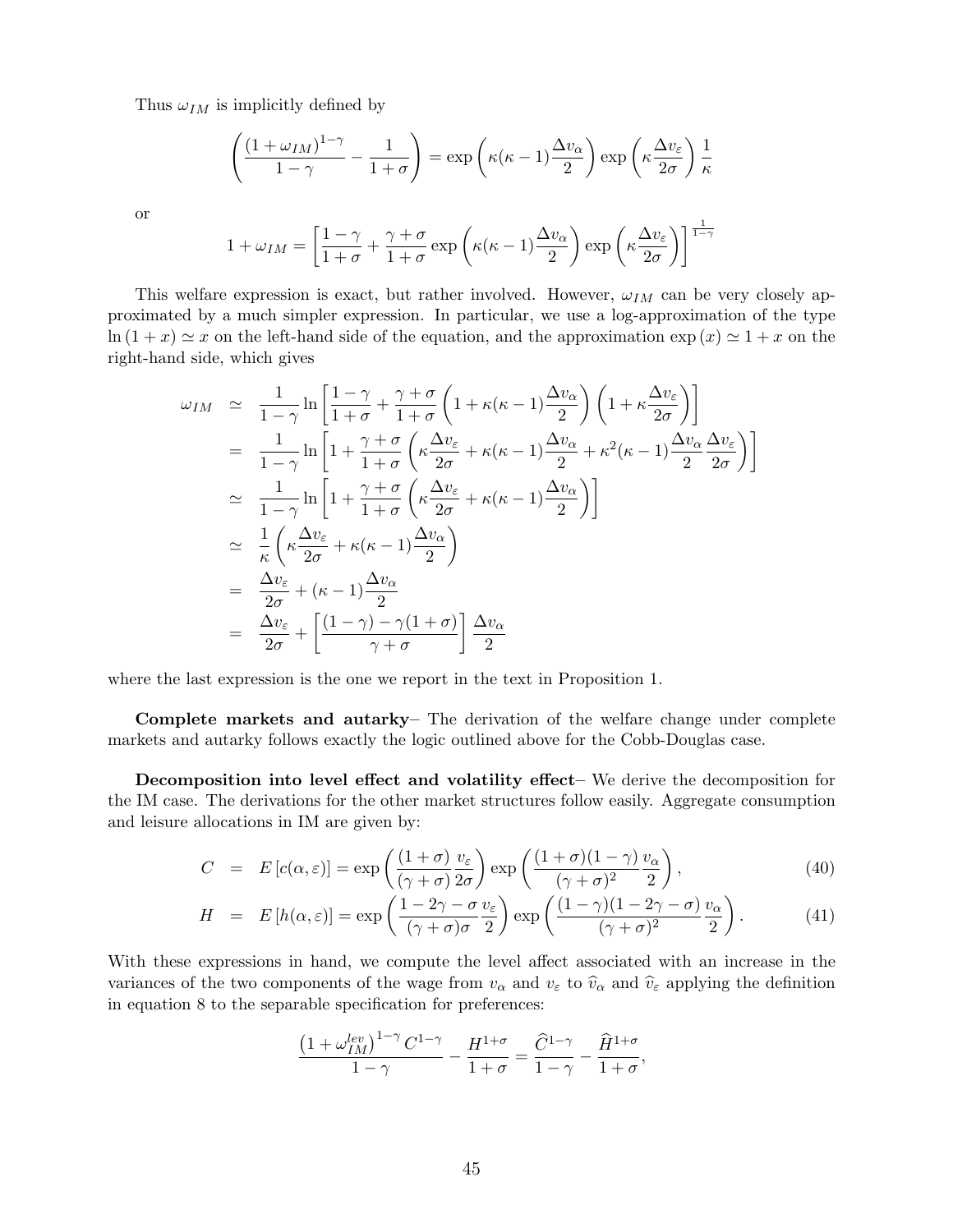Thus $\omega_{IM}$ is implicitly defined by

$$\left( \frac{(1+\omega_{IM})^{1-\gamma}}{1-\gamma} - \frac{1}{1+\sigma} \right) = \exp\left( \kappa(\kappa-1)\frac{\Delta v_\alpha}{2} \right) \exp\left( \kappa \frac{\Delta v_\varepsilon}{2\sigma} \right) \frac{1}{\kappa}$$

or

$$1+\omega_{IM} = \left[ \frac{1-\gamma}{1+\sigma} + \frac{\gamma+\sigma}{1+\sigma} \exp\left( \kappa(\kappa-1)\frac{\Delta v_\alpha}{2} \right) \exp\left( \kappa \frac{\Delta v_\varepsilon}{2\sigma} \right) \right]^{\frac{1}{1-\gamma}}$$

This welfare expression is exact, but rather involved. However, $\omega_{IM}$ can be very closely approximated by a much simpler expression. In particular, we use a log-approximation of the type $\ln(1+x) \simeq x$ on the left-hand side of the equation, and the approximation $\exp(x) \simeq 1+x$ on the right-hand side, which gives

$$\begin{aligned}
\omega_{IM} &\simeq \frac{1}{1-\gamma} \ln\left[ \frac{1-\gamma}{1+\sigma} + \frac{\gamma+\sigma}{1+\sigma} \left( 1 + \kappa(\kappa-1)\frac{\Delta v_\alpha}{2} \right) \left( 1 + \kappa \frac{\Delta v_\varepsilon}{2\sigma} \right) \right] \\
&= \frac{1}{1-\gamma} \ln\left[ 1 + \frac{\gamma+\sigma}{1+\sigma} \left( \kappa \frac{\Delta v_\varepsilon}{2\sigma} + \kappa(\kappa-1)\frac{\Delta v_\alpha}{2} + \kappa^2(\kappa-1)\frac{\Delta v_\alpha}{2}\frac{\Delta v_\varepsilon}{2\sigma} \right) \right] \\
&\simeq \frac{1}{1-\gamma} \ln\left[ 1 + \frac{\gamma+\sigma}{1+\sigma} \left( \kappa \frac{\Delta v_\varepsilon}{2\sigma} + \kappa(\kappa-1)\frac{\Delta v_\alpha}{2} \right) \right] \\
&\simeq \frac{1}{\kappa} \left( \kappa \frac{\Delta v_\varepsilon}{2\sigma} + \kappa(\kappa-1)\frac{\Delta v_\alpha}{2} \right) \\
&= \frac{\Delta v_\varepsilon}{2\sigma} + (\kappa-1)\frac{\Delta v_\alpha}{2} \\
&= \frac{\Delta v_\varepsilon}{2\sigma} + \left[ \frac{(1-\gamma)-\gamma(1+\sigma)}{\gamma+\sigma} \right] \frac{\Delta v_\alpha}{2}
\end{aligned}$$

where the last expression is the one we report in the text in Proposition 1.

**Complete markets and autarky**– The derivation of the welfare change under complete markets and autarky follows exactly the logic outlined above for the Cobb-Douglas case.

**Decomposition into level effect and volatility effect**– We derive the decomposition for the IM case. The derivations for the other market structures follow easily. Aggregate consumption and leisure allocations in IM are given by:

$$C = E[c(\alpha,\varepsilon)] = \exp\left( \frac{(1+\sigma)}{(\gamma+\sigma)} \frac{v_\varepsilon}{2\sigma} \right) \exp\left( \frac{(1+\sigma)(1-\gamma)}{(\gamma+\sigma)^2} \frac{v_\alpha}{2} \right), \tag{40}$$

$$H = E[h(\alpha,\varepsilon)] = \exp\left( \frac{1-2\gamma-\sigma}{(\gamma+\sigma)\sigma} \frac{v_\varepsilon}{2} \right) \exp\left( \frac{(1-\gamma)(1-2\gamma-\sigma)}{(\gamma+\sigma)^2} \frac{v_\alpha}{2} \right). \tag{41}$$

With these expressions in hand, we compute the level affect associated with an increase in the variances of the two components of the wage from $v_\alpha$ and $v_\varepsilon$ to $\widehat{v}_\alpha$ and $\widehat{v}_\varepsilon$ applying the definition in equation 8 to the separable specification for preferences:

$$\frac{\left(1+\omega_{IM}^{lev}\right)^{1-\gamma} C^{1-\gamma}}{1-\gamma} - \frac{H^{1+\sigma}}{1+\sigma} = \frac{\widehat{C}^{1-\gamma}}{1-\gamma} - \frac{\widehat{H}^{1+\sigma}}{1+\sigma},$$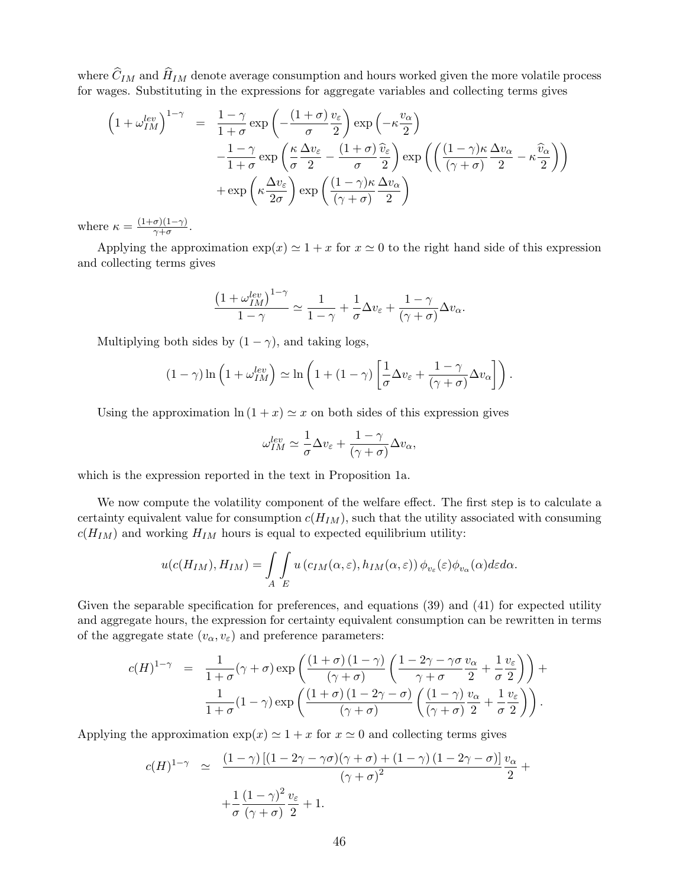where $\widehat{C}_{IM}$ and $\widehat{H}_{IM}$ denote average consumption and hours worked given the more volatile process for wages. Substituting in the expressions for aggregate variables and collecting terms gives

$$
\begin{aligned}
\left(1+\omega_{IM}^{lev}\right)^{1-\gamma} &= \frac{1-\gamma}{1+\sigma}\exp\left(-\frac{(1+\sigma)}{\sigma}\frac{v_\varepsilon}{2}\right)\exp\left(-\kappa\frac{v_\alpha}{2}\right) \\
&\quad -\frac{1-\gamma}{1+\sigma}\exp\left(\frac{\kappa}{\sigma}\frac{\Delta v_\varepsilon}{2}-\frac{(1+\sigma)}{\sigma}\frac{\widehat{v}_\varepsilon}{2}\right)\exp\left(\left(\frac{(1-\gamma)\kappa}{(\gamma+\sigma)}\frac{\Delta v_\alpha}{2}-\kappa\frac{\widehat{v}_\alpha}{2}\right)\right) \\
&\quad +\exp\left(\kappa\frac{\Delta v_\varepsilon}{2\sigma}\right)\exp\left(\frac{(1-\gamma)\kappa}{(\gamma+\sigma)}\frac{\Delta v_\alpha}{2}\right)
\end{aligned}
$$

where $\kappa = \frac{(1+\sigma)(1-\gamma)}{\gamma+\sigma}$.

Applying the approximation $\exp(x) \simeq 1 + x$ for $x \simeq 0$ to the right hand side of this expression and collecting terms gives

$$
\frac{\left(1+\omega_{IM}^{lev}\right)^{1-\gamma}}{1-\gamma} \simeq \frac{1}{1-\gamma}+\frac{1}{\sigma}\Delta v_\varepsilon+\frac{1-\gamma}{(\gamma+\sigma)}\Delta v_\alpha.
$$

Multiplying both sides by $(1-\gamma)$, and taking logs,

$$
(1-\gamma)\ln\left(1+\omega_{IM}^{lev}\right) \simeq \ln\left(1+(1-\gamma)\left[\frac{1}{\sigma}\Delta v_\varepsilon+\frac{1-\gamma}{(\gamma+\sigma)}\Delta v_\alpha\right]\right).
$$

Using the approximation $\ln(1+x) \simeq x$ on both sides of this expression gives

$$
\omega_{IM}^{lev} \simeq \frac{1}{\sigma}\Delta v_\varepsilon+\frac{1-\gamma}{(\gamma+\sigma)}\Delta v_\alpha,
$$

which is the expression reported in the text in Proposition 1a.

We now compute the volatility component of the welfare effect. The first step is to calculate a certainty equivalent value for consumption $c(H_{IM})$, such that the utility associated with consuming $c(H_{IM})$ and working $H_{IM}$ hours is equal to expected equilibrium utility:

$$
u(c(H_{IM}),H_{IM}) = \int\limits_A\int\limits_E u\left(c_{IM}(\alpha,\varepsilon),h_{IM}(\alpha,\varepsilon)\right)\phi_{v_\varepsilon}(\varepsilon)\phi_{v_\alpha}(\alpha)d\varepsilon d\alpha.
$$

Given the separable specification for preferences, and equations (39) and (41) for expected utility and aggregate hours, the expression for certainty equivalent consumption can be rewritten in terms of the aggregate state $(v_\alpha, v_\varepsilon)$ and preference parameters:

$$
\begin{aligned}
c(H)^{1-\gamma} &= \frac{1}{1+\sigma}(\gamma+\sigma)\exp\left(\frac{(1+\sigma)(1-\gamma)}{(\gamma+\sigma)}\left(\frac{1-2\gamma-\gamma\sigma}{\gamma+\sigma}\frac{v_\alpha}{2}+\frac{1}{\sigma}\frac{v_\varepsilon}{2}\right)\right)+ \\
&\quad \frac{1}{1+\sigma}(1-\gamma)\exp\left(\frac{(1+\sigma)(1-2\gamma-\sigma)}{(\gamma+\sigma)}\left(\frac{(1-\gamma)}{(\gamma+\sigma)}\frac{v_\alpha}{2}+\frac{1}{\sigma}\frac{v_\varepsilon}{2}\right)\right).
\end{aligned}
$$

Applying the approximation $\exp(x) \simeq 1 + x$ for $x \simeq 0$ and collecting terms gives

$$
\begin{aligned}
c(H)^{1-\gamma} &\simeq \frac{(1-\gamma)\left[(1-2\gamma-\gamma\sigma)(\gamma+\sigma)+(1-\gamma)(1-2\gamma-\sigma)\right]}{(\gamma+\sigma)^2}\frac{v_\alpha}{2}+ \\
&\quad +\frac{1}{\sigma}\frac{(1-\gamma)^2}{(\gamma+\sigma)}\frac{v_\varepsilon}{2}+1.
\end{aligned}
$$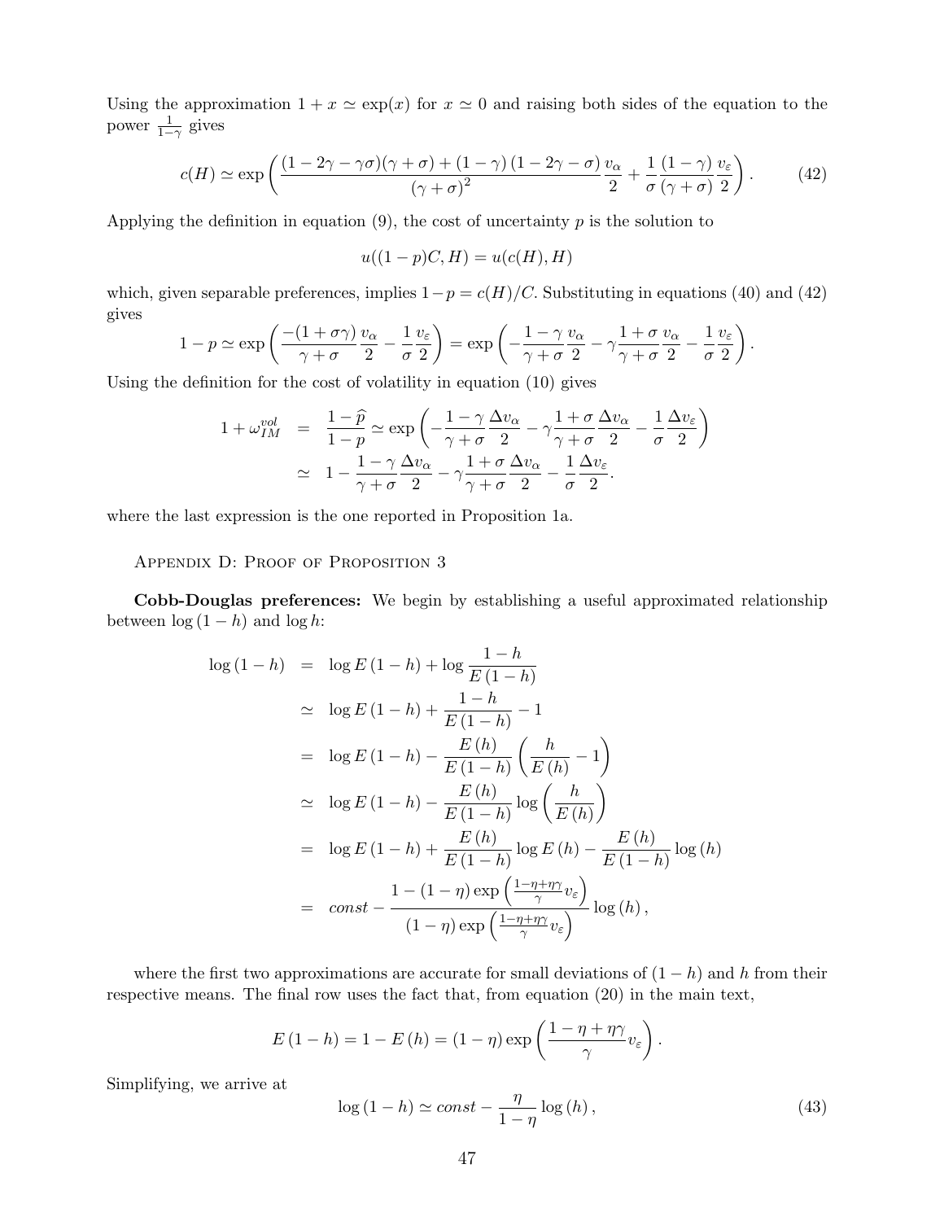Using the approximation $1 + x \simeq \exp(x)$ for $x \simeq 0$ and raising both sides of the equation to the power $\frac{1}{1-\gamma}$ gives

$$c(H) \simeq \exp\left(\frac{(1-2\gamma-\gamma\sigma)(\gamma+\sigma)+(1-\gamma)(1-2\gamma-\sigma)}{(\gamma+\sigma)^2}\frac{v_\alpha}{2}+\frac{1}{\sigma}\frac{(1-\gamma)}{(\gamma+\sigma)}\frac{v_\varepsilon}{2}\right). \tag{42}$$

Applying the definition in equation (9), the cost of uncertainty $p$ is the solution to

$$u((1-p)C, H) = u(c(H), H)$$

which, given separable preferences, implies $1-p = c(H)/C$. Substituting in equations (40) and (42) gives

$$1 - p \simeq \exp\left(\frac{-(1+\sigma\gamma)}{\gamma+\sigma}\frac{v_\alpha}{2} - \frac{1}{\sigma}\frac{v_\varepsilon}{2}\right) = \exp\left(-\frac{1-\gamma}{\gamma+\sigma}\frac{v_\alpha}{2} - \gamma\frac{1+\sigma}{\gamma+\sigma}\frac{v_\alpha}{2} - \frac{1}{\sigma}\frac{v_\varepsilon}{2}\right).$$

Using the definition for the cost of volatility in equation (10) gives

$$\begin{aligned}
1 + \omega_{IM}^{vol} &= \frac{1-\widehat{p}}{1-p} \simeq \exp\left(-\frac{1-\gamma}{\gamma+\sigma}\frac{\Delta v_\alpha}{2} - \gamma\frac{1+\sigma}{\gamma+\sigma}\frac{\Delta v_\alpha}{2} - \frac{1}{\sigma}\frac{\Delta v_\varepsilon}{2}\right) \\
&\simeq 1 - \frac{1-\gamma}{\gamma+\sigma}\frac{\Delta v_\alpha}{2} - \gamma\frac{1+\sigma}{\gamma+\sigma}\frac{\Delta v_\alpha}{2} - \frac{1}{\sigma}\frac{\Delta v_\varepsilon}{2}.
\end{aligned}$$

where the last expression is the one reported in Proposition 1a.

## Appendix D: Proof of Proposition 3

**Cobb-Douglas preferences:** We begin by establishing a useful approximated relationship between $\log(1-h)$ and $\log h$:

$$\begin{aligned}
\log(1-h) &= \log E(1-h) + \log\frac{1-h}{E(1-h)} \\
&\simeq \log E(1-h) + \frac{1-h}{E(1-h)} - 1 \\
&= \log E(1-h) - \frac{E(h)}{E(1-h)}\left(\frac{h}{E(h)} - 1\right) \\
&\simeq \log E(1-h) - \frac{E(h)}{E(1-h)}\log\left(\frac{h}{E(h)}\right) \\
&= \log E(1-h) + \frac{E(h)}{E(1-h)}\log E(h) - \frac{E(h)}{E(1-h)}\log(h) \\
&= const - \frac{1-(1-\eta)\exp\left(\frac{1-\eta+\eta\gamma}{\gamma}v_\varepsilon\right)}{(1-\eta)\exp\left(\frac{1-\eta+\eta\gamma}{\gamma}v_\varepsilon\right)}\log(h),
\end{aligned}$$

where the first two approximations are accurate for small deviations of $(1-h)$ and $h$ from their respective means. The final row uses the fact that, from equation (20) in the main text,

$$E(1-h) = 1 - E(h) = (1-\eta)\exp\left(\frac{1-\eta+\eta\gamma}{\gamma}v_\varepsilon\right).$$

Simplifying, we arrive at

$$\log(1-h) \simeq const - \frac{\eta}{1-\eta}\log(h), \tag{43}$$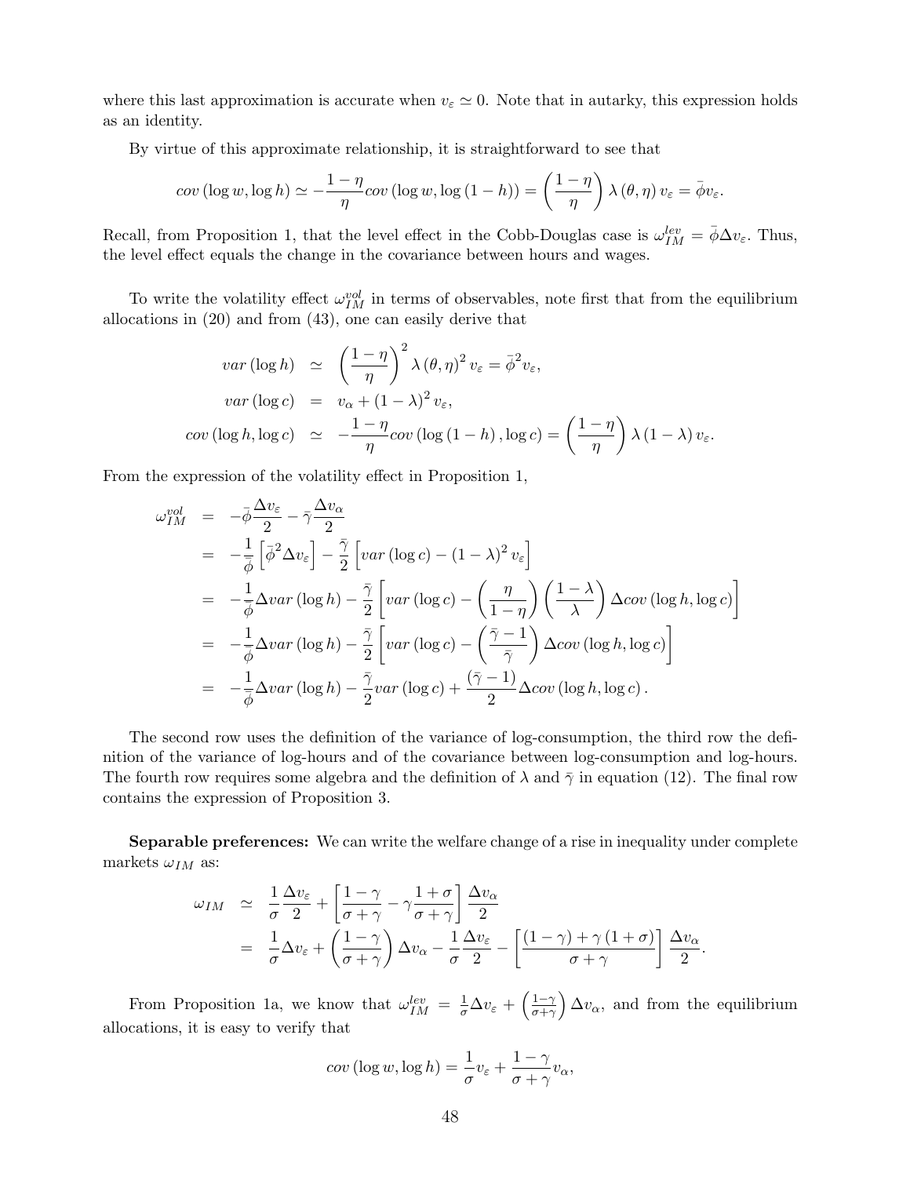where this last approximation is accurate when $v_\varepsilon \simeq 0$. Note that in autarky, this expression holds as an identity.

By virtue of this approximate relationship, it is straightforward to see that

$$cov\left(\log w, \log h\right) \simeq -\frac{1-\eta}{\eta} cov\left(\log w, \log\left(1-h\right)\right) = \left(\frac{1-\eta}{\eta}\right) \lambda\left(\theta, \eta\right) v_\varepsilon = \bar{\phi} v_\varepsilon.$$

Recall, from Proposition 1, that the level effect in the Cobb-Douglas case is $\omega_{IM}^{lev} = \bar{\phi} \Delta v_\varepsilon$. Thus, the level effect equals the change in the covariance between hours and wages.

To write the volatility effect $\omega_{IM}^{vol}$ in terms of observables, note first that from the equilibrium allocations in (20) and from (43), one can easily derive that

$$\begin{aligned}
var\left(\log h\right) &\simeq \left(\frac{1-\eta}{\eta}\right)^2 \lambda\left(\theta, \eta\right)^2 v_\varepsilon = \bar{\phi}^2 v_\varepsilon, \\
var\left(\log c\right) &= v_\alpha + \left(1-\lambda\right)^2 v_\varepsilon, \\
cov\left(\log h, \log c\right) &\simeq -\frac{1-\eta}{\eta} cov\left(\log\left(1-h\right), \log c\right) = \left(\frac{1-\eta}{\eta}\right) \lambda\left(1-\lambda\right) v_\varepsilon.
\end{aligned}$$

From the expression of the volatility effect in Proposition 1,

$$\begin{aligned}
\omega_{IM}^{vol} &= -\bar{\phi}\frac{\Delta v_\varepsilon}{2} - \bar{\gamma}\frac{\Delta v_\alpha}{2} \\
&= -\frac{1}{\bar{\phi}}\left[\bar{\phi}^2 \Delta v_\varepsilon\right] - \frac{\bar{\gamma}}{2}\left[var\left(\log c\right) - \left(1-\lambda\right)^2 v_\varepsilon\right] \\
&= -\frac{1}{\bar{\phi}}\Delta var\left(\log h\right) - \frac{\bar{\gamma}}{2}\left[var\left(\log c\right) - \left(\frac{\eta}{1-\eta}\right)\left(\frac{1-\lambda}{\lambda}\right)\Delta cov\left(\log h, \log c\right)\right] \\
&= -\frac{1}{\bar{\phi}}\Delta var\left(\log h\right) - \frac{\bar{\gamma}}{2}\left[var\left(\log c\right) - \left(\frac{\bar{\gamma}-1}{\bar{\gamma}}\right)\Delta cov\left(\log h, \log c\right)\right] \\
&= -\frac{1}{\bar{\phi}}\Delta var\left(\log h\right) - \frac{\bar{\gamma}}{2} var\left(\log c\right) + \frac{\left(\bar{\gamma}-1\right)}{2}\Delta cov\left(\log h, \log c\right).
\end{aligned}$$

The second row uses the definition of the variance of log-consumption, the third row the definition of the variance of log-hours and of the covariance between log-consumption and log-hours. The fourth row requires some algebra and the definition of $\lambda$ and $\bar{\gamma}$ in equation (12). The final row contains the expression of Proposition 3.

**Separable preferences:** We can write the welfare change of a rise in inequality under complete markets $\omega_{IM}$ as:

$$\begin{aligned}
\omega_{IM} &\simeq \frac{1}{\sigma}\frac{\Delta v_\varepsilon}{2} + \left[\frac{1-\gamma}{\sigma+\gamma} - \gamma\frac{1+\sigma}{\sigma+\gamma}\right]\frac{\Delta v_\alpha}{2} \\
&= \frac{1}{\sigma}\Delta v_\varepsilon + \left(\frac{1-\gamma}{\sigma+\gamma}\right)\Delta v_\alpha - \frac{1}{\sigma}\frac{\Delta v_\varepsilon}{2} - \left[\frac{\left(1-\gamma\right)+\gamma\left(1+\sigma\right)}{\sigma+\gamma}\right]\frac{\Delta v_\alpha}{2}.
\end{aligned}$$

From Proposition 1a, we know that $\omega_{IM}^{lev} = \frac{1}{\sigma}\Delta v_\varepsilon + \left(\frac{1-\gamma}{\sigma+\gamma}\right)\Delta v_\alpha$, and from the equilibrium allocations, it is easy to verify that

$$cov\left(\log w, \log h\right) = \frac{1}{\sigma} v_\varepsilon + \frac{1-\gamma}{\sigma+\gamma} v_\alpha,$$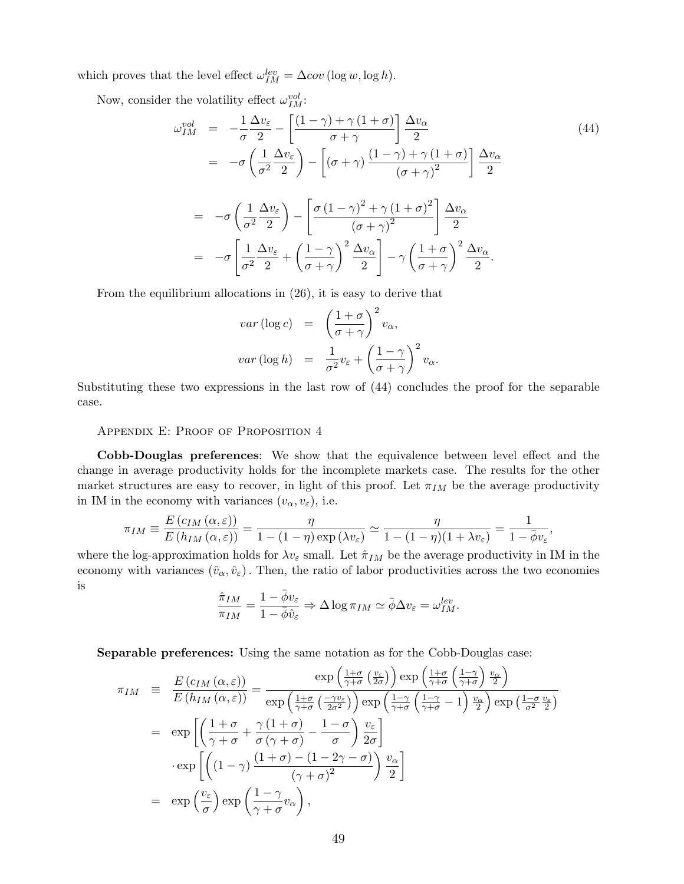which proves that the level effect $\omega_{IM}^{lev} = \Delta cov(\log w, \log h)$.

Now, consider the volatility effect $\omega_{IM}^{vol}$:

$$
\begin{aligned}
\omega_{IM}^{vol} &= -\frac{1}{\sigma}\frac{\Delta v_\varepsilon}{2} - \left[\frac{(1-\gamma)+\gamma(1+\sigma)}{\sigma+\gamma}\right]\frac{\Delta v_\alpha}{2} \\
&= -\sigma\left(\frac{1}{\sigma^2}\frac{\Delta v_\varepsilon}{2}\right) - \left[(\sigma+\gamma)\frac{(1-\gamma)+\gamma(1+\sigma)}{(\sigma+\gamma)^2}\right]\frac{\Delta v_\alpha}{2} \\
&= -\sigma\left(\frac{1}{\sigma^2}\frac{\Delta v_\varepsilon}{2}\right) - \left[\frac{\sigma(1-\gamma)^2+\gamma(1+\sigma)^2}{(\sigma+\gamma)^2}\right]\frac{\Delta v_\alpha}{2} \\
&= -\sigma\left[\frac{1}{\sigma^2}\frac{\Delta v_\varepsilon}{2} + \left(\frac{1-\gamma}{\sigma+\gamma}\right)^2\frac{\Delta v_\alpha}{2}\right] - \gamma\left(\frac{1+\sigma}{\sigma+\gamma}\right)^2\frac{\Delta v_\alpha}{2}.
\end{aligned}
\tag{44}
$$

From the equilibrium allocations in (26), it is easy to derive that

$$
\begin{aligned}
var(\log c) &= \left(\frac{1+\sigma}{\sigma+\gamma}\right)^2 v_\alpha, \\
var(\log h) &= \frac{1}{\sigma^2}v_\varepsilon + \left(\frac{1-\gamma}{\sigma+\gamma}\right)^2 v_\alpha.
\end{aligned}
$$

Substituting these two expressions in the last row of (44) concludes the proof for the separable case.

## Appendix E: Proof of Proposition 4

**Cobb-Douglas preferences**: We show that the equivalence between level effect and the change in average productivity holds for the incomplete markets case. The results for the other market structures are easy to recover, in light of this proof. Let $\pi_{IM}$ be the average productivity in IM in the economy with variances $(v_\alpha, v_\varepsilon)$, i.e.

$$
\pi_{IM} \equiv \frac{E(c_{IM}(\alpha,\varepsilon))}{E(h_{IM}(\alpha,\varepsilon))} = \frac{\eta}{1-(1-\eta)\exp(\lambda v_\varepsilon)} \simeq \frac{\eta}{1-(1-\eta)(1+\lambda v_\varepsilon)} = \frac{1}{1-\bar{\phi}v_\varepsilon},
$$

where the log-approximation holds for $\lambda v_\varepsilon$ small. Let $\hat{\pi}_{IM}$ be the average productivity in IM in the economy with variances $(\hat{v}_\alpha, \hat{v}_\varepsilon)$. Then, the ratio of labor productivities across the two economies is

$$
\frac{\hat{\pi}_{IM}}{\pi_{IM}} = \frac{1-\bar{\phi}v_\varepsilon}{1-\bar{\phi}\hat{v}_\varepsilon} \Rightarrow \Delta \log \pi_{IM} \simeq \bar{\phi}\Delta v_\varepsilon = \omega_{IM}^{lev}.
$$

**Separable preferences:** Using the same notation as for the Cobb-Douglas case:

$$
\begin{aligned}
\pi_{IM} &\equiv \frac{E(c_{IM}(\alpha,\varepsilon))}{E(h_{IM}(\alpha,\varepsilon))} = \frac{\exp\left(\frac{1+\sigma}{\gamma+\sigma}\left(\frac{v_\varepsilon}{2\sigma}\right)\right)\exp\left(\frac{1+\sigma}{\gamma+\sigma}\left(\frac{1-\gamma}{\gamma+\sigma}\right)\frac{v_\alpha}{2}\right)}{\exp\left(\frac{1+\sigma}{\gamma+\sigma}\left(\frac{-\gamma v_\varepsilon}{2\sigma^2}\right)\right)\exp\left(\frac{1-\gamma}{\gamma+\sigma}\left(\frac{1-\gamma}{\gamma+\sigma}-1\right)\frac{v_\alpha}{2}\right)\exp\left(\frac{1-\sigma}{\sigma^2}\frac{v_\varepsilon}{2}\right)} \\
&= \exp\left[\left(\frac{1+\sigma}{\gamma+\sigma} + \frac{\gamma(1+\sigma)}{\sigma(\gamma+\sigma)} - \frac{1-\sigma}{\sigma}\right)\frac{v_\varepsilon}{2\sigma}\right] \\
&\quad \cdot \exp\left[\left((1-\gamma)\frac{(1+\sigma)-(1-2\gamma-\sigma)}{(\gamma+\sigma)^2}\right)\frac{v_\alpha}{2}\right] \\
&= \exp\left(\frac{v_\varepsilon}{\sigma}\right)\exp\left(\frac{1-\gamma}{\gamma+\sigma}v_\alpha\right),
\end{aligned}
$$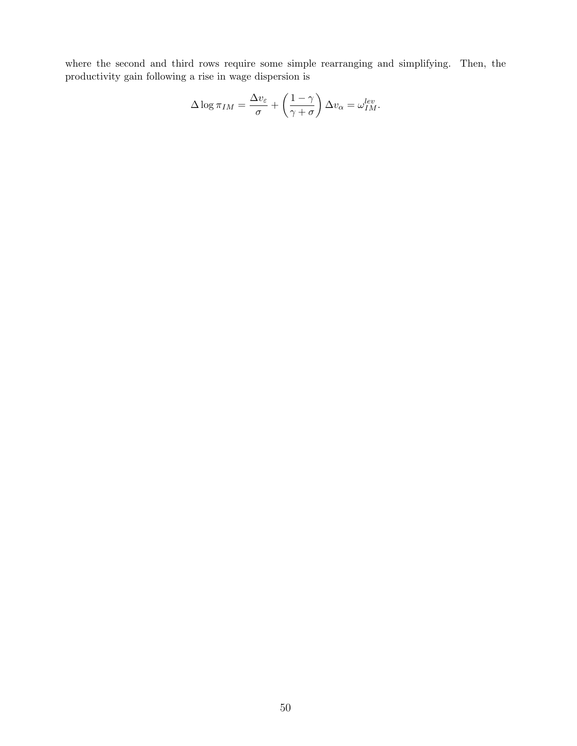where the second and third rows require some simple rearranging and simplifying. Then, the productivity gain following a rise in wage dispersion is

$$\Delta \log \pi_{IM} = \frac{\Delta v_{\varepsilon}}{\sigma} + \left(\frac{1-\gamma}{\gamma+\sigma}\right) \Delta v_{\alpha} = \omega_{IM}^{lev}.$$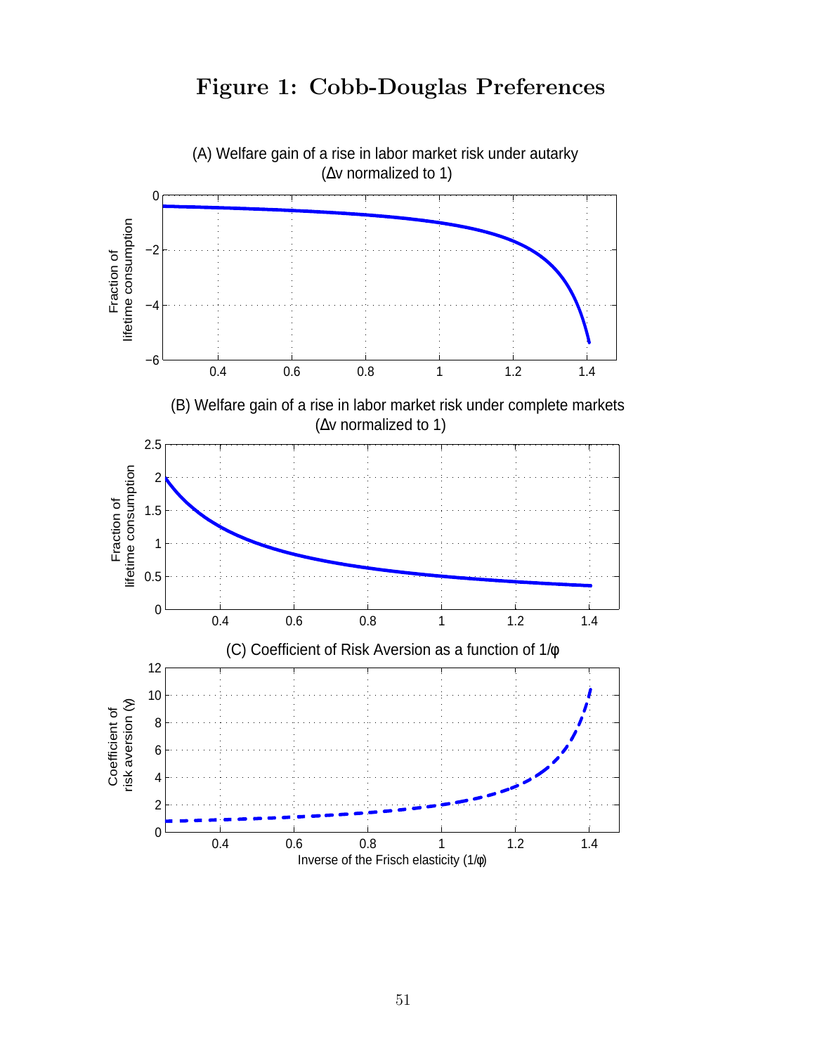# Figure 1: Cobb-Douglas Preferences

(A) Welfare gain of a rise in labor market risk under autarky ($\Delta v$ normalized to 1)

(B) Welfare gain of a rise in labor market risk under complete markets ($\Delta v$ normalized to 1)

(C) Coefficient of Risk Aversion as a function of $1/\varphi$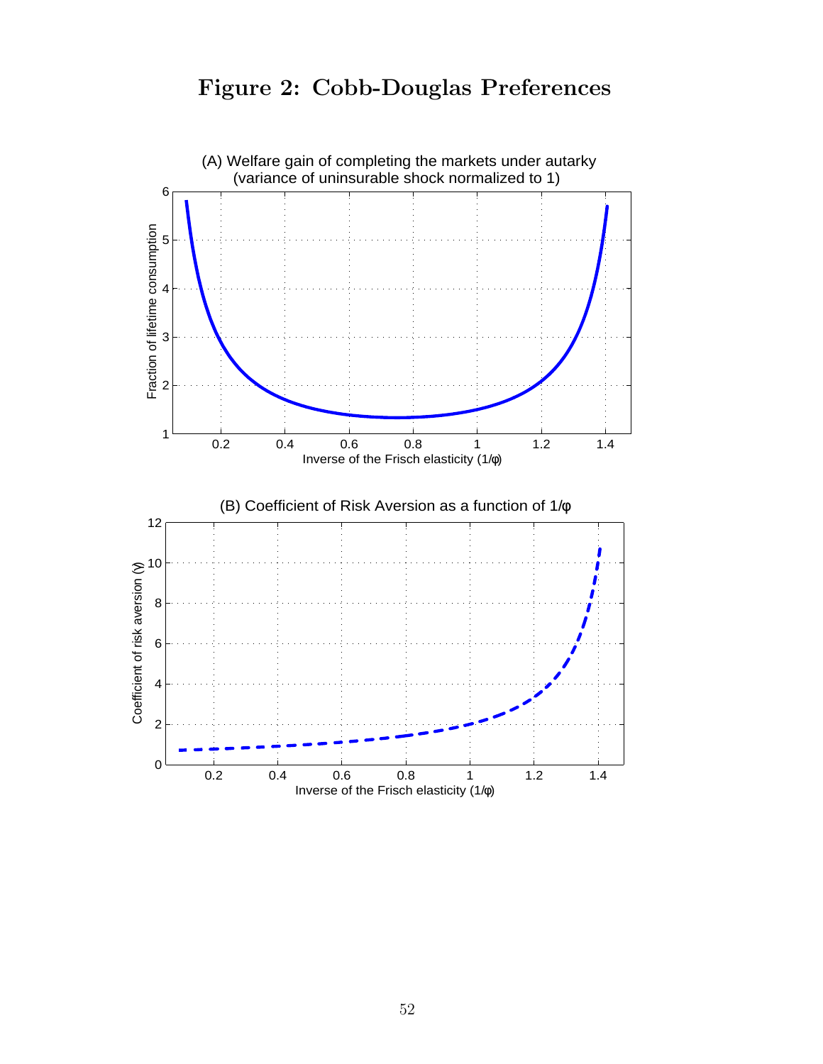# Figure 2: Cobb-Douglas Preferences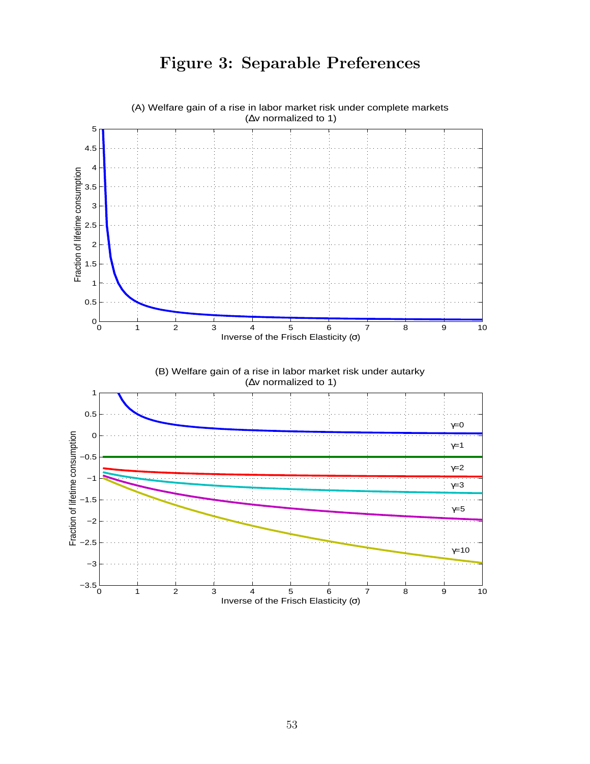# Figure 3: Separable Preferences

(A) Welfare gain of a rise in labor market risk under complete markets
($\Delta v$ normalized to 1)

(B) Welfare gain of a rise in labor market risk under autarky
($\Delta v$ normalized to 1)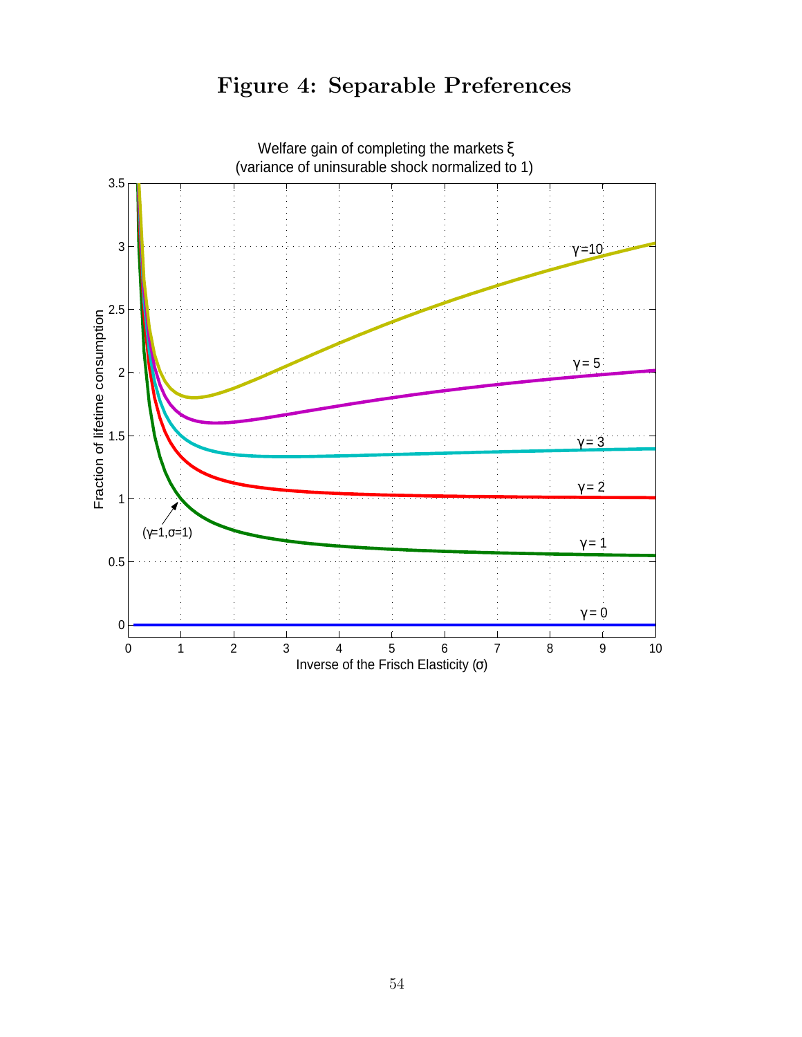# Figure 4: Separable Preferences

Welfare gain of completing the markets $\xi$
(variance of uninsurable shock normalized to 1)

Fraction of lifetime consumption

Inverse of the Frisch Elasticity ($\sigma$)

0
0.5
1
1.5
2
2.5
3
3.5

0
1
2
3
4
5
6
7
8
9
10

$\gamma$=10
$\gamma$= 5
$\gamma$= 3
$\gamma$= 2
$\gamma$= 1
$\gamma$= 0
($\gamma$=1,$\sigma$=1)